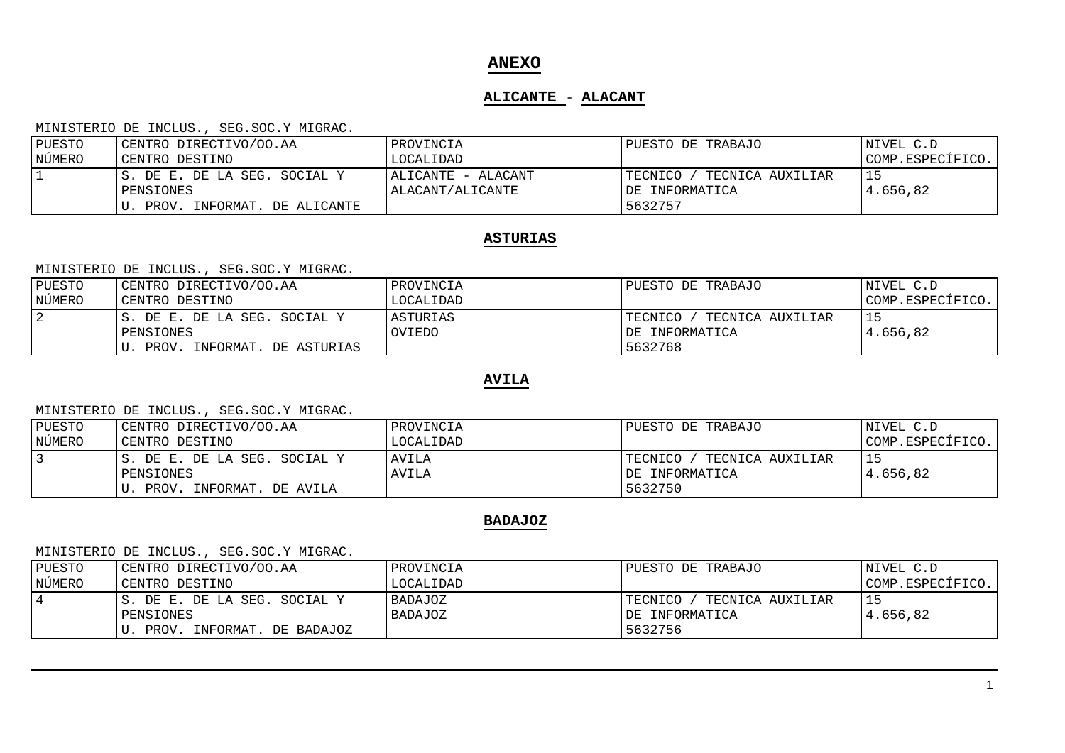# ANEXO

## ALICANTE - ALACANT

MINISTERIO DE INCLUS., SEG.SOC.Y MIGRAC.

| PUESTO NÚMERO | CENTRO DIRECTIVO/OO.AA CENTRO DESTINO | PROVINCIA LOCALIDAD | PUESTO DE TRABAJO | NIVEL C.D COMP.ESPECÍFICO. |
|---|---|---|---|---|
| 1 | S. DE E. DE LA SEG. SOCIAL Y PENSIONES U. PROV. INFORMAT. DE ALICANTE | ALICANTE - ALACANT ALACANT/ALICANTE | TECNICO / TECNICA AUXILIAR DE INFORMATICA 5632757 | 15 4.656,82 |

## ASTURIAS

MINISTERIO DE INCLUS., SEG.SOC.Y MIGRAC.

| PUESTO NÚMERO | CENTRO DIRECTIVO/OO.AA CENTRO DESTINO | PROVINCIA LOCALIDAD | PUESTO DE TRABAJO | NIVEL C.D COMP.ESPECÍFICO. |
|---|---|---|---|---|
| 2 | S. DE E. DE LA SEG. SOCIAL Y PENSIONES U. PROV. INFORMAT. DE ASTURIAS | ASTURIAS OVIEDO | TECNICO / TECNICA AUXILIAR DE INFORMATICA 5632768 | 15 4.656,82 |

## AVILA

MINISTERIO DE INCLUS., SEG.SOC.Y MIGRAC.

| PUESTO NÚMERO | CENTRO DIRECTIVO/OO.AA CENTRO DESTINO | PROVINCIA LOCALIDAD | PUESTO DE TRABAJO | NIVEL C.D COMP.ESPECÍFICO. |
|---|---|---|---|---|
| 3 | S. DE E. DE LA SEG. SOCIAL Y PENSIONES U. PROV. INFORMAT. DE AVILA | AVILA AVILA | TECNICO / TECNICA AUXILIAR DE INFORMATICA 5632750 | 15 4.656,82 |

## BADAJOZ

MINISTERIO DE INCLUS., SEG.SOC.Y MIGRAC.

| PUESTO NÚMERO | CENTRO DIRECTIVO/OO.AA CENTRO DESTINO | PROVINCIA LOCALIDAD | PUESTO DE TRABAJO | NIVEL C.D COMP.ESPECÍFICO. |
|---|---|---|---|---|
| 4 | S. DE E. DE LA SEG. SOCIAL Y PENSIONES U. PROV. INFORMAT. DE BADAJOZ | BADAJOZ BADAJOZ | TECNICO / TECNICA AUXILIAR DE INFORMATICA 5632756 | 15 4.656,82 |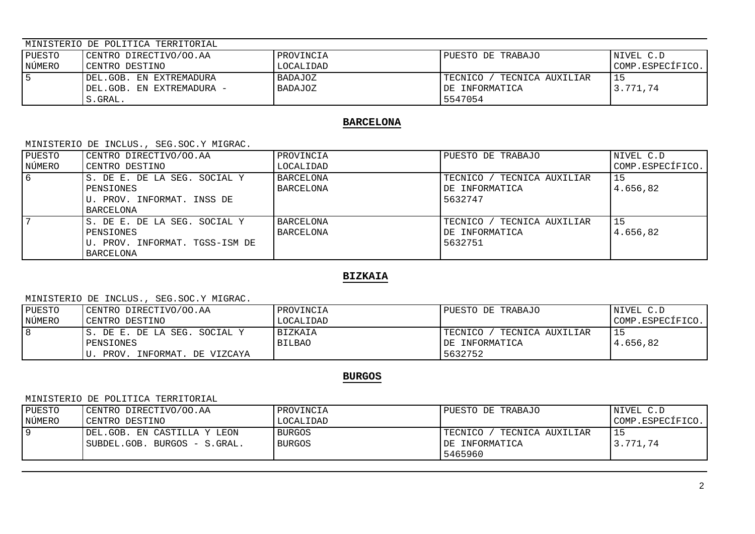MINISTERIO DE POLITICA TERRITORIAL

| PUESTO NÚMERO | CENTRO DIRECTIVO/OO.AA CENTRO DESTINO | PROVINCIA LOCALIDAD | PUESTO DE TRABAJO | NIVEL C.D COMP.ESPECÍFICO. |
|---|---|---|---|---|
| 5 | DEL.GOB. EN EXTREMADURA DEL.GOB. EN EXTREMADURA - S.GRAL. | BADAJOZ BADAJOZ | TECNICO / TECNICA AUXILIAR DE INFORMATICA 5547054 | 15 3.771,74 |

**BARCELONA**

MINISTERIO DE INCLUS., SEG.SOC.Y MIGRAC.

| PUESTO NÚMERO | CENTRO DIRECTIVO/OO.AA CENTRO DESTINO | PROVINCIA LOCALIDAD | PUESTO DE TRABAJO | NIVEL C.D COMP.ESPECÍFICO. |
|---|---|---|---|---|
| 6 | S. DE E. DE LA SEG. SOCIAL Y PENSIONES U. PROV. INFORMAT. INSS DE BARCELONA | BARCELONA BARCELONA | TECNICO / TECNICA AUXILIAR DE INFORMATICA 5632747 | 15 4.656,82 |
| 7 | S. DE E. DE LA SEG. SOCIAL Y PENSIONES U. PROV. INFORMAT. TGSS-ISM DE BARCELONA | BARCELONA BARCELONA | TECNICO / TECNICA AUXILIAR DE INFORMATICA 5632751 | 15 4.656,82 |

**BIZKAIA**

MINISTERIO DE INCLUS., SEG.SOC.Y MIGRAC.

| PUESTO NÚMERO | CENTRO DIRECTIVO/OO.AA CENTRO DESTINO | PROVINCIA LOCALIDAD | PUESTO DE TRABAJO | NIVEL C.D COMP.ESPECÍFICO. |
|---|---|---|---|---|
| 8 | S. DE E. DE LA SEG. SOCIAL Y PENSIONES U. PROV. INFORMAT. DE VIZCAYA | BIZKAIA BILBAO | TECNICO / TECNICA AUXILIAR DE INFORMATICA 5632752 | 15 4.656,82 |

**BURGOS**

MINISTERIO DE POLITICA TERRITORIAL

| PUESTO NÚMERO | CENTRO DIRECTIVO/OO.AA CENTRO DESTINO | PROVINCIA LOCALIDAD | PUESTO DE TRABAJO | NIVEL C.D COMP.ESPECÍFICO. |
|---|---|---|---|---|
| 9 | DEL.GOB. EN CASTILLA Y LEON SUBDEL.GOB. BURGOS - S.GRAL. | BURGOS BURGOS | TECNICO / TECNICA AUXILIAR DE INFORMATICA 5465960 | 15 3.771,74 |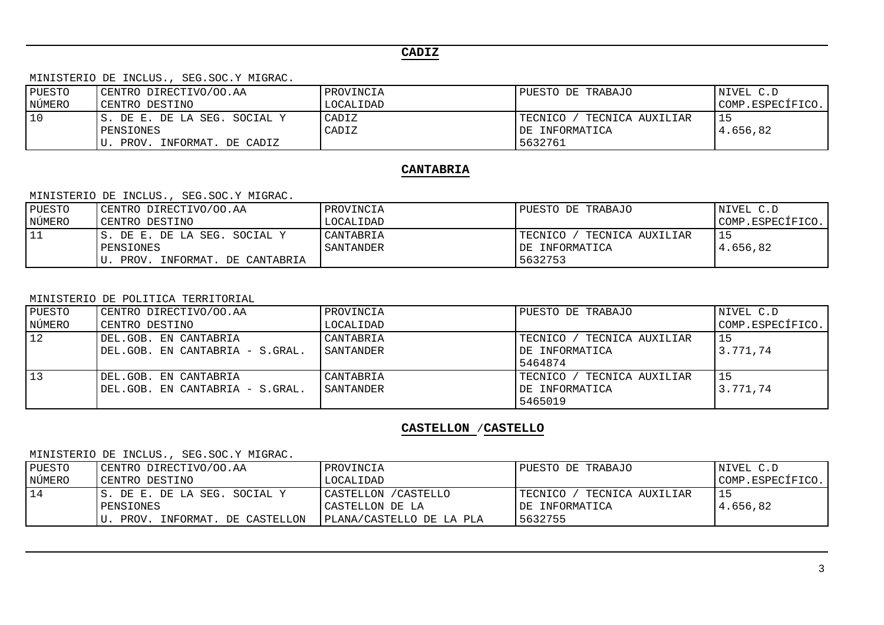## CADIZ

MINISTERIO DE INCLUS., SEG.SOC.Y MIGRAC.

| PUESTO NÚMERO | CENTRO DIRECTIVO/OO.AA CENTRO DESTINO | PROVINCIA LOCALIDAD | PUESTO DE TRABAJO | NIVEL C.D COMP.ESPECÍFICO. |
|---|---|---|---|---|
| 10 | S. DE E. DE LA SEG. SOCIAL Y PENSIONES U. PROV. INFORMAT. DE CADIZ | CADIZ CADIZ | TECNICO / TECNICA AUXILIAR DE INFORMATICA 5632761 | 15 4.656,82 |

## CANTABRIA

MINISTERIO DE INCLUS., SEG.SOC.Y MIGRAC.

| PUESTO NÚMERO | CENTRO DIRECTIVO/OO.AA CENTRO DESTINO | PROVINCIA LOCALIDAD | PUESTO DE TRABAJO | NIVEL C.D COMP.ESPECÍFICO. |
|---|---|---|---|---|
| 11 | S. DE E. DE LA SEG. SOCIAL Y PENSIONES U. PROV. INFORMAT. DE CANTABRIA | CANTABRIA SANTANDER | TECNICO / TECNICA AUXILIAR DE INFORMATICA 5632753 | 15 4.656,82 |

MINISTERIO DE POLITICA TERRITORIAL

| PUESTO NÚMERO | CENTRO DIRECTIVO/OO.AA CENTRO DESTINO | PROVINCIA LOCALIDAD | PUESTO DE TRABAJO | NIVEL C.D COMP.ESPECÍFICO. |
|---|---|---|---|---|
| 12 | DEL.GOB. EN CANTABRIA DEL.GOB. EN CANTABRIA - S.GRAL. | CANTABRIA SANTANDER | TECNICO / TECNICA AUXILIAR DE INFORMATICA 5464874 | 15 3.771,74 |
| 13 | DEL.GOB. EN CANTABRIA DEL.GOB. EN CANTABRIA - S.GRAL. | CANTABRIA SANTANDER | TECNICO / TECNICA AUXILIAR DE INFORMATICA 5465019 | 15 3.771,74 |

## CASTELLON /CASTELLO

MINISTERIO DE INCLUS., SEG.SOC.Y MIGRAC.

| PUESTO NÚMERO | CENTRO DIRECTIVO/OO.AA CENTRO DESTINO | PROVINCIA LOCALIDAD | PUESTO DE TRABAJO | NIVEL C.D COMP.ESPECÍFICO. |
|---|---|---|---|---|
| 14 | S. DE E. DE LA SEG. SOCIAL Y PENSIONES U. PROV. INFORMAT. DE CASTELLON | CASTELLON /CASTELLO CASTELLON DE LA PLANA/CASTELLO DE LA PLA | TECNICO / TECNICA AUXILIAR DE INFORMATICA 5632755 | 15 4.656,82 |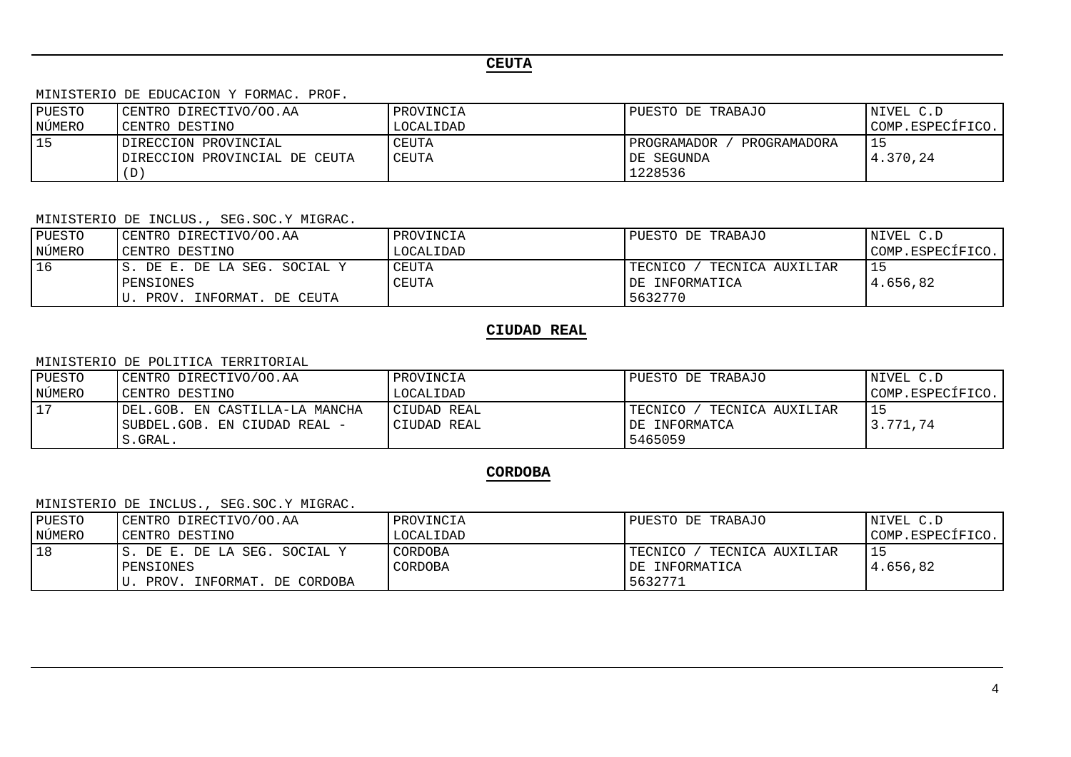## CEUTA

MINISTERIO DE EDUCACION Y FORMAC. PROF.

| PUESTO NÚMERO | CENTRO DIRECTIVO/OO.AA CENTRO DESTINO | PROVINCIA LOCALIDAD | PUESTO DE TRABAJO | NIVEL C.D COMP.ESPECÍFICO. |
|---|---|---|---|---|
| 15 | DIRECCION PROVINCIAL DIRECCION PROVINCIAL DE CEUTA (D) | CEUTA CEUTA | PROGRAMADOR / PROGRAMADORA DE SEGUNDA 1228536 | 15 4.370,24 |

MINISTERIO DE INCLUS., SEG.SOC.Y MIGRAC.

| PUESTO NÚMERO | CENTRO DIRECTIVO/OO.AA CENTRO DESTINO | PROVINCIA LOCALIDAD | PUESTO DE TRABAJO | NIVEL C.D COMP.ESPECÍFICO. |
|---|---|---|---|---|
| 16 | S. DE E. DE LA SEG. SOCIAL Y PENSIONES U. PROV. INFORMAT. DE CEUTA | CEUTA CEUTA | TECNICO / TECNICA AUXILIAR DE INFORMATICA 5632770 | 15 4.656,82 |

## CIUDAD REAL

MINISTERIO DE POLITICA TERRITORIAL

| PUESTO NÚMERO | CENTRO DIRECTIVO/OO.AA CENTRO DESTINO | PROVINCIA LOCALIDAD | PUESTO DE TRABAJO | NIVEL C.D COMP.ESPECÍFICO. |
|---|---|---|---|---|
| 17 | DEL.GOB. EN CASTILLA-LA MANCHA SUBDEL.GOB. EN CIUDAD REAL - S.GRAL. | CIUDAD REAL CIUDAD REAL | TECNICO / TECNICA AUXILIAR DE INFORMATCA 5465059 | 15 3.771,74 |

## CORDOBA

MINISTERIO DE INCLUS., SEG.SOC.Y MIGRAC.

| PUESTO NÚMERO | CENTRO DIRECTIVO/OO.AA CENTRO DESTINO | PROVINCIA LOCALIDAD | PUESTO DE TRABAJO | NIVEL C.D COMP.ESPECÍFICO. |
|---|---|---|---|---|
| 18 | S. DE E. DE LA SEG. SOCIAL Y PENSIONES U. PROV. INFORMAT. DE CORDOBA | CORDOBA CORDOBA | TECNICO / TECNICA AUXILIAR DE INFORMATICA 5632771 | 15 4.656,82 |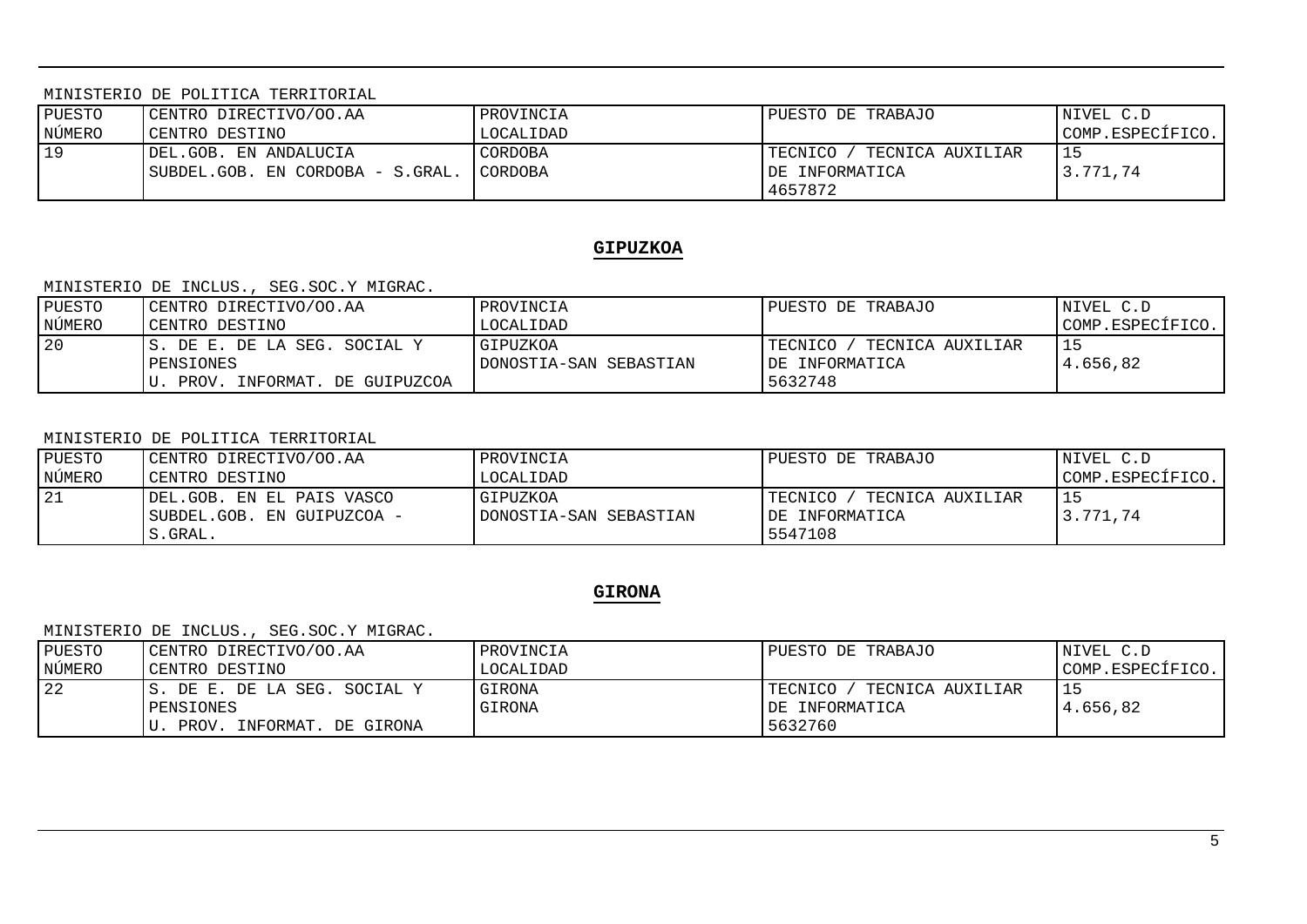MINISTERIO DE POLITICA TERRITORIAL

| PUESTO NÚMERO | CENTRO DIRECTIVO/OO.AA CENTRO DESTINO | PROVINCIA LOCALIDAD | PUESTO DE TRABAJO | NIVEL C.D COMP.ESPECÍFICO. |
|---|---|---|---|---|
| 19 | DEL.GOB. EN ANDALUCIA SUBDEL.GOB. EN CORDOBA - S.GRAL. | CORDOBA CORDOBA | TECNICO / TECNICA AUXILIAR DE INFORMATICA 4657872 | 15 3.771,74 |

## GIPUZKOA

MINISTERIO DE INCLUS., SEG.SOC.Y MIGRAC.

| PUESTO NÚMERO | CENTRO DIRECTIVO/OO.AA CENTRO DESTINO | PROVINCIA LOCALIDAD | PUESTO DE TRABAJO | NIVEL C.D COMP.ESPECÍFICO. |
|---|---|---|---|---|
| 20 | S. DE E. DE LA SEG. SOCIAL Y PENSIONES U. PROV. INFORMAT. DE GUIPUZCOA | GIPUZKOA DONOSTIA-SAN SEBASTIAN | TECNICO / TECNICA AUXILIAR DE INFORMATICA 5632748 | 15 4.656,82 |

MINISTERIO DE POLITICA TERRITORIAL

| PUESTO NÚMERO | CENTRO DIRECTIVO/OO.AA CENTRO DESTINO | PROVINCIA LOCALIDAD | PUESTO DE TRABAJO | NIVEL C.D COMP.ESPECÍFICO. |
|---|---|---|---|---|
| 21 | DEL.GOB. EN EL PAIS VASCO SUBDEL.GOB. EN GUIPUZCOA - S.GRAL. | GIPUZKOA DONOSTIA-SAN SEBASTIAN | TECNICO / TECNICA AUXILIAR DE INFORMATICA 5547108 | 15 3.771,74 |

## GIRONA

MINISTERIO DE INCLUS., SEG.SOC.Y MIGRAC.

| PUESTO NÚMERO | CENTRO DIRECTIVO/OO.AA CENTRO DESTINO | PROVINCIA LOCALIDAD | PUESTO DE TRABAJO | NIVEL C.D COMP.ESPECÍFICO. |
|---|---|---|---|---|
| 22 | S. DE E. DE LA SEG. SOCIAL Y PENSIONES U. PROV. INFORMAT. DE GIRONA | GIRONA GIRONA | TECNICO / TECNICA AUXILIAR DE INFORMATICA 5632760 | 15 4.656,82 |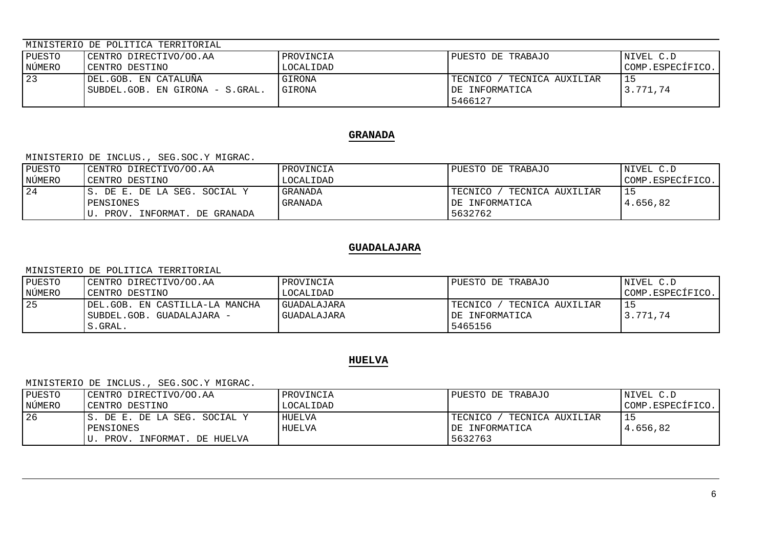MINISTERIO DE POLITICA TERRITORIAL

| PUESTO NÚMERO | CENTRO DIRECTIVO/OO.AA CENTRO DESTINO | PROVINCIA LOCALIDAD | PUESTO DE TRABAJO | NIVEL C.D COMP.ESPECÍFICO. |
|---|---|---|---|---|
| 23 | DEL.GOB. EN CATALUÑA SUBDEL.GOB. EN GIRONA - S.GRAL. | GIRONA GIRONA | TECNICO / TECNICA AUXILIAR DE INFORMATICA 5466127 | 15 3.771,74 |

## GRANADA

MINISTERIO DE INCLUS., SEG.SOC.Y MIGRAC.

| PUESTO NÚMERO | CENTRO DIRECTIVO/OO.AA CENTRO DESTINO | PROVINCIA LOCALIDAD | PUESTO DE TRABAJO | NIVEL C.D COMP.ESPECÍFICO. |
|---|---|---|---|---|
| 24 | S. DE E. DE LA SEG. SOCIAL Y PENSIONES U. PROV. INFORMAT. DE GRANADA | GRANADA GRANADA | TECNICO / TECNICA AUXILIAR DE INFORMATICA 5632762 | 15 4.656,82 |

## GUADALAJARA

MINISTERIO DE POLITICA TERRITORIAL

| PUESTO NÚMERO | CENTRO DIRECTIVO/OO.AA CENTRO DESTINO | PROVINCIA LOCALIDAD | PUESTO DE TRABAJO | NIVEL C.D COMP.ESPECÍFICO. |
|---|---|---|---|---|
| 25 | DEL.GOB. EN CASTILLA-LA MANCHA SUBDEL.GOB. GUADALAJARA - S.GRAL. | GUADALAJARA GUADALAJARA | TECNICO / TECNICA AUXILIAR DE INFORMATICA 5465156 | 15 3.771,74 |

## HUELVA

MINISTERIO DE INCLUS., SEG.SOC.Y MIGRAC.

| PUESTO NÚMERO | CENTRO DIRECTIVO/OO.AA CENTRO DESTINO | PROVINCIA LOCALIDAD | PUESTO DE TRABAJO | NIVEL C.D COMP.ESPECÍFICO. |
|---|---|---|---|---|
| 26 | S. DE E. DE LA SEG. SOCIAL Y PENSIONES U. PROV. INFORMAT. DE HUELVA | HUELVA HUELVA | TECNICO / TECNICA AUXILIAR DE INFORMATICA 5632763 | 15 4.656,82 |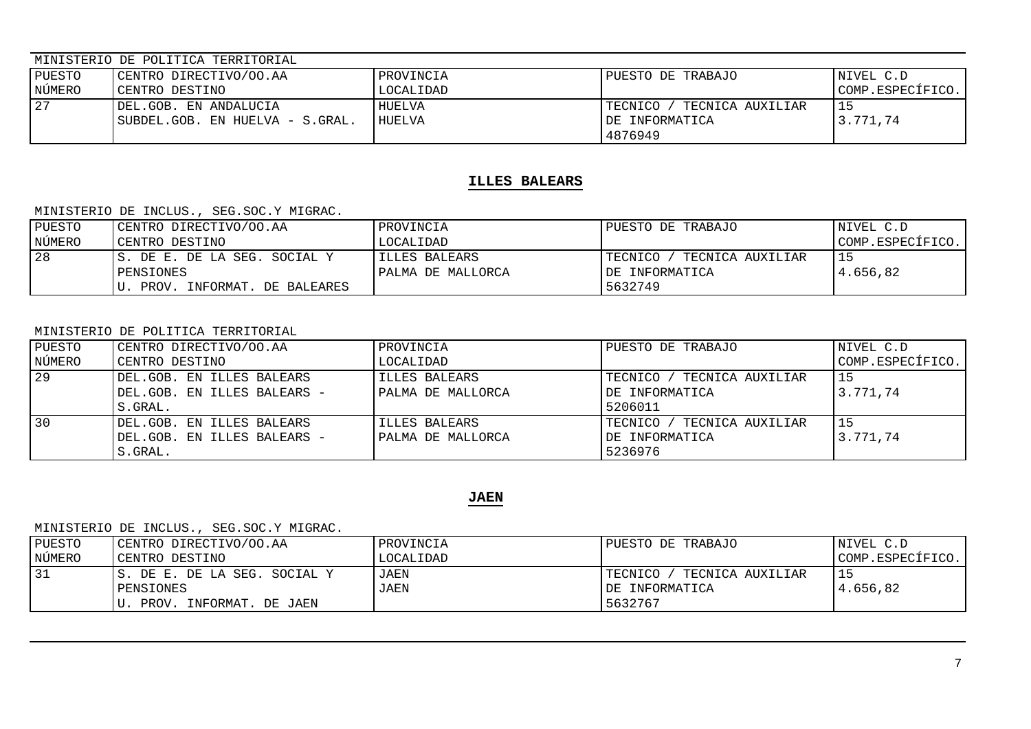MINISTERIO DE POLITICA TERRITORIAL

| PUESTO NÚMERO | CENTRO DIRECTIVO/OO.AA CENTRO DESTINO | PROVINCIA LOCALIDAD | PUESTO DE TRABAJO | NIVEL C.D COMP.ESPECÍFICO. |
|---|---|---|---|---|
| 27 | DEL.GOB. EN ANDALUCIA SUBDEL.GOB. EN HUELVA - S.GRAL. | HUELVA HUELVA | TECNICO / TECNICA AUXILIAR DE INFORMATICA 4876949 | 15 3.771,74 |

## ILLES BALEARS

MINISTERIO DE INCLUS., SEG.SOC.Y MIGRAC.

| PUESTO NÚMERO | CENTRO DIRECTIVO/OO.AA CENTRO DESTINO | PROVINCIA LOCALIDAD | PUESTO DE TRABAJO | NIVEL C.D COMP.ESPECÍFICO. |
|---|---|---|---|---|
| 28 | S. DE E. DE LA SEG. SOCIAL Y PENSIONES U. PROV. INFORMAT. DE BALEARES | ILLES BALEARS PALMA DE MALLORCA | TECNICO / TECNICA AUXILIAR DE INFORMATICA 5632749 | 15 4.656,82 |

MINISTERIO DE POLITICA TERRITORIAL

| PUESTO NÚMERO | CENTRO DIRECTIVO/OO.AA CENTRO DESTINO | PROVINCIA LOCALIDAD | PUESTO DE TRABAJO | NIVEL C.D COMP.ESPECÍFICO. |
|---|---|---|---|---|
| 29 | DEL.GOB. EN ILLES BALEARS DEL.GOB. EN ILLES BALEARS - S.GRAL. | ILLES BALEARS PALMA DE MALLORCA | TECNICO / TECNICA AUXILIAR DE INFORMATICA 5206011 | 15 3.771,74 |
| 30 | DEL.GOB. EN ILLES BALEARS DEL.GOB. EN ILLES BALEARS - S.GRAL. | ILLES BALEARS PALMA DE MALLORCA | TECNICO / TECNICA AUXILIAR DE INFORMATICA 5236976 | 15 3.771,74 |

## JAEN

MINISTERIO DE INCLUS., SEG.SOC.Y MIGRAC.

| PUESTO NÚMERO | CENTRO DIRECTIVO/OO.AA CENTRO DESTINO | PROVINCIA LOCALIDAD | PUESTO DE TRABAJO | NIVEL C.D COMP.ESPECÍFICO. |
|---|---|---|---|---|
| 31 | S. DE E. DE LA SEG. SOCIAL Y PENSIONES U. PROV. INFORMAT. DE JAEN | JAEN JAEN | TECNICO / TECNICA AUXILIAR DE INFORMATICA 5632767 | 15 4.656,82 |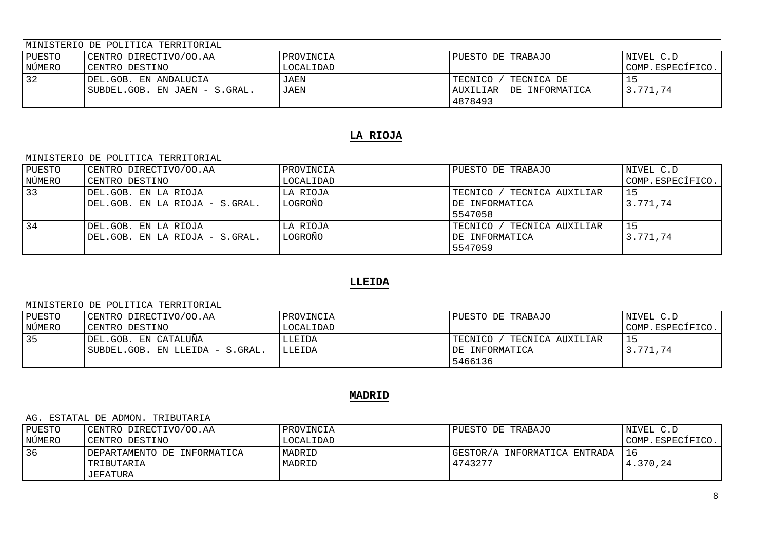MINISTERIO DE POLITICA TERRITORIAL

| PUESTO NÚMERO | CENTRO DIRECTIVO/OO.AA CENTRO DESTINO | PROVINCIA LOCALIDAD | PUESTO DE TRABAJO | NIVEL C.D COMP.ESPECÍFICO. |
|---|---|---|---|---|
| 32 | DEL.GOB. EN ANDALUCIA SUBDEL.GOB. EN JAEN - S.GRAL. | JAEN JAEN | TECNICO / TECNICA DE AUXILIAR DE INFORMATICA 4878493 | 15 3.771,74 |

## LA RIOJA

MINISTERIO DE POLITICA TERRITORIAL

| PUESTO NÚMERO | CENTRO DIRECTIVO/OO.AA CENTRO DESTINO | PROVINCIA LOCALIDAD | PUESTO DE TRABAJO | NIVEL C.D COMP.ESPECÍFICO. |
|---|---|---|---|---|
| 33 | DEL.GOB. EN LA RIOJA DEL.GOB. EN LA RIOJA - S.GRAL. | LA RIOJA LOGROÑO | TECNICO / TECNICA AUXILIAR DE INFORMATICA 5547058 | 15 3.771,74 |
| 34 | DEL.GOB. EN LA RIOJA DEL.GOB. EN LA RIOJA - S.GRAL. | LA RIOJA LOGROÑO | TECNICO / TECNICA AUXILIAR DE INFORMATICA 5547059 | 15 3.771,74 |

## LLEIDA

MINISTERIO DE POLITICA TERRITORIAL

| PUESTO NÚMERO | CENTRO DIRECTIVO/OO.AA CENTRO DESTINO | PROVINCIA LOCALIDAD | PUESTO DE TRABAJO | NIVEL C.D COMP.ESPECÍFICO. |
|---|---|---|---|---|
| 35 | DEL.GOB. EN CATALUÑA SUBDEL.GOB. EN LLEIDA - S.GRAL. | LLEIDA LLEIDA | TECNICO / TECNICA AUXILIAR DE INFORMATICA 5466136 | 15 3.771,74 |

## MADRID

AG. ESTATAL DE ADMON. TRIBUTARIA

| PUESTO NÚMERO | CENTRO DIRECTIVO/OO.AA CENTRO DESTINO | PROVINCIA LOCALIDAD | PUESTO DE TRABAJO | NIVEL C.D COMP.ESPECÍFICO. |
|---|---|---|---|---|
| 36 | DEPARTAMENTO DE INFORMATICA TRIBUTARIA JEFATURA | MADRID MADRID | GESTOR/A INFORMATICA ENTRADA 4743277 | 16 4.370,24 |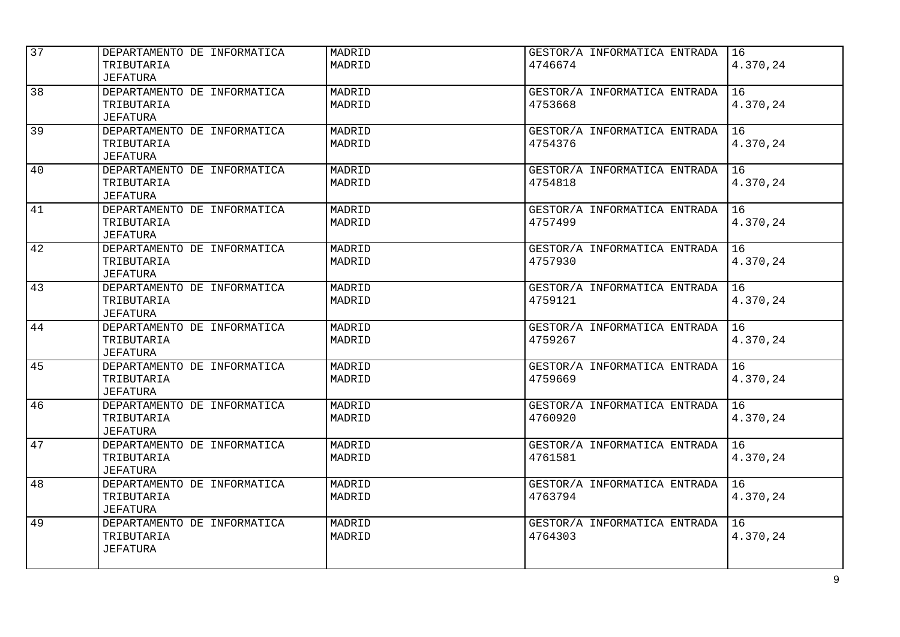| | | | | |
|---|---|---|---|---|
| 37 | DEPARTAMENTO DE INFORMATICA TRIBUTARIA JEFATURA | MADRID MADRID | GESTOR/A INFORMATICA ENTRADA 4746674 | 16 4.370,24 |
| 38 | DEPARTAMENTO DE INFORMATICA TRIBUTARIA JEFATURA | MADRID MADRID | GESTOR/A INFORMATICA ENTRADA 4753668 | 16 4.370,24 |
| 39 | DEPARTAMENTO DE INFORMATICA TRIBUTARIA JEFATURA | MADRID MADRID | GESTOR/A INFORMATICA ENTRADA 4754376 | 16 4.370,24 |
| 40 | DEPARTAMENTO DE INFORMATICA TRIBUTARIA JEFATURA | MADRID MADRID | GESTOR/A INFORMATICA ENTRADA 4754818 | 16 4.370,24 |
| 41 | DEPARTAMENTO DE INFORMATICA TRIBUTARIA JEFATURA | MADRID MADRID | GESTOR/A INFORMATICA ENTRADA 4757499 | 16 4.370,24 |
| 42 | DEPARTAMENTO DE INFORMATICA TRIBUTARIA JEFATURA | MADRID MADRID | GESTOR/A INFORMATICA ENTRADA 4757930 | 16 4.370,24 |
| 43 | DEPARTAMENTO DE INFORMATICA TRIBUTARIA JEFATURA | MADRID MADRID | GESTOR/A INFORMATICA ENTRADA 4759121 | 16 4.370,24 |
| 44 | DEPARTAMENTO DE INFORMATICA TRIBUTARIA JEFATURA | MADRID MADRID | GESTOR/A INFORMATICA ENTRADA 4759267 | 16 4.370,24 |
| 45 | DEPARTAMENTO DE INFORMATICA TRIBUTARIA JEFATURA | MADRID MADRID | GESTOR/A INFORMATICA ENTRADA 4759669 | 16 4.370,24 |
| 46 | DEPARTAMENTO DE INFORMATICA TRIBUTARIA JEFATURA | MADRID MADRID | GESTOR/A INFORMATICA ENTRADA 4760920 | 16 4.370,24 |
| 47 | DEPARTAMENTO DE INFORMATICA TRIBUTARIA JEFATURA | MADRID MADRID | GESTOR/A INFORMATICA ENTRADA 4761581 | 16 4.370,24 |
| 48 | DEPARTAMENTO DE INFORMATICA TRIBUTARIA JEFATURA | MADRID MADRID | GESTOR/A INFORMATICA ENTRADA 4763794 | 16 4.370,24 |
| 49 | DEPARTAMENTO DE INFORMATICA TRIBUTARIA JEFATURA | MADRID MADRID | GESTOR/A INFORMATICA ENTRADA 4764303 | 16 4.370,24 |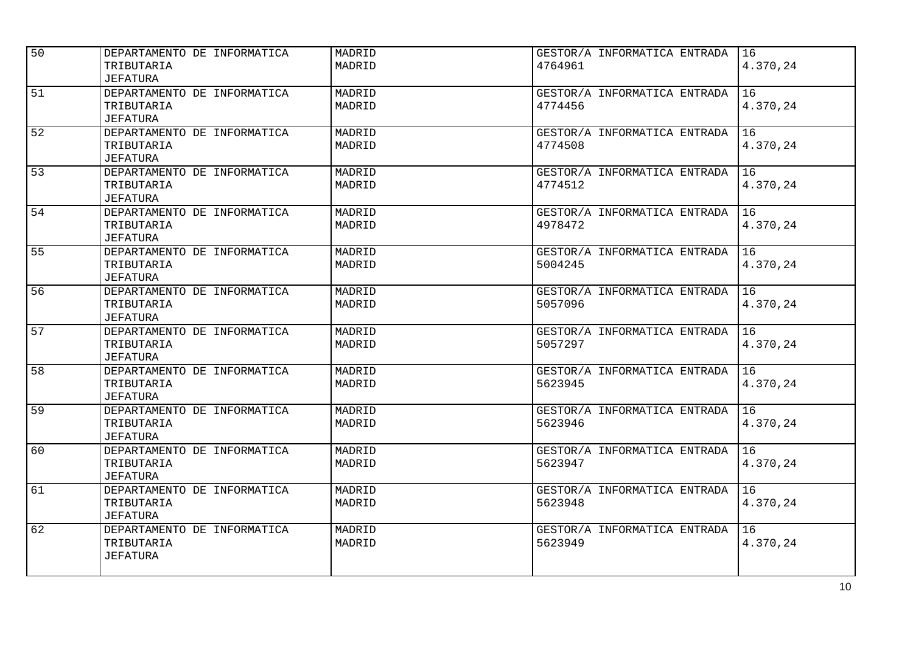| 50 | DEPARTAMENTO DE INFORMATICA TRIBUTARIA JEFATURA | MADRID MADRID | GESTOR/A INFORMATICA ENTRADA 4764961 | 16 4.370,24 |
|---|---|---|---|---|
| 51 | DEPARTAMENTO DE INFORMATICA TRIBUTARIA JEFATURA | MADRID MADRID | GESTOR/A INFORMATICA ENTRADA 4774456 | 16 4.370,24 |
| 52 | DEPARTAMENTO DE INFORMATICA TRIBUTARIA JEFATURA | MADRID MADRID | GESTOR/A INFORMATICA ENTRADA 4774508 | 16 4.370,24 |
| 53 | DEPARTAMENTO DE INFORMATICA TRIBUTARIA JEFATURA | MADRID MADRID | GESTOR/A INFORMATICA ENTRADA 4774512 | 16 4.370,24 |
| 54 | DEPARTAMENTO DE INFORMATICA TRIBUTARIA JEFATURA | MADRID MADRID | GESTOR/A INFORMATICA ENTRADA 4978472 | 16 4.370,24 |
| 55 | DEPARTAMENTO DE INFORMATICA TRIBUTARIA JEFATURA | MADRID MADRID | GESTOR/A INFORMATICA ENTRADA 5004245 | 16 4.370,24 |
| 56 | DEPARTAMENTO DE INFORMATICA TRIBUTARIA JEFATURA | MADRID MADRID | GESTOR/A INFORMATICA ENTRADA 5057096 | 16 4.370,24 |
| 57 | DEPARTAMENTO DE INFORMATICA TRIBUTARIA JEFATURA | MADRID MADRID | GESTOR/A INFORMATICA ENTRADA 5057297 | 16 4.370,24 |
| 58 | DEPARTAMENTO DE INFORMATICA TRIBUTARIA JEFATURA | MADRID MADRID | GESTOR/A INFORMATICA ENTRADA 5623945 | 16 4.370,24 |
| 59 | DEPARTAMENTO DE INFORMATICA TRIBUTARIA JEFATURA | MADRID MADRID | GESTOR/A INFORMATICA ENTRADA 5623946 | 16 4.370,24 |
| 60 | DEPARTAMENTO DE INFORMATICA TRIBUTARIA JEFATURA | MADRID MADRID | GESTOR/A INFORMATICA ENTRADA 5623947 | 16 4.370,24 |
| 61 | DEPARTAMENTO DE INFORMATICA TRIBUTARIA JEFATURA | MADRID MADRID | GESTOR/A INFORMATICA ENTRADA 5623948 | 16 4.370,24 |
| 62 | DEPARTAMENTO DE INFORMATICA TRIBUTARIA JEFATURA | MADRID MADRID | GESTOR/A INFORMATICA ENTRADA 5623949 | 16 4.370,24 |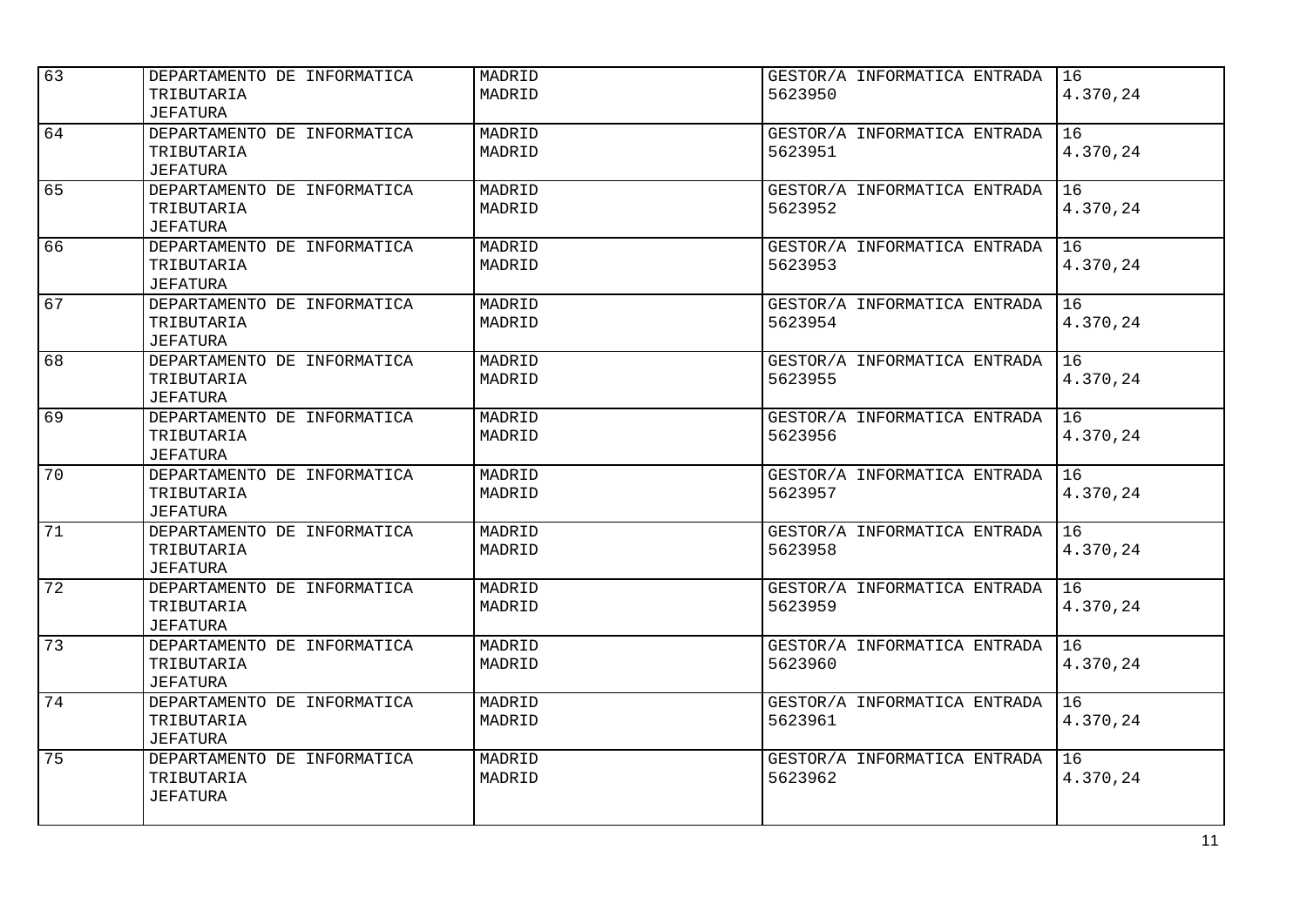| | | | | |
|---|---|---|---|---|
| 63 | DEPARTAMENTO DE INFORMATICA TRIBUTARIA JEFATURA | MADRID MADRID | GESTOR/A INFORMATICA ENTRADA 5623950 | 16 4.370,24 |
| 64 | DEPARTAMENTO DE INFORMATICA TRIBUTARIA JEFATURA | MADRID MADRID | GESTOR/A INFORMATICA ENTRADA 5623951 | 16 4.370,24 |
| 65 | DEPARTAMENTO DE INFORMATICA TRIBUTARIA JEFATURA | MADRID MADRID | GESTOR/A INFORMATICA ENTRADA 5623952 | 16 4.370,24 |
| 66 | DEPARTAMENTO DE INFORMATICA TRIBUTARIA JEFATURA | MADRID MADRID | GESTOR/A INFORMATICA ENTRADA 5623953 | 16 4.370,24 |
| 67 | DEPARTAMENTO DE INFORMATICA TRIBUTARIA JEFATURA | MADRID MADRID | GESTOR/A INFORMATICA ENTRADA 5623954 | 16 4.370,24 |
| 68 | DEPARTAMENTO DE INFORMATICA TRIBUTARIA JEFATURA | MADRID MADRID | GESTOR/A INFORMATICA ENTRADA 5623955 | 16 4.370,24 |
| 69 | DEPARTAMENTO DE INFORMATICA TRIBUTARIA JEFATURA | MADRID MADRID | GESTOR/A INFORMATICA ENTRADA 5623956 | 16 4.370,24 |
| 70 | DEPARTAMENTO DE INFORMATICA TRIBUTARIA JEFATURA | MADRID MADRID | GESTOR/A INFORMATICA ENTRADA 5623957 | 16 4.370,24 |
| 71 | DEPARTAMENTO DE INFORMATICA TRIBUTARIA JEFATURA | MADRID MADRID | GESTOR/A INFORMATICA ENTRADA 5623958 | 16 4.370,24 |
| 72 | DEPARTAMENTO DE INFORMATICA TRIBUTARIA JEFATURA | MADRID MADRID | GESTOR/A INFORMATICA ENTRADA 5623959 | 16 4.370,24 |
| 73 | DEPARTAMENTO DE INFORMATICA TRIBUTARIA JEFATURA | MADRID MADRID | GESTOR/A INFORMATICA ENTRADA 5623960 | 16 4.370,24 |
| 74 | DEPARTAMENTO DE INFORMATICA TRIBUTARIA JEFATURA | MADRID MADRID | GESTOR/A INFORMATICA ENTRADA 5623961 | 16 4.370,24 |
| 75 | DEPARTAMENTO DE INFORMATICA TRIBUTARIA JEFATURA | MADRID MADRID | GESTOR/A INFORMATICA ENTRADA 5623962 | 16 4.370,24 |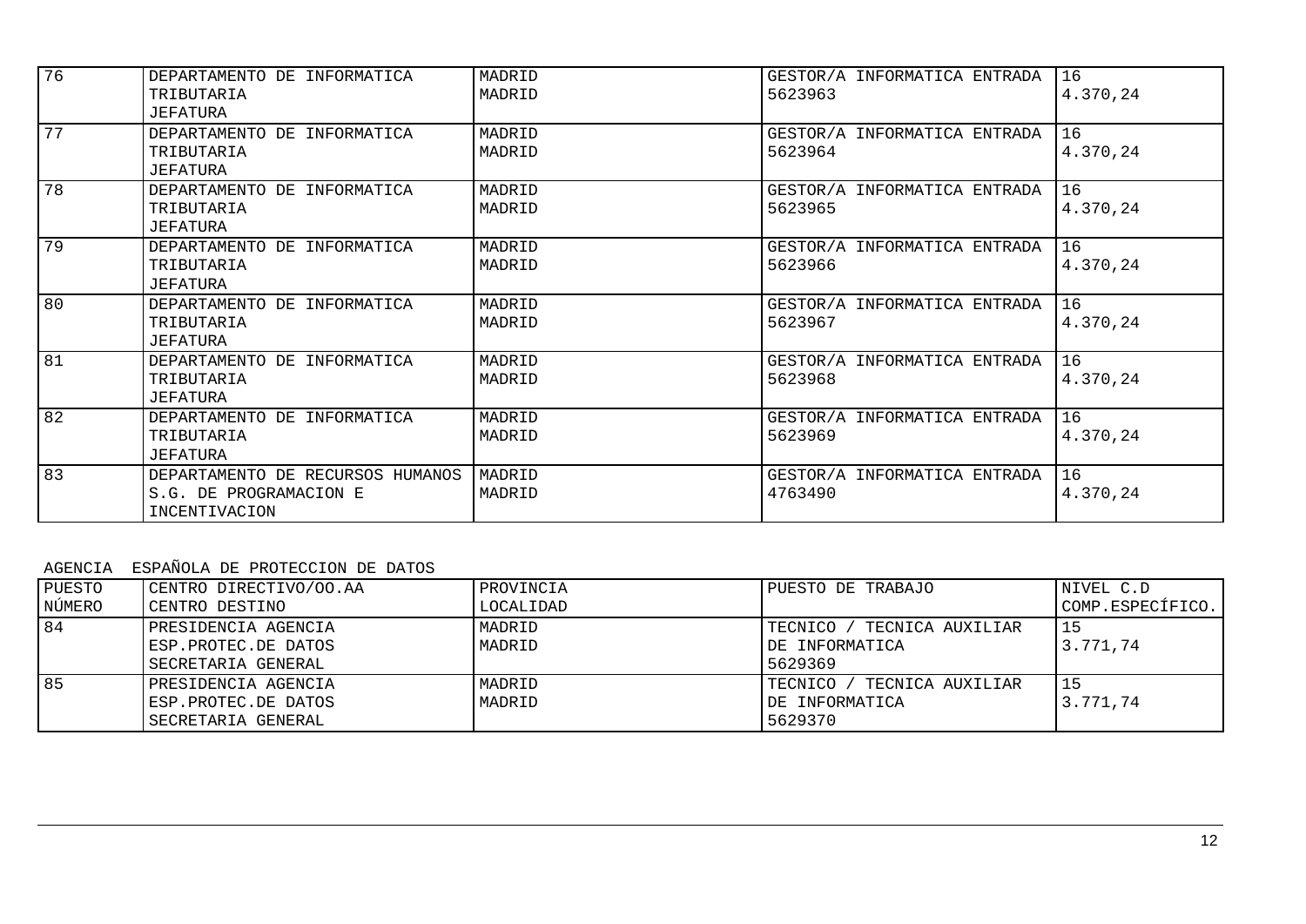| | | | | |
|---|---|---|---|---|
| 76 | DEPARTAMENTO DE INFORMATICA TRIBUTARIA JEFATURA | MADRID MADRID | GESTOR/A INFORMATICA ENTRADA 5623963 | 16 4.370,24 |
| 77 | DEPARTAMENTO DE INFORMATICA TRIBUTARIA JEFATURA | MADRID MADRID | GESTOR/A INFORMATICA ENTRADA 5623964 | 16 4.370,24 |
| 78 | DEPARTAMENTO DE INFORMATICA TRIBUTARIA JEFATURA | MADRID MADRID | GESTOR/A INFORMATICA ENTRADA 5623965 | 16 4.370,24 |
| 79 | DEPARTAMENTO DE INFORMATICA TRIBUTARIA JEFATURA | MADRID MADRID | GESTOR/A INFORMATICA ENTRADA 5623966 | 16 4.370,24 |
| 80 | DEPARTAMENTO DE INFORMATICA TRIBUTARIA JEFATURA | MADRID MADRID | GESTOR/A INFORMATICA ENTRADA 5623967 | 16 4.370,24 |
| 81 | DEPARTAMENTO DE INFORMATICA TRIBUTARIA JEFATURA | MADRID MADRID | GESTOR/A INFORMATICA ENTRADA 5623968 | 16 4.370,24 |
| 82 | DEPARTAMENTO DE INFORMATICA TRIBUTARIA JEFATURA | MADRID MADRID | GESTOR/A INFORMATICA ENTRADA 5623969 | 16 4.370,24 |
| 83 | DEPARTAMENTO DE RECURSOS HUMANOS S.G. DE PROGRAMACION E INCENTIVACION | MADRID MADRID | GESTOR/A INFORMATICA ENTRADA 4763490 | 16 4.370,24 |

AGENCIA ESPAÑOLA DE PROTECCION DE DATOS

| PUESTO NÚMERO | CENTRO DIRECTIVO/OO.AA CENTRO DESTINO | PROVINCIA LOCALIDAD | PUESTO DE TRABAJO | NIVEL C.D COMP.ESPECÍFICO. |
|---|---|---|---|---|
| 84 | PRESIDENCIA AGENCIA ESP.PROTEC.DE DATOS SECRETARIA GENERAL | MADRID MADRID | TECNICO / TECNICA AUXILIAR DE INFORMATICA 5629369 | 15 3.771,74 |
| 85 | PRESIDENCIA AGENCIA ESP.PROTEC.DE DATOS SECRETARIA GENERAL | MADRID MADRID | TECNICO / TECNICA AUXILIAR DE INFORMATICA 5629370 | 15 3.771,74 |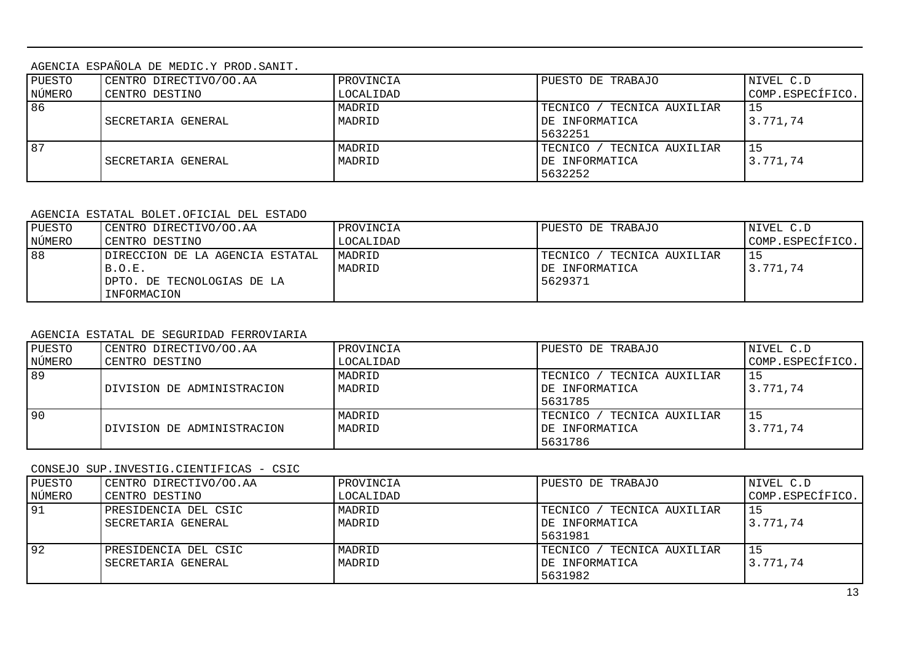AGENCIA ESPAÑOLA DE MEDIC.Y PROD.SANIT.

| PUESTO NÚMERO | CENTRO DIRECTIVO/OO.AA CENTRO DESTINO | PROVINCIA LOCALIDAD | PUESTO DE TRABAJO | NIVEL C.D COMP.ESPECÍFICO. |
|---|---|---|---|---|
| 86 | SECRETARIA GENERAL | MADRID MADRID | TECNICO / TECNICA AUXILIAR DE INFORMATICA 5632251 | 15 3.771,74 |
| 87 | SECRETARIA GENERAL | MADRID MADRID | TECNICO / TECNICA AUXILIAR DE INFORMATICA 5632252 | 15 3.771,74 |

AGENCIA ESTATAL BOLET.OFICIAL DEL ESTADO

| PUESTO NÚMERO | CENTRO DIRECTIVO/OO.AA CENTRO DESTINO | PROVINCIA LOCALIDAD | PUESTO DE TRABAJO | NIVEL C.D COMP.ESPECÍFICO. |
|---|---|---|---|---|
| 88 | DIRECCION DE LA AGENCIA ESTATAL B.O.E. DPTO. DE TECNOLOGIAS DE LA INFORMACION | MADRID MADRID | TECNICO / TECNICA AUXILIAR DE INFORMATICA 5629371 | 15 3.771,74 |

AGENCIA ESTATAL DE SEGURIDAD FERROVIARIA

| PUESTO NÚMERO | CENTRO DIRECTIVO/OO.AA CENTRO DESTINO | PROVINCIA LOCALIDAD | PUESTO DE TRABAJO | NIVEL C.D COMP.ESPECÍFICO. |
|---|---|---|---|---|
| 89 | DIVISION DE ADMINISTRACION | MADRID MADRID | TECNICO / TECNICA AUXILIAR DE INFORMATICA 5631785 | 15 3.771,74 |
| 90 | DIVISION DE ADMINISTRACION | MADRID MADRID | TECNICO / TECNICA AUXILIAR DE INFORMATICA 5631786 | 15 3.771,74 |

CONSEJO SUP.INVESTIG.CIENTIFICAS - CSIC

| PUESTO NÚMERO | CENTRO DIRECTIVO/OO.AA CENTRO DESTINO | PROVINCIA LOCALIDAD | PUESTO DE TRABAJO | NIVEL C.D COMP.ESPECÍFICO. |
|---|---|---|---|---|
| 91 | PRESIDENCIA DEL CSIC SECRETARIA GENERAL | MADRID MADRID | TECNICO / TECNICA AUXILIAR DE INFORMATICA 5631981 | 15 3.771,74 |
| 92 | PRESIDENCIA DEL CSIC SECRETARIA GENERAL | MADRID MADRID | TECNICO / TECNICA AUXILIAR DE INFORMATICA 5631982 | 15 3.771,74 |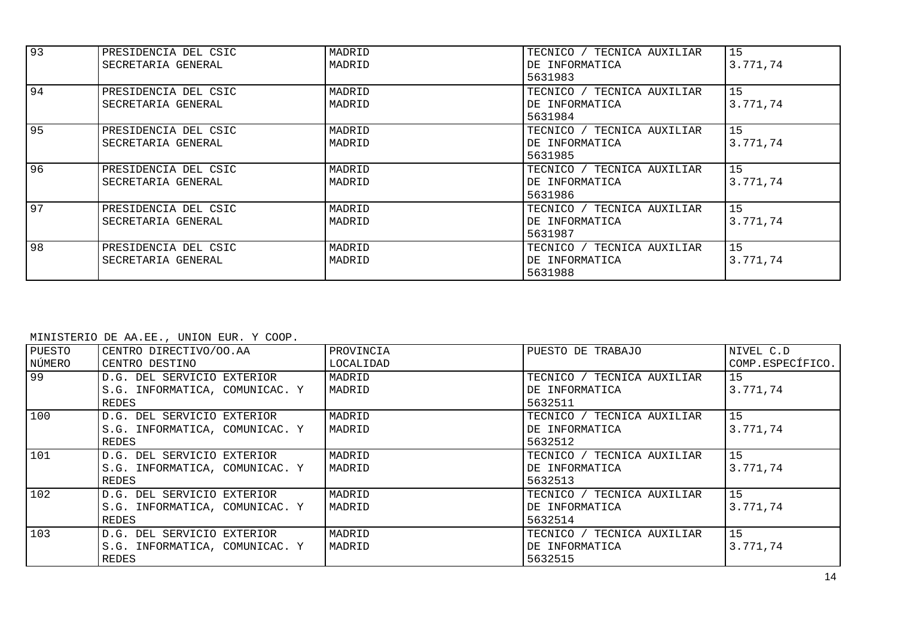| | | | | |
|---|---|---|---|---|
| 93 | PRESIDENCIA DEL CSIC<br>SECRETARIA GENERAL | MADRID<br>MADRID | TECNICO / TECNICA AUXILIAR<br>DE INFORMATICA<br>5631983 | 15<br>3.771,74 |
| 94 | PRESIDENCIA DEL CSIC<br>SECRETARIA GENERAL | MADRID<br>MADRID | TECNICO / TECNICA AUXILIAR<br>DE INFORMATICA<br>5631984 | 15<br>3.771,74 |
| 95 | PRESIDENCIA DEL CSIC<br>SECRETARIA GENERAL | MADRID<br>MADRID | TECNICO / TECNICA AUXILIAR<br>DE INFORMATICA<br>5631985 | 15<br>3.771,74 |
| 96 | PRESIDENCIA DEL CSIC<br>SECRETARIA GENERAL | MADRID<br>MADRID | TECNICO / TECNICA AUXILIAR<br>DE INFORMATICA<br>5631986 | 15<br>3.771,74 |
| 97 | PRESIDENCIA DEL CSIC<br>SECRETARIA GENERAL | MADRID<br>MADRID | TECNICO / TECNICA AUXILIAR<br>DE INFORMATICA<br>5631987 | 15<br>3.771,74 |
| 98 | PRESIDENCIA DEL CSIC<br>SECRETARIA GENERAL | MADRID<br>MADRID | TECNICO / TECNICA AUXILIAR<br>DE INFORMATICA<br>5631988 | 15<br>3.771,74 |

MINISTERIO DE AA.EE., UNION EUR. Y COOP.

| PUESTO NÚMERO | CENTRO DIRECTIVO/OO.AA<br>CENTRO DESTINO | PROVINCIA<br>LOCALIDAD | PUESTO DE TRABAJO | NIVEL C.D<br>COMP.ESPECÍFICO. |
|---|---|---|---|---|
| 99 | D.G. DEL SERVICIO EXTERIOR<br>S.G. INFORMATICA, COMUNICAC. Y REDES | MADRID<br>MADRID | TECNICO / TECNICA AUXILIAR<br>DE INFORMATICA<br>5632511 | 15<br>3.771,74 |
| 100 | D.G. DEL SERVICIO EXTERIOR<br>S.G. INFORMATICA, COMUNICAC. Y REDES | MADRID<br>MADRID | TECNICO / TECNICA AUXILIAR<br>DE INFORMATICA<br>5632512 | 15<br>3.771,74 |
| 101 | D.G. DEL SERVICIO EXTERIOR<br>S.G. INFORMATICA, COMUNICAC. Y REDES | MADRID<br>MADRID | TECNICO / TECNICA AUXILIAR<br>DE INFORMATICA<br>5632513 | 15<br>3.771,74 |
| 102 | D.G. DEL SERVICIO EXTERIOR<br>S.G. INFORMATICA, COMUNICAC. Y REDES | MADRID<br>MADRID | TECNICO / TECNICA AUXILIAR<br>DE INFORMATICA<br>5632514 | 15<br>3.771,74 |
| 103 | D.G. DEL SERVICIO EXTERIOR<br>S.G. INFORMATICA, COMUNICAC. Y REDES | MADRID<br>MADRID | TECNICO / TECNICA AUXILIAR<br>DE INFORMATICA<br>5632515 | 15<br>3.771,74 |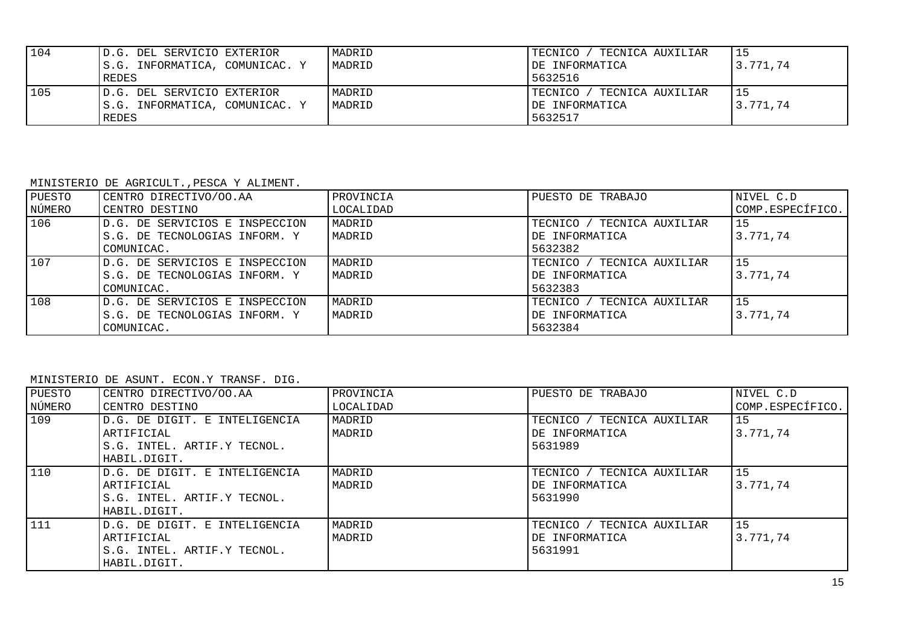| PUESTO NÚMERO | CENTRO DIRECTIVO/OO.AA CENTRO DESTINO | PROVINCIA LOCALIDAD | PUESTO DE TRABAJO | NIVEL C.D COMP.ESPECÍFICO. |
|---|---|---|---|---|
| 104 | D.G. DEL SERVICIO EXTERIOR S.G. INFORMATICA, COMUNICAC. Y REDES | MADRID MADRID | TECNICO / TECNICA AUXILIAR DE INFORMATICA 5632516 | 15 3.771,74 |
| 105 | D.G. DEL SERVICIO EXTERIOR S.G. INFORMATICA, COMUNICAC. Y REDES | MADRID MADRID | TECNICO / TECNICA AUXILIAR DE INFORMATICA 5632517 | 15 3.771,74 |

MINISTERIO DE AGRICULT.,PESCA Y ALIMENT.

| PUESTO NÚMERO | CENTRO DIRECTIVO/OO.AA CENTRO DESTINO | PROVINCIA LOCALIDAD | PUESTO DE TRABAJO | NIVEL C.D COMP.ESPECÍFICO. |
|---|---|---|---|---|
| 106 | D.G. DE SERVICIOS E INSPECCION S.G. DE TECNOLOGIAS INFORM. Y COMUNICAC. | MADRID MADRID | TECNICO / TECNICA AUXILIAR DE INFORMATICA 5632382 | 15 3.771,74 |
| 107 | D.G. DE SERVICIOS E INSPECCION S.G. DE TECNOLOGIAS INFORM. Y COMUNICAC. | MADRID MADRID | TECNICO / TECNICA AUXILIAR DE INFORMATICA 5632383 | 15 3.771,74 |
| 108 | D.G. DE SERVICIOS E INSPECCION S.G. DE TECNOLOGIAS INFORM. Y COMUNICAC. | MADRID MADRID | TECNICO / TECNICA AUXILIAR DE INFORMATICA 5632384 | 15 3.771,74 |

MINISTERIO DE ASUNT. ECON.Y TRANSF. DIG.

| PUESTO NÚMERO | CENTRO DIRECTIVO/OO.AA CENTRO DESTINO | PROVINCIA LOCALIDAD | PUESTO DE TRABAJO | NIVEL C.D COMP.ESPECÍFICO. |
|---|---|---|---|---|
| 109 | D.G. DE DIGIT. E INTELIGENCIA ARTIFICIAL S.G. INTEL. ARTIF.Y TECNOL. HABIL.DIGIT. | MADRID MADRID | TECNICO / TECNICA AUXILIAR DE INFORMATICA 5631989 | 15 3.771,74 |
| 110 | D.G. DE DIGIT. E INTELIGENCIA ARTIFICIAL S.G. INTEL. ARTIF.Y TECNOL. HABIL.DIGIT. | MADRID MADRID | TECNICO / TECNICA AUXILIAR DE INFORMATICA 5631990 | 15 3.771,74 |
| 111 | D.G. DE DIGIT. E INTELIGENCIA ARTIFICIAL S.G. INTEL. ARTIF.Y TECNOL. HABIL.DIGIT. | MADRID MADRID | TECNICO / TECNICA AUXILIAR DE INFORMATICA 5631991 | 15 3.771,74 |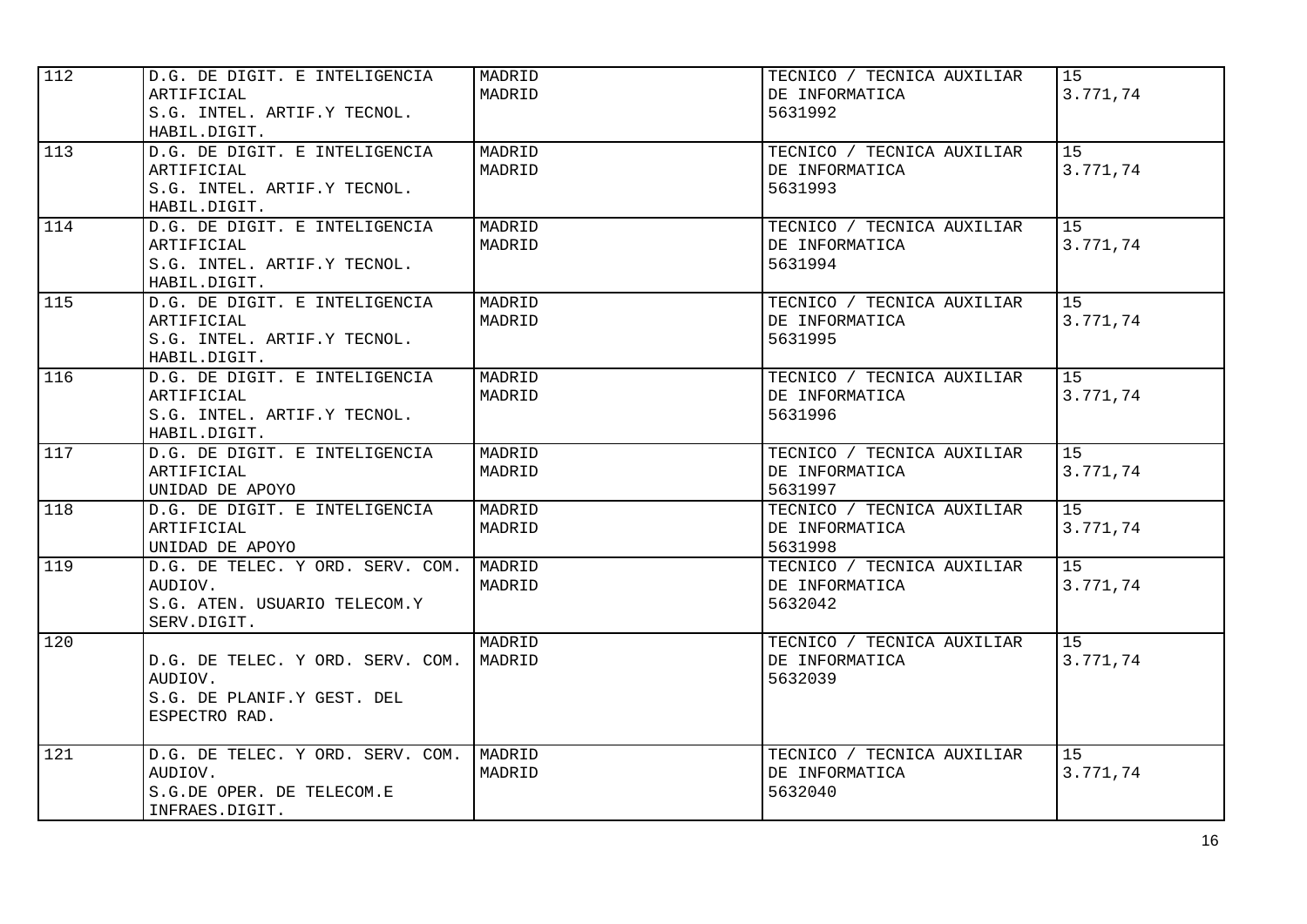| | | | | |
|---|---|---|---|---|
| 112 | D.G. DE DIGIT. E INTELIGENCIA ARTIFICIAL<br>S.G. INTEL. ARTIF.Y TECNOL. HABIL.DIGIT. | MADRID<br>MADRID | TECNICO / TECNICA AUXILIAR DE INFORMATICA<br>5631992 | 15<br>3.771,74 |
| 113 | D.G. DE DIGIT. E INTELIGENCIA ARTIFICIAL<br>S.G. INTEL. ARTIF.Y TECNOL. HABIL.DIGIT. | MADRID<br>MADRID | TECNICO / TECNICA AUXILIAR DE INFORMATICA<br>5631993 | 15<br>3.771,74 |
| 114 | D.G. DE DIGIT. E INTELIGENCIA ARTIFICIAL<br>S.G. INTEL. ARTIF.Y TECNOL. HABIL.DIGIT. | MADRID<br>MADRID | TECNICO / TECNICA AUXILIAR DE INFORMATICA<br>5631994 | 15<br>3.771,74 |
| 115 | D.G. DE DIGIT. E INTELIGENCIA ARTIFICIAL<br>S.G. INTEL. ARTIF.Y TECNOL. HABIL.DIGIT. | MADRID<br>MADRID | TECNICO / TECNICA AUXILIAR DE INFORMATICA<br>5631995 | 15<br>3.771,74 |
| 116 | D.G. DE DIGIT. E INTELIGENCIA ARTIFICIAL<br>S.G. INTEL. ARTIF.Y TECNOL. HABIL.DIGIT. | MADRID<br>MADRID | TECNICO / TECNICA AUXILIAR DE INFORMATICA<br>5631996 | 15<br>3.771,74 |
| 117 | D.G. DE DIGIT. E INTELIGENCIA ARTIFICIAL<br>UNIDAD DE APOYO | MADRID<br>MADRID | TECNICO / TECNICA AUXILIAR DE INFORMATICA<br>5631997 | 15<br>3.771,74 |
| 118 | D.G. DE DIGIT. E INTELIGENCIA ARTIFICIAL<br>UNIDAD DE APOYO | MADRID<br>MADRID | TECNICO / TECNICA AUXILIAR DE INFORMATICA<br>5631998 | 15<br>3.771,74 |
| 119 | D.G. DE TELEC. Y ORD. SERV. COM. AUDIOV.<br>S.G. ATEN. USUARIO TELECOM.Y SERV.DIGIT. | MADRID<br>MADRID | TECNICO / TECNICA AUXILIAR DE INFORMATICA<br>5632042 | 15<br>3.771,74 |
| 120 | D.G. DE TELEC. Y ORD. SERV. COM. AUDIOV.<br>S.G. DE PLANIF.Y GEST. DEL ESPECTRO RAD. | MADRID<br>MADRID | TECNICO / TECNICA AUXILIAR DE INFORMATICA<br>5632039 | 15<br>3.771,74 |
| 121 | D.G. DE TELEC. Y ORD. SERV. COM. AUDIOV.<br>S.G.DE OPER. DE TELECOM.E INFRAES.DIGIT. | MADRID<br>MADRID | TECNICO / TECNICA AUXILIAR DE INFORMATICA<br>5632040 | 15<br>3.771,74 |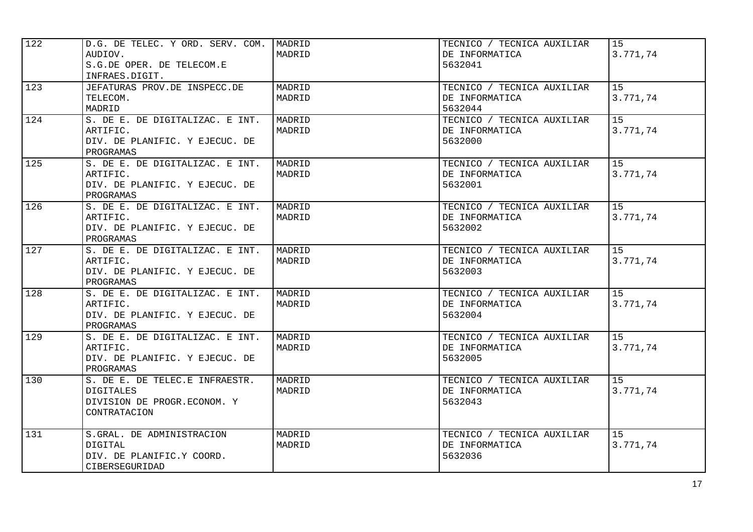| | | | | |
|---|---|---|---|---|
| 122 | D.G. DE TELEC. Y ORD. SERV. COM. AUDIOV.<br>S.G.DE OPER. DE TELECOM.E INFRAES.DIGIT. | MADRID<br>MADRID | TECNICO / TECNICA AUXILIAR DE INFORMATICA<br>5632041 | 15<br>3.771,74 |
| 123 | JEFATURAS PROV.DE INSPECC.DE TELECOM.<br>MADRID | MADRID<br>MADRID | TECNICO / TECNICA AUXILIAR DE INFORMATICA<br>5632044 | 15<br>3.771,74 |
| 124 | S. DE E. DE DIGITALIZAC. E INT. ARTIFIC.<br>DIV. DE PLANIFIC. Y EJECUC. DE PROGRAMAS | MADRID<br>MADRID | TECNICO / TECNICA AUXILIAR DE INFORMATICA<br>5632000 | 15<br>3.771,74 |
| 125 | S. DE E. DE DIGITALIZAC. E INT. ARTIFIC.<br>DIV. DE PLANIFIC. Y EJECUC. DE PROGRAMAS | MADRID<br>MADRID | TECNICO / TECNICA AUXILIAR DE INFORMATICA<br>5632001 | 15<br>3.771,74 |
| 126 | S. DE E. DE DIGITALIZAC. E INT. ARTIFIC.<br>DIV. DE PLANIFIC. Y EJECUC. DE PROGRAMAS | MADRID<br>MADRID | TECNICO / TECNICA AUXILIAR DE INFORMATICA<br>5632002 | 15<br>3.771,74 |
| 127 | S. DE E. DE DIGITALIZAC. E INT. ARTIFIC.<br>DIV. DE PLANIFIC. Y EJECUC. DE PROGRAMAS | MADRID<br>MADRID | TECNICO / TECNICA AUXILIAR DE INFORMATICA<br>5632003 | 15<br>3.771,74 |
| 128 | S. DE E. DE DIGITALIZAC. E INT. ARTIFIC.<br>DIV. DE PLANIFIC. Y EJECUC. DE PROGRAMAS | MADRID<br>MADRID | TECNICO / TECNICA AUXILIAR DE INFORMATICA<br>5632004 | 15<br>3.771,74 |
| 129 | S. DE E. DE DIGITALIZAC. E INT. ARTIFIC.<br>DIV. DE PLANIFIC. Y EJECUC. DE PROGRAMAS | MADRID<br>MADRID | TECNICO / TECNICA AUXILIAR DE INFORMATICA<br>5632005 | 15<br>3.771,74 |
| 130 | S. DE E. DE TELEC.E INFRAESTR. DIGITALES<br>DIVISION DE PROGR.ECONOM. Y CONTRATACION | MADRID<br>MADRID | TECNICO / TECNICA AUXILIAR DE INFORMATICA<br>5632043 | 15<br>3.771,74 |
| 131 | S.GRAL. DE ADMINISTRACION DIGITAL<br>DIV. DE PLANIFIC.Y COORD. CIBERSEGURIDAD | MADRID<br>MADRID | TECNICO / TECNICA AUXILIAR DE INFORMATICA<br>5632036 | 15<br>3.771,74 |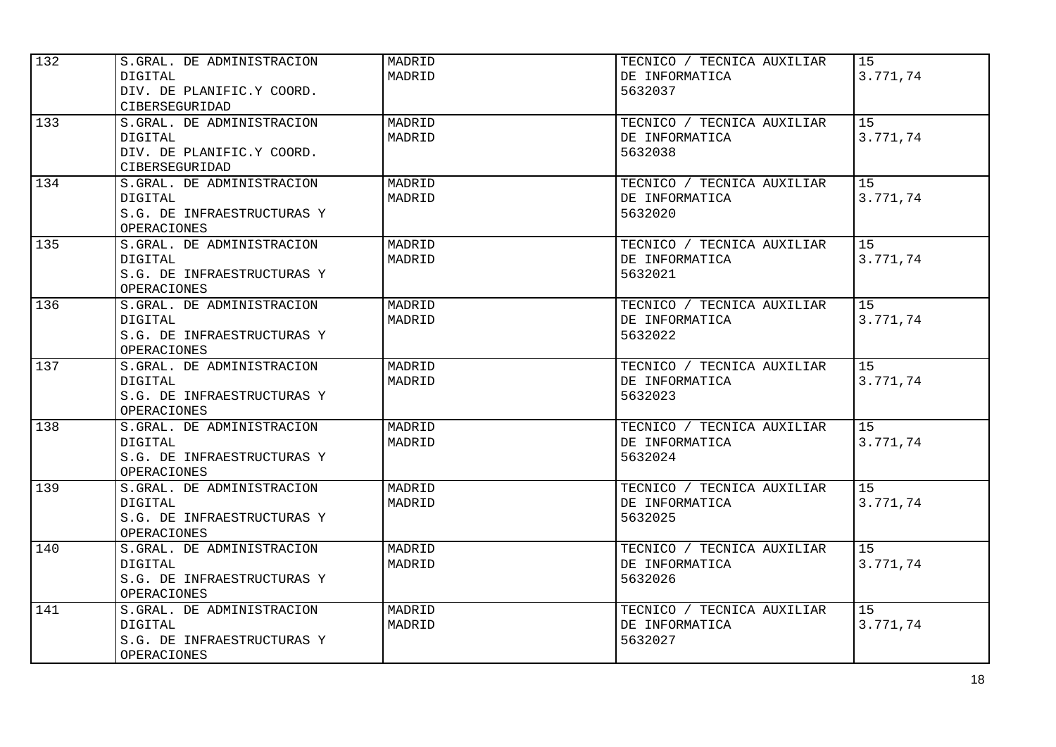| | | | | |
|---|---|---|---|---|
| 132 | S.GRAL. DE ADMINISTRACION DIGITAL<br>DIV. DE PLANIFIC.Y COORD. CIBERSEGURIDAD | MADRID<br>MADRID | TECNICO / TECNICA AUXILIAR DE INFORMATICA<br>5632037 | 15<br>3.771,74 |
| 133 | S.GRAL. DE ADMINISTRACION DIGITAL<br>DIV. DE PLANIFIC.Y COORD. CIBERSEGURIDAD | MADRID<br>MADRID | TECNICO / TECNICA AUXILIAR DE INFORMATICA<br>5632038 | 15<br>3.771,74 |
| 134 | S.GRAL. DE ADMINISTRACION DIGITAL<br>S.G. DE INFRAESTRUCTURAS Y OPERACIONES | MADRID<br>MADRID | TECNICO / TECNICA AUXILIAR DE INFORMATICA<br>5632020 | 15<br>3.771,74 |
| 135 | S.GRAL. DE ADMINISTRACION DIGITAL<br>S.G. DE INFRAESTRUCTURAS Y OPERACIONES | MADRID<br>MADRID | TECNICO / TECNICA AUXILIAR DE INFORMATICA<br>5632021 | 15<br>3.771,74 |
| 136 | S.GRAL. DE ADMINISTRACION DIGITAL<br>S.G. DE INFRAESTRUCTURAS Y OPERACIONES | MADRID<br>MADRID | TECNICO / TECNICA AUXILIAR DE INFORMATICA<br>5632022 | 15<br>3.771,74 |
| 137 | S.GRAL. DE ADMINISTRACION DIGITAL<br>S.G. DE INFRAESTRUCTURAS Y OPERACIONES | MADRID<br>MADRID | TECNICO / TECNICA AUXILIAR DE INFORMATICA<br>5632023 | 15<br>3.771,74 |
| 138 | S.GRAL. DE ADMINISTRACION DIGITAL<br>S.G. DE INFRAESTRUCTURAS Y OPERACIONES | MADRID<br>MADRID | TECNICO / TECNICA AUXILIAR DE INFORMATICA<br>5632024 | 15<br>3.771,74 |
| 139 | S.GRAL. DE ADMINISTRACION DIGITAL<br>S.G. DE INFRAESTRUCTURAS Y OPERACIONES | MADRID<br>MADRID | TECNICO / TECNICA AUXILIAR DE INFORMATICA<br>5632025 | 15<br>3.771,74 |
| 140 | S.GRAL. DE ADMINISTRACION DIGITAL<br>S.G. DE INFRAESTRUCTURAS Y OPERACIONES | MADRID<br>MADRID | TECNICO / TECNICA AUXILIAR DE INFORMATICA<br>5632026 | 15<br>3.771,74 |
| 141 | S.GRAL. DE ADMINISTRACION DIGITAL<br>S.G. DE INFRAESTRUCTURAS Y OPERACIONES | MADRID<br>MADRID | TECNICO / TECNICA AUXILIAR DE INFORMATICA<br>5632027 | 15<br>3.771,74 |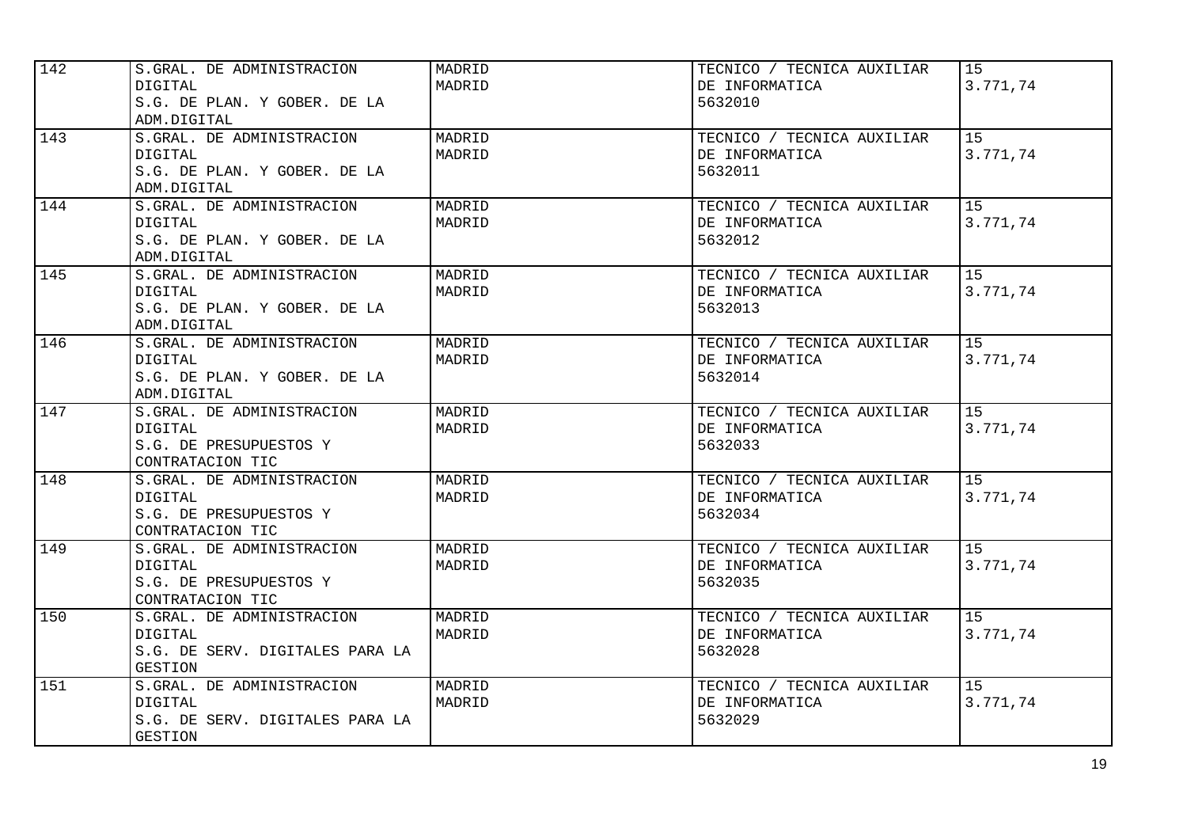| | | | | |
|---|---|---|---|---|
| 142 | S.GRAL. DE ADMINISTRACION DIGITAL<br>S.G. DE PLAN. Y GOBER. DE LA ADM.DIGITAL | MADRID<br>MADRID | TECNICO / TECNICA AUXILIAR DE INFORMATICA<br>5632010 | 15<br>3.771,74 |
| 143 | S.GRAL. DE ADMINISTRACION DIGITAL<br>S.G. DE PLAN. Y GOBER. DE LA ADM.DIGITAL | MADRID<br>MADRID | TECNICO / TECNICA AUXILIAR DE INFORMATICA<br>5632011 | 15<br>3.771,74 |
| 144 | S.GRAL. DE ADMINISTRACION DIGITAL<br>S.G. DE PLAN. Y GOBER. DE LA ADM.DIGITAL | MADRID<br>MADRID | TECNICO / TECNICA AUXILIAR DE INFORMATICA<br>5632012 | 15<br>3.771,74 |
| 145 | S.GRAL. DE ADMINISTRACION DIGITAL<br>S.G. DE PLAN. Y GOBER. DE LA ADM.DIGITAL | MADRID<br>MADRID | TECNICO / TECNICA AUXILIAR DE INFORMATICA<br>5632013 | 15<br>3.771,74 |
| 146 | S.GRAL. DE ADMINISTRACION DIGITAL<br>S.G. DE PLAN. Y GOBER. DE LA ADM.DIGITAL | MADRID<br>MADRID | TECNICO / TECNICA AUXILIAR DE INFORMATICA<br>5632014 | 15<br>3.771,74 |
| 147 | S.GRAL. DE ADMINISTRACION DIGITAL<br>S.G. DE PRESUPUESTOS Y CONTRATACION TIC | MADRID<br>MADRID | TECNICO / TECNICA AUXILIAR DE INFORMATICA<br>5632033 | 15<br>3.771,74 |
| 148 | S.GRAL. DE ADMINISTRACION DIGITAL<br>S.G. DE PRESUPUESTOS Y CONTRATACION TIC | MADRID<br>MADRID | TECNICO / TECNICA AUXILIAR DE INFORMATICA<br>5632034 | 15<br>3.771,74 |
| 149 | S.GRAL. DE ADMINISTRACION DIGITAL<br>S.G. DE PRESUPUESTOS Y CONTRATACION TIC | MADRID<br>MADRID | TECNICO / TECNICA AUXILIAR DE INFORMATICA<br>5632035 | 15<br>3.771,74 |
| 150 | S.GRAL. DE ADMINISTRACION DIGITAL<br>S.G. DE SERV. DIGITALES PARA LA GESTION | MADRID<br>MADRID | TECNICO / TECNICA AUXILIAR DE INFORMATICA<br>5632028 | 15<br>3.771,74 |
| 151 | S.GRAL. DE ADMINISTRACION DIGITAL<br>S.G. DE SERV. DIGITALES PARA LA GESTION | MADRID<br>MADRID | TECNICO / TECNICA AUXILIAR DE INFORMATICA<br>5632029 | 15<br>3.771,74 |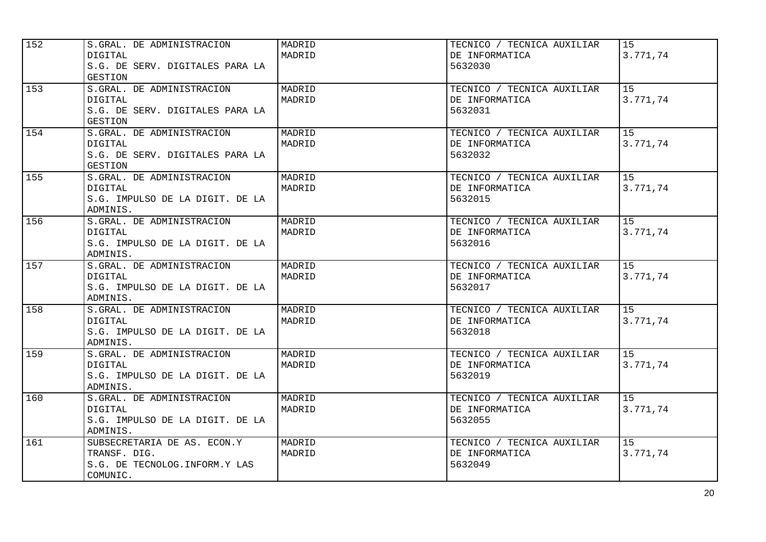| | | | | |
|---|---|---|---|---|
| 152 | S.GRAL. DE ADMINISTRACION DIGITAL<br>S.G. DE SERV. DIGITALES PARA LA GESTION | MADRID<br>MADRID | TECNICO / TECNICA AUXILIAR DE INFORMATICA<br>5632030 | 15<br>3.771,74 |
| 153 | S.GRAL. DE ADMINISTRACION DIGITAL<br>S.G. DE SERV. DIGITALES PARA LA GESTION | MADRID<br>MADRID | TECNICO / TECNICA AUXILIAR DE INFORMATICA<br>5632031 | 15<br>3.771,74 |
| 154 | S.GRAL. DE ADMINISTRACION DIGITAL<br>S.G. DE SERV. DIGITALES PARA LA GESTION | MADRID<br>MADRID | TECNICO / TECNICA AUXILIAR DE INFORMATICA<br>5632032 | 15<br>3.771,74 |
| 155 | S.GRAL. DE ADMINISTRACION DIGITAL<br>S.G. IMPULSO DE LA DIGIT. DE LA ADMINIS. | MADRID<br>MADRID | TECNICO / TECNICA AUXILIAR DE INFORMATICA<br>5632015 | 15<br>3.771,74 |
| 156 | S.GRAL. DE ADMINISTRACION DIGITAL<br>S.G. IMPULSO DE LA DIGIT. DE LA ADMINIS. | MADRID<br>MADRID | TECNICO / TECNICA AUXILIAR DE INFORMATICA<br>5632016 | 15<br>3.771,74 |
| 157 | S.GRAL. DE ADMINISTRACION DIGITAL<br>S.G. IMPULSO DE LA DIGIT. DE LA ADMINIS. | MADRID<br>MADRID | TECNICO / TECNICA AUXILIAR DE INFORMATICA<br>5632017 | 15<br>3.771,74 |
| 158 | S.GRAL. DE ADMINISTRACION DIGITAL<br>S.G. IMPULSO DE LA DIGIT. DE LA ADMINIS. | MADRID<br>MADRID | TECNICO / TECNICA AUXILIAR DE INFORMATICA<br>5632018 | 15<br>3.771,74 |
| 159 | S.GRAL. DE ADMINISTRACION DIGITAL<br>S.G. IMPULSO DE LA DIGIT. DE LA ADMINIS. | MADRID<br>MADRID | TECNICO / TECNICA AUXILIAR DE INFORMATICA<br>5632019 | 15<br>3.771,74 |
| 160 | S.GRAL. DE ADMINISTRACION DIGITAL<br>S.G. IMPULSO DE LA DIGIT. DE LA ADMINIS. | MADRID<br>MADRID | TECNICO / TECNICA AUXILIAR DE INFORMATICA<br>5632055 | 15<br>3.771,74 |
| 161 | SUBSECRETARIA DE AS. ECON.Y TRANSF. DIG.<br>S.G. DE TECNOLOG.INFORM.Y LAS COMUNIC. | MADRID<br>MADRID | TECNICO / TECNICA AUXILIAR DE INFORMATICA<br>5632049 | 15<br>3.771,74 |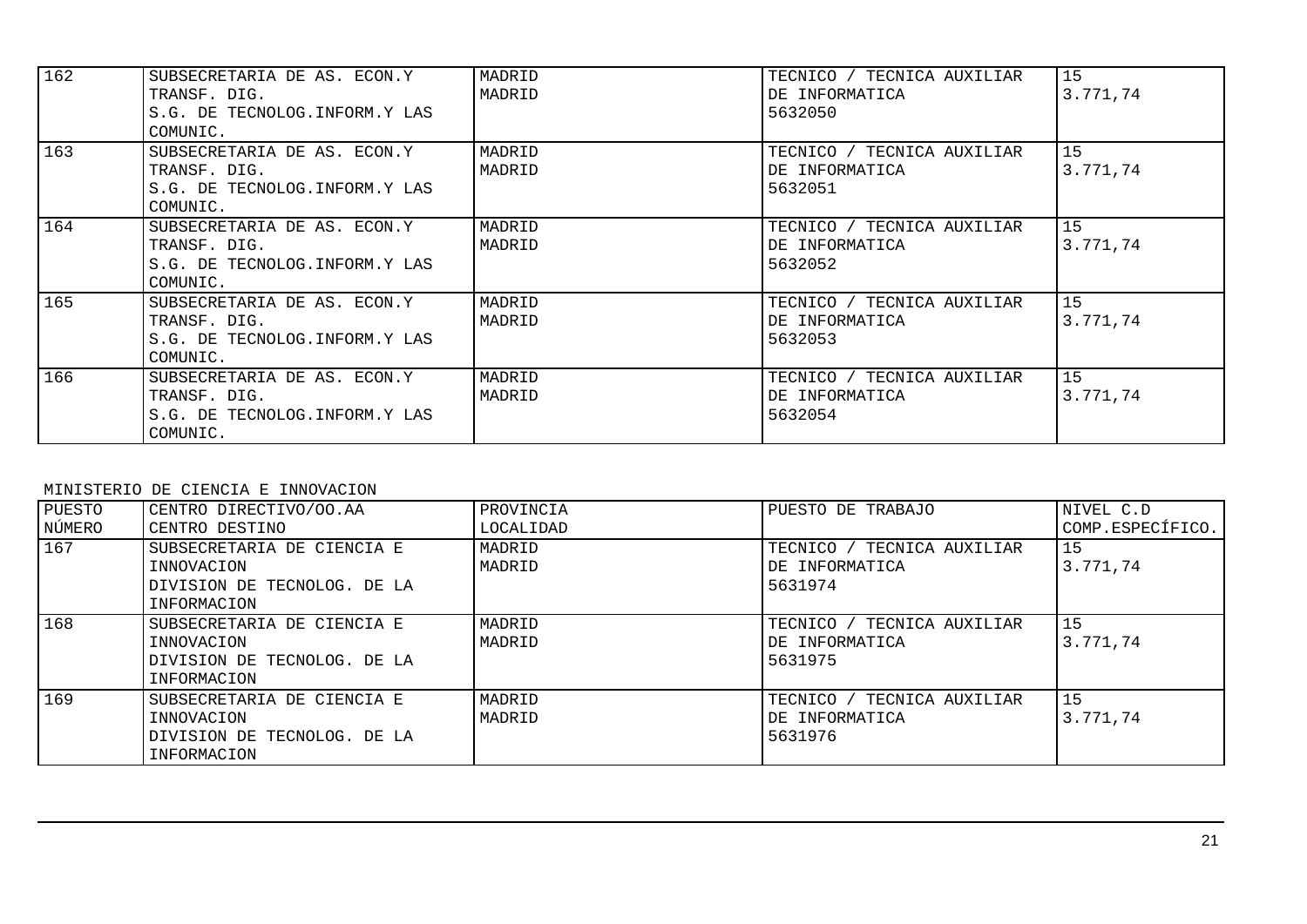| | | | | |
|---|---|---|---|---|
| 162 | SUBSECRETARIA DE AS. ECON.Y TRANSF. DIG. S.G. DE TECNOLOG.INFORM.Y LAS COMUNIC. | MADRID MADRID | TECNICO / TECNICA AUXILIAR DE INFORMATICA 5632050 | 15 3.771,74 |
| 163 | SUBSECRETARIA DE AS. ECON.Y TRANSF. DIG. S.G. DE TECNOLOG.INFORM.Y LAS COMUNIC. | MADRID MADRID | TECNICO / TECNICA AUXILIAR DE INFORMATICA 5632051 | 15 3.771,74 |
| 164 | SUBSECRETARIA DE AS. ECON.Y TRANSF. DIG. S.G. DE TECNOLOG.INFORM.Y LAS COMUNIC. | MADRID MADRID | TECNICO / TECNICA AUXILIAR DE INFORMATICA 5632052 | 15 3.771,74 |
| 165 | SUBSECRETARIA DE AS. ECON.Y TRANSF. DIG. S.G. DE TECNOLOG.INFORM.Y LAS COMUNIC. | MADRID MADRID | TECNICO / TECNICA AUXILIAR DE INFORMATICA 5632053 | 15 3.771,74 |
| 166 | SUBSECRETARIA DE AS. ECON.Y TRANSF. DIG. S.G. DE TECNOLOG.INFORM.Y LAS COMUNIC. | MADRID MADRID | TECNICO / TECNICA AUXILIAR DE INFORMATICA 5632054 | 15 3.771,74 |

MINISTERIO DE CIENCIA E INNOVACION

| PUESTO NÚMERO | CENTRO DIRECTIVO/OO.AA CENTRO DESTINO | PROVINCIA LOCALIDAD | PUESTO DE TRABAJO | NIVEL C.D COMP.ESPECÍFICO. |
|---|---|---|---|---|
| 167 | SUBSECRETARIA DE CIENCIA E INNOVACION DIVISION DE TECNOLOG. DE LA INFORMACION | MADRID MADRID | TECNICO / TECNICA AUXILIAR DE INFORMATICA 5631974 | 15 3.771,74 |
| 168 | SUBSECRETARIA DE CIENCIA E INNOVACION DIVISION DE TECNOLOG. DE LA INFORMACION | MADRID MADRID | TECNICO / TECNICA AUXILIAR DE INFORMATICA 5631975 | 15 3.771,74 |
| 169 | SUBSECRETARIA DE CIENCIA E INNOVACION DIVISION DE TECNOLOG. DE LA INFORMACION | MADRID MADRID | TECNICO / TECNICA AUXILIAR DE INFORMATICA 5631976 | 15 3.771,74 |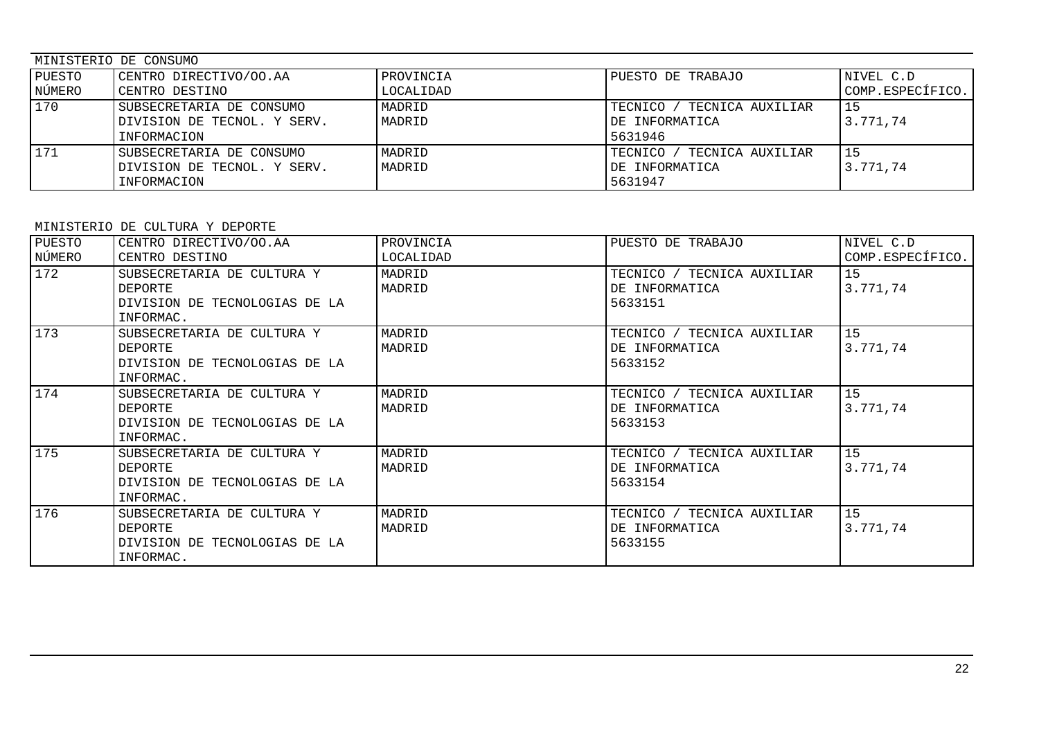MINISTERIO DE CONSUMO

| PUESTO NÚMERO | CENTRO DIRECTIVO/OO.AA CENTRO DESTINO | PROVINCIA LOCALIDAD | PUESTO DE TRABAJO | NIVEL C.D COMP.ESPECÍFICO. |
|---|---|---|---|---|
| 170 | SUBSECRETARIA DE CONSUMO DIVISION DE TECNOL. Y SERV. INFORMACION | MADRID MADRID | TECNICO / TECNICA AUXILIAR DE INFORMATICA 5631946 | 15 3.771,74 |
| 171 | SUBSECRETARIA DE CONSUMO DIVISION DE TECNOL. Y SERV. INFORMACION | MADRID MADRID | TECNICO / TECNICA AUXILIAR DE INFORMATICA 5631947 | 15 3.771,74 |

MINISTERIO DE CULTURA Y DEPORTE

| PUESTO NÚMERO | CENTRO DIRECTIVO/OO.AA CENTRO DESTINO | PROVINCIA LOCALIDAD | PUESTO DE TRABAJO | NIVEL C.D COMP.ESPECÍFICO. |
|---|---|---|---|---|
| 172 | SUBSECRETARIA DE CULTURA Y DEPORTE DIVISION DE TECNOLOGIAS DE LA INFORMAC. | MADRID MADRID | TECNICO / TECNICA AUXILIAR DE INFORMATICA 5633151 | 15 3.771,74 |
| 173 | SUBSECRETARIA DE CULTURA Y DEPORTE DIVISION DE TECNOLOGIAS DE LA INFORMAC. | MADRID MADRID | TECNICO / TECNICA AUXILIAR DE INFORMATICA 5633152 | 15 3.771,74 |
| 174 | SUBSECRETARIA DE CULTURA Y DEPORTE DIVISION DE TECNOLOGIAS DE LA INFORMAC. | MADRID MADRID | TECNICO / TECNICA AUXILIAR DE INFORMATICA 5633153 | 15 3.771,74 |
| 175 | SUBSECRETARIA DE CULTURA Y DEPORTE DIVISION DE TECNOLOGIAS DE LA INFORMAC. | MADRID MADRID | TECNICO / TECNICA AUXILIAR DE INFORMATICA 5633154 | 15 3.771,74 |
| 176 | SUBSECRETARIA DE CULTURA Y DEPORTE DIVISION DE TECNOLOGIAS DE LA INFORMAC. | MADRID MADRID | TECNICO / TECNICA AUXILIAR DE INFORMATICA 5633155 | 15 3.771,74 |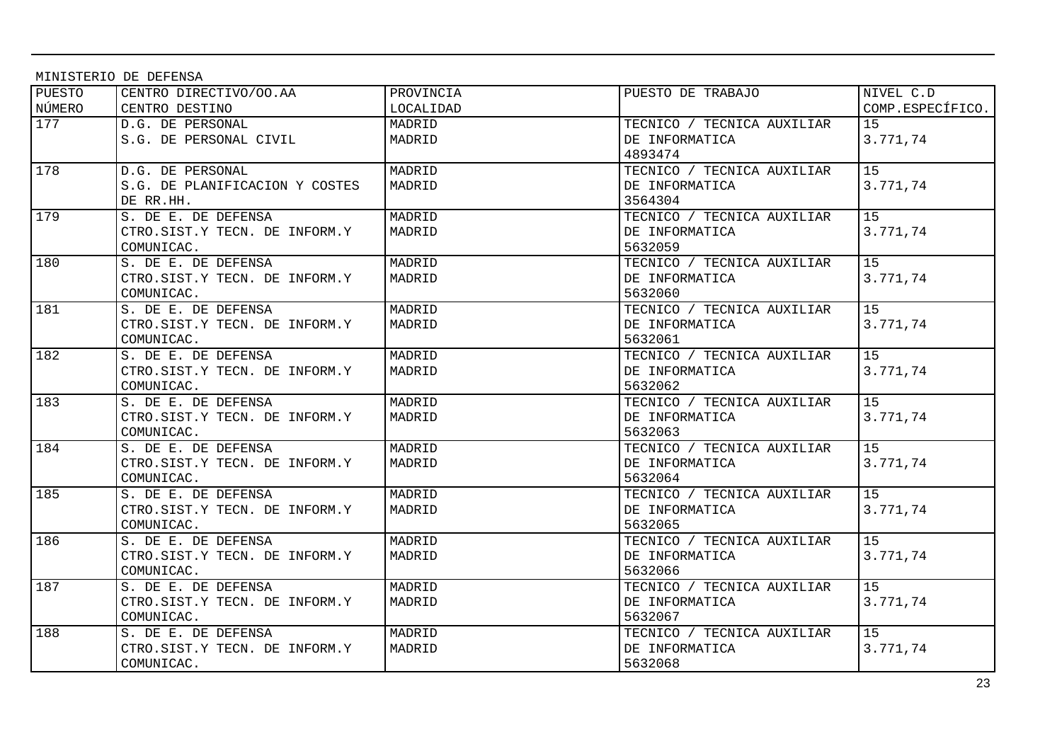MINISTERIO DE DEFENSA

| PUESTO NÚMERO | CENTRO DIRECTIVO/OO.AA CENTRO DESTINO | PROVINCIA LOCALIDAD | PUESTO DE TRABAJO | NIVEL C.D COMP.ESPECÍFICO. |
|---|---|---|---|---|
| 177 | D.G. DE PERSONAL S.G. DE PERSONAL CIVIL | MADRID MADRID | TECNICO / TECNICA AUXILIAR DE INFORMATICA 4893474 | 15 3.771,74 |
| 178 | D.G. DE PERSONAL S.G. DE PLANIFICACION Y COSTES DE RR.HH. | MADRID MADRID | TECNICO / TECNICA AUXILIAR DE INFORMATICA 3564304 | 15 3.771,74 |
| 179 | S. DE E. DE DEFENSA CTRO.SIST.Y TECN. DE INFORM.Y COMUNICAC. | MADRID MADRID | TECNICO / TECNICA AUXILIAR DE INFORMATICA 5632059 | 15 3.771,74 |
| 180 | S. DE E. DE DEFENSA CTRO.SIST.Y TECN. DE INFORM.Y COMUNICAC. | MADRID MADRID | TECNICO / TECNICA AUXILIAR DE INFORMATICA 5632060 | 15 3.771,74 |
| 181 | S. DE E. DE DEFENSA CTRO.SIST.Y TECN. DE INFORM.Y COMUNICAC. | MADRID MADRID | TECNICO / TECNICA AUXILIAR DE INFORMATICA 5632061 | 15 3.771,74 |
| 182 | S. DE E. DE DEFENSA CTRO.SIST.Y TECN. DE INFORM.Y COMUNICAC. | MADRID MADRID | TECNICO / TECNICA AUXILIAR DE INFORMATICA 5632062 | 15 3.771,74 |
| 183 | S. DE E. DE DEFENSA CTRO.SIST.Y TECN. DE INFORM.Y COMUNICAC. | MADRID MADRID | TECNICO / TECNICA AUXILIAR DE INFORMATICA 5632063 | 15 3.771,74 |
| 184 | S. DE E. DE DEFENSA CTRO.SIST.Y TECN. DE INFORM.Y COMUNICAC. | MADRID MADRID | TECNICO / TECNICA AUXILIAR DE INFORMATICA 5632064 | 15 3.771,74 |
| 185 | S. DE E. DE DEFENSA CTRO.SIST.Y TECN. DE INFORM.Y COMUNICAC. | MADRID MADRID | TECNICO / TECNICA AUXILIAR DE INFORMATICA 5632065 | 15 3.771,74 |
| 186 | S. DE E. DE DEFENSA CTRO.SIST.Y TECN. DE INFORM.Y COMUNICAC. | MADRID MADRID | TECNICO / TECNICA AUXILIAR DE INFORMATICA 5632066 | 15 3.771,74 |
| 187 | S. DE E. DE DEFENSA CTRO.SIST.Y TECN. DE INFORM.Y COMUNICAC. | MADRID MADRID | TECNICO / TECNICA AUXILIAR DE INFORMATICA 5632067 | 15 3.771,74 |
| 188 | S. DE E. DE DEFENSA CTRO.SIST.Y TECN. DE INFORM.Y COMUNICAC. | MADRID MADRID | TECNICO / TECNICA AUXILIAR DE INFORMATICA 5632068 | 15 3.771,74 |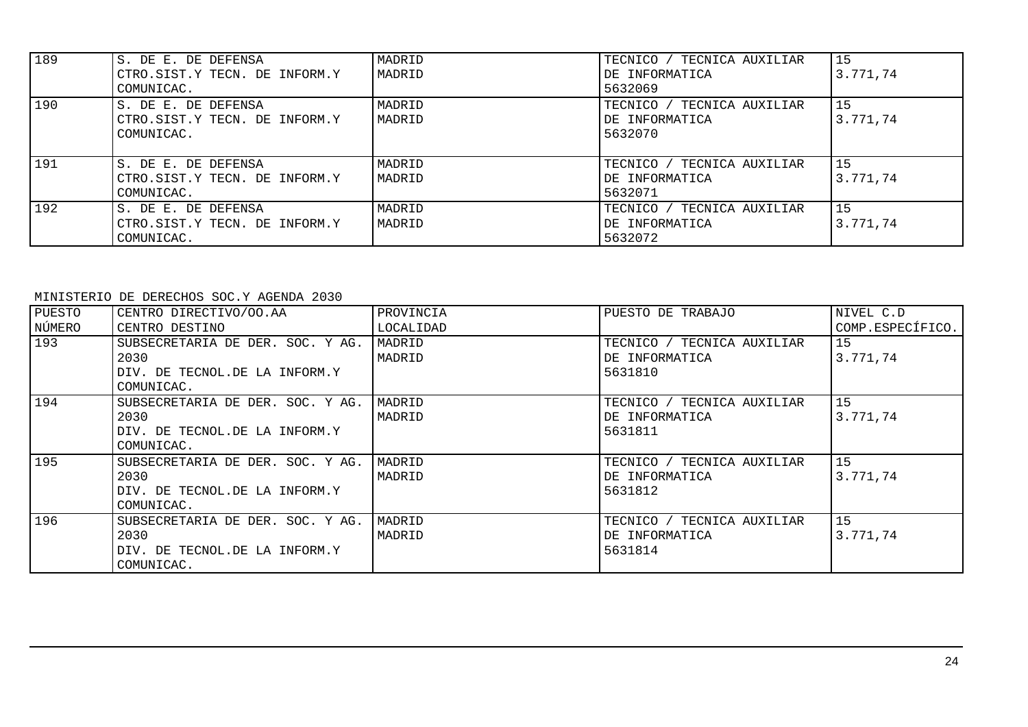| 189 | S. DE E. DE DEFENSA<br>CTRO.SIST.Y TECN. DE INFORM.Y COMUNICAC. | MADRID<br>MADRID | TECNICO / TECNICA AUXILIAR DE INFORMATICA<br>5632069 | 15<br>3.771,74 |
|---|---|---|---|---|
| 190 | S. DE E. DE DEFENSA<br>CTRO.SIST.Y TECN. DE INFORM.Y COMUNICAC. | MADRID<br>MADRID | TECNICO / TECNICA AUXILIAR DE INFORMATICA<br>5632070 | 15<br>3.771,74 |
| 191 | S. DE E. DE DEFENSA<br>CTRO.SIST.Y TECN. DE INFORM.Y COMUNICAC. | MADRID<br>MADRID | TECNICO / TECNICA AUXILIAR DE INFORMATICA<br>5632071 | 15<br>3.771,74 |
| 192 | S. DE E. DE DEFENSA<br>CTRO.SIST.Y TECN. DE INFORM.Y COMUNICAC. | MADRID<br>MADRID | TECNICO / TECNICA AUXILIAR DE INFORMATICA<br>5632072 | 15<br>3.771,74 |

MINISTERIO DE DERECHOS SOC.Y AGENDA 2030

| PUESTO NÚMERO | CENTRO DIRECTIVO/OO.AA<br>CENTRO DESTINO | PROVINCIA<br>LOCALIDAD | PUESTO DE TRABAJO | NIVEL C.D<br>COMP.ESPECÍFICO. |
|---|---|---|---|---|
| 193 | SUBSECRETARIA DE DER. SOC. Y AG. 2030<br>DIV. DE TECNOL.DE LA INFORM.Y COMUNICAC. | MADRID<br>MADRID | TECNICO / TECNICA AUXILIAR DE INFORMATICA<br>5631810 | 15<br>3.771,74 |
| 194 | SUBSECRETARIA DE DER. SOC. Y AG. 2030<br>DIV. DE TECNOL.DE LA INFORM.Y COMUNICAC. | MADRID<br>MADRID | TECNICO / TECNICA AUXILIAR DE INFORMATICA<br>5631811 | 15<br>3.771,74 |
| 195 | SUBSECRETARIA DE DER. SOC. Y AG. 2030<br>DIV. DE TECNOL.DE LA INFORM.Y COMUNICAC. | MADRID<br>MADRID | TECNICO / TECNICA AUXILIAR DE INFORMATICA<br>5631812 | 15<br>3.771,74 |
| 196 | SUBSECRETARIA DE DER. SOC. Y AG. 2030<br>DIV. DE TECNOL.DE LA INFORM.Y COMUNICAC. | MADRID<br>MADRID | TECNICO / TECNICA AUXILIAR DE INFORMATICA<br>5631814 | 15<br>3.771,74 |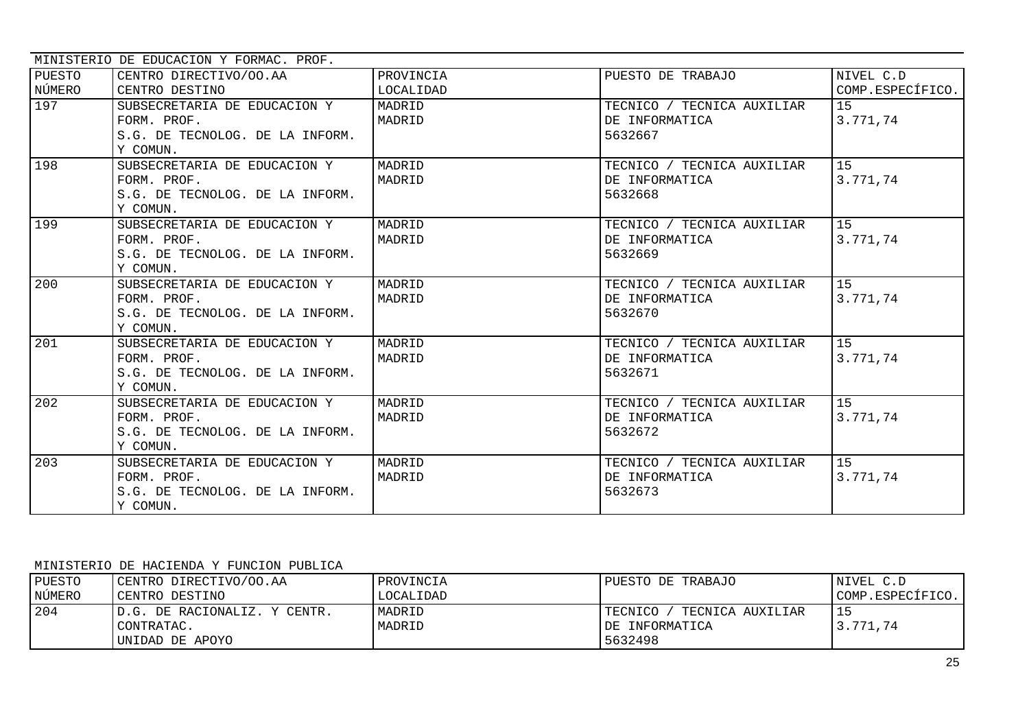MINISTERIO DE EDUCACION Y FORMAC. PROF.

| PUESTO NÚMERO | CENTRO DIRECTIVO/OO.AA CENTRO DESTINO | PROVINCIA LOCALIDAD | PUESTO DE TRABAJO | NIVEL C.D COMP.ESPECÍFICO. |
|---|---|---|---|---|
| 197 | SUBSECRETARIA DE EDUCACION Y FORM. PROF. S.G. DE TECNOLOG. DE LA INFORM. Y COMUN. | MADRID MADRID | TECNICO / TECNICA AUXILIAR DE INFORMATICA 5632667 | 15 3.771,74 |
| 198 | SUBSECRETARIA DE EDUCACION Y FORM. PROF. S.G. DE TECNOLOG. DE LA INFORM. Y COMUN. | MADRID MADRID | TECNICO / TECNICA AUXILIAR DE INFORMATICA 5632668 | 15 3.771,74 |
| 199 | SUBSECRETARIA DE EDUCACION Y FORM. PROF. S.G. DE TECNOLOG. DE LA INFORM. Y COMUN. | MADRID MADRID | TECNICO / TECNICA AUXILIAR DE INFORMATICA 5632669 | 15 3.771,74 |
| 200 | SUBSECRETARIA DE EDUCACION Y FORM. PROF. S.G. DE TECNOLOG. DE LA INFORM. Y COMUN. | MADRID MADRID | TECNICO / TECNICA AUXILIAR DE INFORMATICA 5632670 | 15 3.771,74 |
| 201 | SUBSECRETARIA DE EDUCACION Y FORM. PROF. S.G. DE TECNOLOG. DE LA INFORM. Y COMUN. | MADRID MADRID | TECNICO / TECNICA AUXILIAR DE INFORMATICA 5632671 | 15 3.771,74 |
| 202 | SUBSECRETARIA DE EDUCACION Y FORM. PROF. S.G. DE TECNOLOG. DE LA INFORM. Y COMUN. | MADRID MADRID | TECNICO / TECNICA AUXILIAR DE INFORMATICA 5632672 | 15 3.771,74 |
| 203 | SUBSECRETARIA DE EDUCACION Y FORM. PROF. S.G. DE TECNOLOG. DE LA INFORM. Y COMUN. | MADRID MADRID | TECNICO / TECNICA AUXILIAR DE INFORMATICA 5632673 | 15 3.771,74 |

MINISTERIO DE HACIENDA Y FUNCION PUBLICA

| PUESTO NÚMERO | CENTRO DIRECTIVO/OO.AA CENTRO DESTINO | PROVINCIA LOCALIDAD | PUESTO DE TRABAJO | NIVEL C.D COMP.ESPECÍFICO. |
|---|---|---|---|---|
| 204 | D.G. DE RACIONALIZ. Y CENTR. CONTRATAC. UNIDAD DE APOYO | MADRID MADRID | TECNICO / TECNICA AUXILIAR DE INFORMATICA 5632498 | 15 3.771,74 |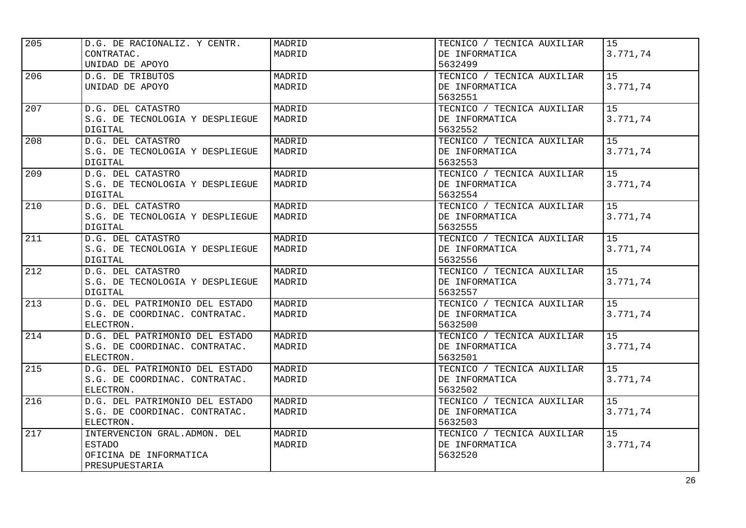| 205 | D.G. DE RACIONALIZ. Y CENTR. CONTRATAC.<br>UNIDAD DE APOYO | MADRID<br>MADRID | TECNICO / TECNICA AUXILIAR DE INFORMATICA<br>5632499 | 15<br>3.771,74 |
|---|---|---|---|---|
| 206 | D.G. DE TRIBUTOS<br>UNIDAD DE APOYO | MADRID<br>MADRID | TECNICO / TECNICA AUXILIAR DE INFORMATICA<br>5632551 | 15<br>3.771,74 |
| 207 | D.G. DEL CATASTRO<br>S.G. DE TECNOLOGIA Y DESPLIEGUE DIGITAL | MADRID<br>MADRID | TECNICO / TECNICA AUXILIAR DE INFORMATICA<br>5632552 | 15<br>3.771,74 |
| 208 | D.G. DEL CATASTRO<br>S.G. DE TECNOLOGIA Y DESPLIEGUE DIGITAL | MADRID<br>MADRID | TECNICO / TECNICA AUXILIAR DE INFORMATICA<br>5632553 | 15<br>3.771,74 |
| 209 | D.G. DEL CATASTRO<br>S.G. DE TECNOLOGIA Y DESPLIEGUE DIGITAL | MADRID<br>MADRID | TECNICO / TECNICA AUXILIAR DE INFORMATICA<br>5632554 | 15<br>3.771,74 |
| 210 | D.G. DEL CATASTRO<br>S.G. DE TECNOLOGIA Y DESPLIEGUE DIGITAL | MADRID<br>MADRID | TECNICO / TECNICA AUXILIAR DE INFORMATICA<br>5632555 | 15<br>3.771,74 |
| 211 | D.G. DEL CATASTRO<br>S.G. DE TECNOLOGIA Y DESPLIEGUE DIGITAL | MADRID<br>MADRID | TECNICO / TECNICA AUXILIAR DE INFORMATICA<br>5632556 | 15<br>3.771,74 |
| 212 | D.G. DEL CATASTRO<br>S.G. DE TECNOLOGIA Y DESPLIEGUE DIGITAL | MADRID<br>MADRID | TECNICO / TECNICA AUXILIAR DE INFORMATICA<br>5632557 | 15<br>3.771,74 |
| 213 | D.G. DEL PATRIMONIO DEL ESTADO<br>S.G. DE COORDINAC. CONTRATAC. ELECTRON. | MADRID<br>MADRID | TECNICO / TECNICA AUXILIAR DE INFORMATICA<br>5632500 | 15<br>3.771,74 |
| 214 | D.G. DEL PATRIMONIO DEL ESTADO<br>S.G. DE COORDINAC. CONTRATAC. ELECTRON. | MADRID<br>MADRID | TECNICO / TECNICA AUXILIAR DE INFORMATICA<br>5632501 | 15<br>3.771,74 |
| 215 | D.G. DEL PATRIMONIO DEL ESTADO<br>S.G. DE COORDINAC. CONTRATAC. ELECTRON. | MADRID<br>MADRID | TECNICO / TECNICA AUXILIAR DE INFORMATICA<br>5632502 | 15<br>3.771,74 |
| 216 | D.G. DEL PATRIMONIO DEL ESTADO<br>S.G. DE COORDINAC. CONTRATAC. ELECTRON. | MADRID<br>MADRID | TECNICO / TECNICA AUXILIAR DE INFORMATICA<br>5632503 | 15<br>3.771,74 |
| 217 | INTERVENCION GRAL.ADMON. DEL ESTADO<br>OFICINA DE INFORMATICA PRESUPUESTARIA | MADRID<br>MADRID | TECNICO / TECNICA AUXILIAR DE INFORMATICA<br>5632520 | 15<br>3.771,74 |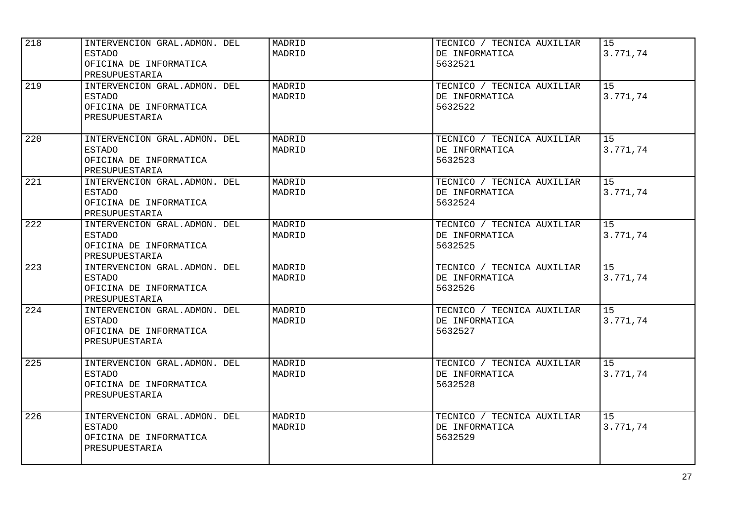| | | | | |
|---|---|---|---|---|
| 218 | INTERVENCION GRAL.ADMON. DEL ESTADO<br>OFICINA DE INFORMATICA PRESUPUESTARIA | MADRID<br>MADRID | TECNICO / TECNICA AUXILIAR DE INFORMATICA<br>5632521 | 15<br>3.771,74 |
| 219 | INTERVENCION GRAL.ADMON. DEL ESTADO<br>OFICINA DE INFORMATICA PRESUPUESTARIA | MADRID<br>MADRID | TECNICO / TECNICA AUXILIAR DE INFORMATICA<br>5632522 | 15<br>3.771,74 |
| 220 | INTERVENCION GRAL.ADMON. DEL ESTADO<br>OFICINA DE INFORMATICA PRESUPUESTARIA | MADRID<br>MADRID | TECNICO / TECNICA AUXILIAR DE INFORMATICA<br>5632523 | 15<br>3.771,74 |
| 221 | INTERVENCION GRAL.ADMON. DEL ESTADO<br>OFICINA DE INFORMATICA PRESUPUESTARIA | MADRID<br>MADRID | TECNICO / TECNICA AUXILIAR DE INFORMATICA<br>5632524 | 15<br>3.771,74 |
| 222 | INTERVENCION GRAL.ADMON. DEL ESTADO<br>OFICINA DE INFORMATICA PRESUPUESTARIA | MADRID<br>MADRID | TECNICO / TECNICA AUXILIAR DE INFORMATICA<br>5632525 | 15<br>3.771,74 |
| 223 | INTERVENCION GRAL.ADMON. DEL ESTADO<br>OFICINA DE INFORMATICA PRESUPUESTARIA | MADRID<br>MADRID | TECNICO / TECNICA AUXILIAR DE INFORMATICA<br>5632526 | 15<br>3.771,74 |
| 224 | INTERVENCION GRAL.ADMON. DEL ESTADO<br>OFICINA DE INFORMATICA PRESUPUESTARIA | MADRID<br>MADRID | TECNICO / TECNICA AUXILIAR DE INFORMATICA<br>5632527 | 15<br>3.771,74 |
| 225 | INTERVENCION GRAL.ADMON. DEL ESTADO<br>OFICINA DE INFORMATICA PRESUPUESTARIA | MADRID<br>MADRID | TECNICO / TECNICA AUXILIAR DE INFORMATICA<br>5632528 | 15<br>3.771,74 |
| 226 | INTERVENCION GRAL.ADMON. DEL ESTADO<br>OFICINA DE INFORMATICA PRESUPUESTARIA | MADRID<br>MADRID | TECNICO / TECNICA AUXILIAR DE INFORMATICA<br>5632529 | 15<br>3.771,74 |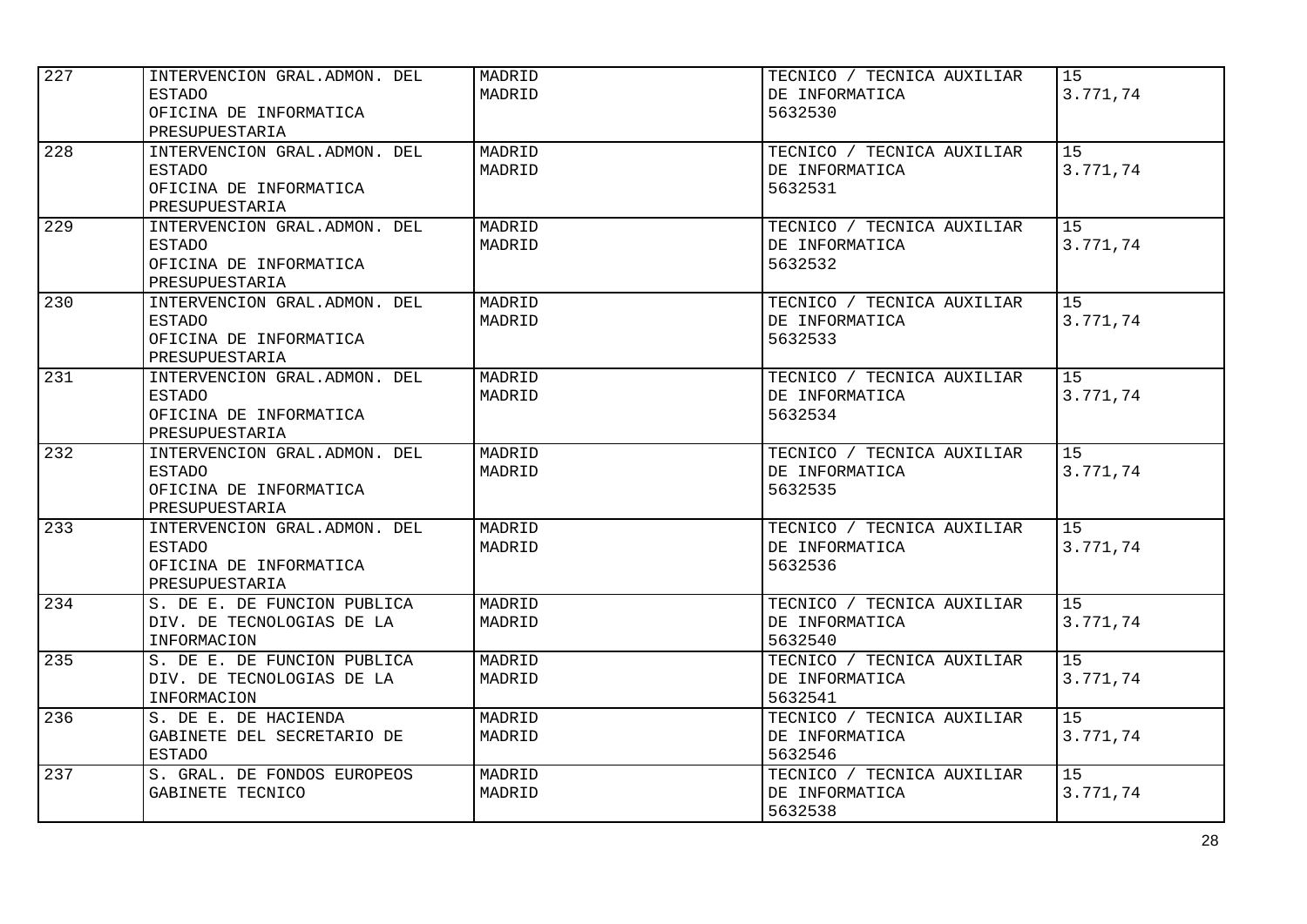| | | | | |
|---|---|---|---|---|
| 227 | INTERVENCION GRAL.ADMON. DEL ESTADO<br>OFICINA DE INFORMATICA PRESUPUESTARIA | MADRID<br>MADRID | TECNICO / TECNICA AUXILIAR DE INFORMATICA<br>5632530 | 15<br>3.771,74 |
| 228 | INTERVENCION GRAL.ADMON. DEL ESTADO<br>OFICINA DE INFORMATICA PRESUPUESTARIA | MADRID<br>MADRID | TECNICO / TECNICA AUXILIAR DE INFORMATICA<br>5632531 | 15<br>3.771,74 |
| 229 | INTERVENCION GRAL.ADMON. DEL ESTADO<br>OFICINA DE INFORMATICA PRESUPUESTARIA | MADRID<br>MADRID | TECNICO / TECNICA AUXILIAR DE INFORMATICA<br>5632532 | 15<br>3.771,74 |
| 230 | INTERVENCION GRAL.ADMON. DEL ESTADO<br>OFICINA DE INFORMATICA PRESUPUESTARIA | MADRID<br>MADRID | TECNICO / TECNICA AUXILIAR DE INFORMATICA<br>5632533 | 15<br>3.771,74 |
| 231 | INTERVENCION GRAL.ADMON. DEL ESTADO<br>OFICINA DE INFORMATICA PRESUPUESTARIA | MADRID<br>MADRID | TECNICO / TECNICA AUXILIAR DE INFORMATICA<br>5632534 | 15<br>3.771,74 |
| 232 | INTERVENCION GRAL.ADMON. DEL ESTADO<br>OFICINA DE INFORMATICA PRESUPUESTARIA | MADRID<br>MADRID | TECNICO / TECNICA AUXILIAR DE INFORMATICA<br>5632535 | 15<br>3.771,74 |
| 233 | INTERVENCION GRAL.ADMON. DEL ESTADO<br>OFICINA DE INFORMATICA PRESUPUESTARIA | MADRID<br>MADRID | TECNICO / TECNICA AUXILIAR DE INFORMATICA<br>5632536 | 15<br>3.771,74 |
| 234 | S. DE E. DE FUNCION PUBLICA<br>DIV. DE TECNOLOGIAS DE LA INFORMACION | MADRID<br>MADRID | TECNICO / TECNICA AUXILIAR DE INFORMATICA<br>5632540 | 15<br>3.771,74 |
| 235 | S. DE E. DE FUNCION PUBLICA<br>DIV. DE TECNOLOGIAS DE LA INFORMACION | MADRID<br>MADRID | TECNICO / TECNICA AUXILIAR DE INFORMATICA<br>5632541 | 15<br>3.771,74 |
| 236 | S. DE E. DE HACIENDA<br>GABINETE DEL SECRETARIO DE ESTADO | MADRID<br>MADRID | TECNICO / TECNICA AUXILIAR DE INFORMATICA<br>5632546 | 15<br>3.771,74 |
| 237 | S. GRAL. DE FONDOS EUROPEOS<br>GABINETE TECNICO | MADRID<br>MADRID | TECNICO / TECNICA AUXILIAR DE INFORMATICA<br>5632538 | 15<br>3.771,74 |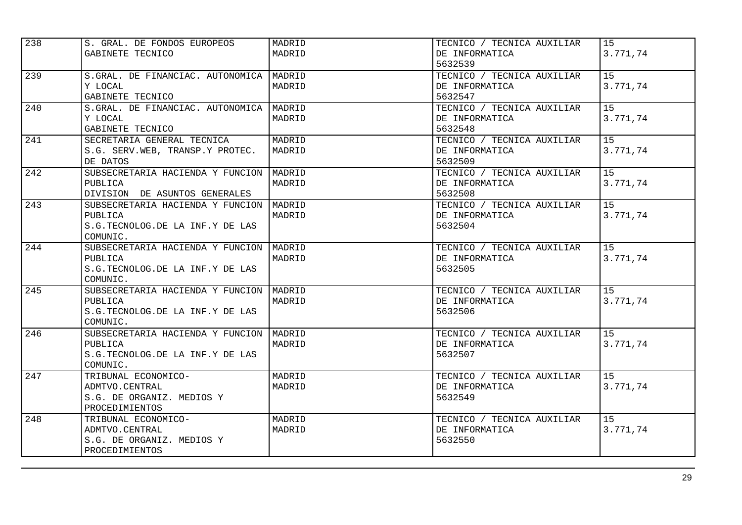| | | | | |
|---|---|---|---|---|
| 238 | S. GRAL. DE FONDOS EUROPEOS<br>GABINETE TECNICO | MADRID<br>MADRID | TECNICO / TECNICA AUXILIAR DE INFORMATICA<br>5632539 | 15<br>3.771,74 |
| 239 | S.GRAL. DE FINANCIAC. AUTONOMICA Y LOCAL<br>GABINETE TECNICO | MADRID<br>MADRID | TECNICO / TECNICA AUXILIAR DE INFORMATICA<br>5632547 | 15<br>3.771,74 |
| 240 | S.GRAL. DE FINANCIAC. AUTONOMICA Y LOCAL<br>GABINETE TECNICO | MADRID<br>MADRID | TECNICO / TECNICA AUXILIAR DE INFORMATICA<br>5632548 | 15<br>3.771,74 |
| 241 | SECRETARIA GENERAL TECNICA<br>S.G. SERV.WEB, TRANSP.Y PROTEC. DE DATOS | MADRID<br>MADRID | TECNICO / TECNICA AUXILIAR DE INFORMATICA<br>5632509 | 15<br>3.771,74 |
| 242 | SUBSECRETARIA HACIENDA Y FUNCION PUBLICA<br>DIVISION DE ASUNTOS GENERALES | MADRID<br>MADRID | TECNICO / TECNICA AUXILIAR DE INFORMATICA<br>5632508 | 15<br>3.771,74 |
| 243 | SUBSECRETARIA HACIENDA Y FUNCION PUBLICA<br>S.G.TECNOLOG.DE LA INF.Y DE LAS COMUNIC. | MADRID<br>MADRID | TECNICO / TECNICA AUXILIAR DE INFORMATICA<br>5632504 | 15<br>3.771,74 |
| 244 | SUBSECRETARIA HACIENDA Y FUNCION PUBLICA<br>S.G.TECNOLOG.DE LA INF.Y DE LAS COMUNIC. | MADRID<br>MADRID | TECNICO / TECNICA AUXILIAR DE INFORMATICA<br>5632505 | 15<br>3.771,74 |
| 245 | SUBSECRETARIA HACIENDA Y FUNCION PUBLICA<br>S.G.TECNOLOG.DE LA INF.Y DE LAS COMUNIC. | MADRID<br>MADRID | TECNICO / TECNICA AUXILIAR DE INFORMATICA<br>5632506 | 15<br>3.771,74 |
| 246 | SUBSECRETARIA HACIENDA Y FUNCION PUBLICA<br>S.G.TECNOLOG.DE LA INF.Y DE LAS COMUNIC. | MADRID<br>MADRID | TECNICO / TECNICA AUXILIAR DE INFORMATICA<br>5632507 | 15<br>3.771,74 |
| 247 | TRIBUNAL ECONOMICO-ADMTVO.CENTRAL<br>S.G. DE ORGANIZ. MEDIOS Y PROCEDIMIENTOS | MADRID<br>MADRID | TECNICO / TECNICA AUXILIAR DE INFORMATICA<br>5632549 | 15<br>3.771,74 |
| 248 | TRIBUNAL ECONOMICO-ADMTVO.CENTRAL<br>S.G. DE ORGANIZ. MEDIOS Y PROCEDIMIENTOS | MADRID<br>MADRID | TECNICO / TECNICA AUXILIAR DE INFORMATICA<br>5632550 | 15<br>3.771,74 |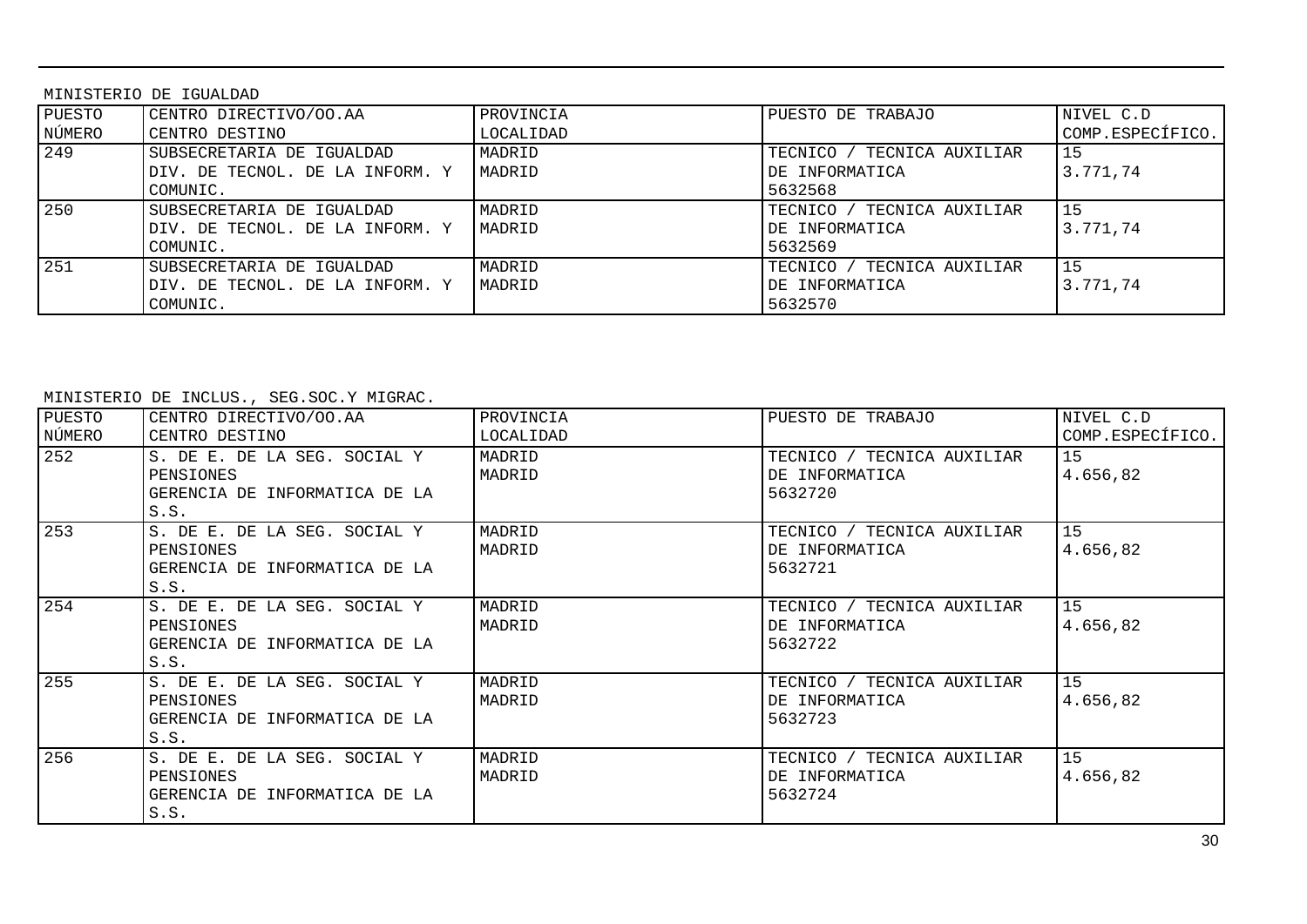MINISTERIO DE IGUALDAD

| PUESTO NÚMERO | CENTRO DIRECTIVO/OO.AA CENTRO DESTINO | PROVINCIA LOCALIDAD | PUESTO DE TRABAJO | NIVEL C.D COMP.ESPECÍFICO. |
|---|---|---|---|---|
| 249 | SUBSECRETARIA DE IGUALDAD DIV. DE TECNOL. DE LA INFORM. Y COMUNIC. | MADRID MADRID | TECNICO / TECNICA AUXILIAR DE INFORMATICA 5632568 | 15 3.771,74 |
| 250 | SUBSECRETARIA DE IGUALDAD DIV. DE TECNOL. DE LA INFORM. Y COMUNIC. | MADRID MADRID | TECNICO / TECNICA AUXILIAR DE INFORMATICA 5632569 | 15 3.771,74 |
| 251 | SUBSECRETARIA DE IGUALDAD DIV. DE TECNOL. DE LA INFORM. Y COMUNIC. | MADRID MADRID | TECNICO / TECNICA AUXILIAR DE INFORMATICA 5632570 | 15 3.771,74 |

MINISTERIO DE INCLUS., SEG.SOC.Y MIGRAC.

| PUESTO NÚMERO | CENTRO DIRECTIVO/OO.AA CENTRO DESTINO | PROVINCIA LOCALIDAD | PUESTO DE TRABAJO | NIVEL C.D COMP.ESPECÍFICO. |
|---|---|---|---|---|
| 252 | S. DE E. DE LA SEG. SOCIAL Y PENSIONES GERENCIA DE INFORMATICA DE LA S.S. | MADRID MADRID | TECNICO / TECNICA AUXILIAR DE INFORMATICA 5632720 | 15 4.656,82 |
| 253 | S. DE E. DE LA SEG. SOCIAL Y PENSIONES GERENCIA DE INFORMATICA DE LA S.S. | MADRID MADRID | TECNICO / TECNICA AUXILIAR DE INFORMATICA 5632721 | 15 4.656,82 |
| 254 | S. DE E. DE LA SEG. SOCIAL Y PENSIONES GERENCIA DE INFORMATICA DE LA S.S. | MADRID MADRID | TECNICO / TECNICA AUXILIAR DE INFORMATICA 5632722 | 15 4.656,82 |
| 255 | S. DE E. DE LA SEG. SOCIAL Y PENSIONES GERENCIA DE INFORMATICA DE LA S.S. | MADRID MADRID | TECNICO / TECNICA AUXILIAR DE INFORMATICA 5632723 | 15 4.656,82 |
| 256 | S. DE E. DE LA SEG. SOCIAL Y PENSIONES GERENCIA DE INFORMATICA DE LA S.S. | MADRID MADRID | TECNICO / TECNICA AUXILIAR DE INFORMATICA 5632724 | 15 4.656,82 |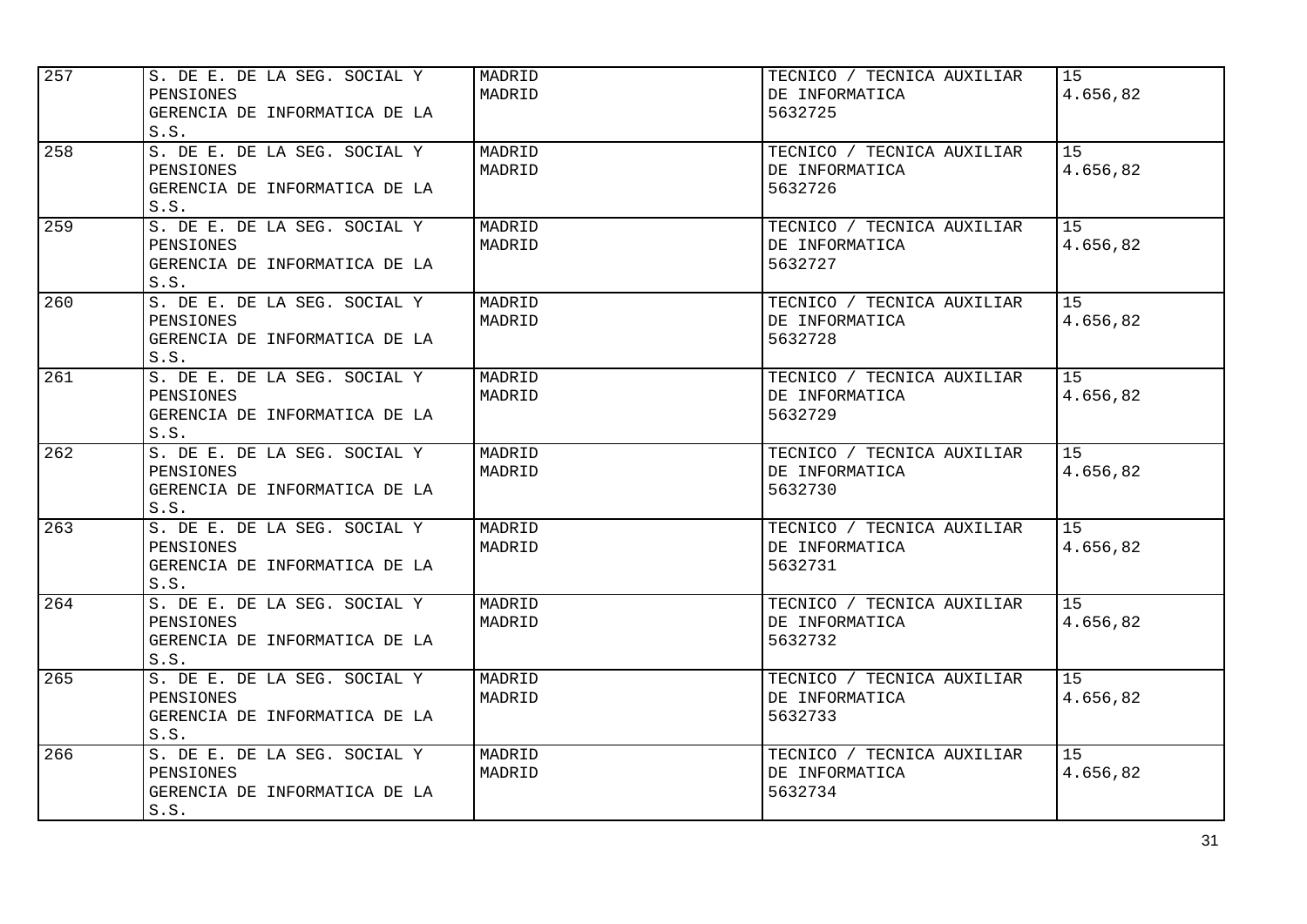| | | | | |
|---|---|---|---|---|
| 257 | S. DE E. DE LA SEG. SOCIAL Y PENSIONES GERENCIA DE INFORMATICA DE LA S.S. | MADRID MADRID | TECNICO / TECNICA AUXILIAR DE INFORMATICA 5632725 | 15 4.656,82 |
| 258 | S. DE E. DE LA SEG. SOCIAL Y PENSIONES GERENCIA DE INFORMATICA DE LA S.S. | MADRID MADRID | TECNICO / TECNICA AUXILIAR DE INFORMATICA 5632726 | 15 4.656,82 |
| 259 | S. DE E. DE LA SEG. SOCIAL Y PENSIONES GERENCIA DE INFORMATICA DE LA S.S. | MADRID MADRID | TECNICO / TECNICA AUXILIAR DE INFORMATICA 5632727 | 15 4.656,82 |
| 260 | S. DE E. DE LA SEG. SOCIAL Y PENSIONES GERENCIA DE INFORMATICA DE LA S.S. | MADRID MADRID | TECNICO / TECNICA AUXILIAR DE INFORMATICA 5632728 | 15 4.656,82 |
| 261 | S. DE E. DE LA SEG. SOCIAL Y PENSIONES GERENCIA DE INFORMATICA DE LA S.S. | MADRID MADRID | TECNICO / TECNICA AUXILIAR DE INFORMATICA 5632729 | 15 4.656,82 |
| 262 | S. DE E. DE LA SEG. SOCIAL Y PENSIONES GERENCIA DE INFORMATICA DE LA S.S. | MADRID MADRID | TECNICO / TECNICA AUXILIAR DE INFORMATICA 5632730 | 15 4.656,82 |
| 263 | S. DE E. DE LA SEG. SOCIAL Y PENSIONES GERENCIA DE INFORMATICA DE LA S.S. | MADRID MADRID | TECNICO / TECNICA AUXILIAR DE INFORMATICA 5632731 | 15 4.656,82 |
| 264 | S. DE E. DE LA SEG. SOCIAL Y PENSIONES GERENCIA DE INFORMATICA DE LA S.S. | MADRID MADRID | TECNICO / TECNICA AUXILIAR DE INFORMATICA 5632732 | 15 4.656,82 |
| 265 | S. DE E. DE LA SEG. SOCIAL Y PENSIONES GERENCIA DE INFORMATICA DE LA S.S. | MADRID MADRID | TECNICO / TECNICA AUXILIAR DE INFORMATICA 5632733 | 15 4.656,82 |
| 266 | S. DE E. DE LA SEG. SOCIAL Y PENSIONES GERENCIA DE INFORMATICA DE LA S.S. | MADRID MADRID | TECNICO / TECNICA AUXILIAR DE INFORMATICA 5632734 | 15 4.656,82 |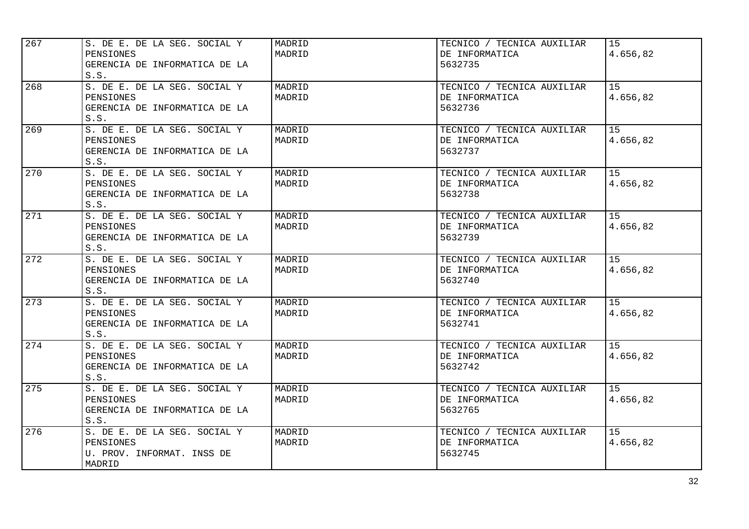| 267 | S. DE E. DE LA SEG. SOCIAL Y PENSIONES GERENCIA DE INFORMATICA DE LA S.S. | MADRID MADRID | TECNICO / TECNICA AUXILIAR DE INFORMATICA 5632735 | 15 4.656,82 |
|---|---|---|---|---|
| 268 | S. DE E. DE LA SEG. SOCIAL Y PENSIONES GERENCIA DE INFORMATICA DE LA S.S. | MADRID MADRID | TECNICO / TECNICA AUXILIAR DE INFORMATICA 5632736 | 15 4.656,82 |
| 269 | S. DE E. DE LA SEG. SOCIAL Y PENSIONES GERENCIA DE INFORMATICA DE LA S.S. | MADRID MADRID | TECNICO / TECNICA AUXILIAR DE INFORMATICA 5632737 | 15 4.656,82 |
| 270 | S. DE E. DE LA SEG. SOCIAL Y PENSIONES GERENCIA DE INFORMATICA DE LA S.S. | MADRID MADRID | TECNICO / TECNICA AUXILIAR DE INFORMATICA 5632738 | 15 4.656,82 |
| 271 | S. DE E. DE LA SEG. SOCIAL Y PENSIONES GERENCIA DE INFORMATICA DE LA S.S. | MADRID MADRID | TECNICO / TECNICA AUXILIAR DE INFORMATICA 5632739 | 15 4.656,82 |
| 272 | S. DE E. DE LA SEG. SOCIAL Y PENSIONES GERENCIA DE INFORMATICA DE LA S.S. | MADRID MADRID | TECNICO / TECNICA AUXILIAR DE INFORMATICA 5632740 | 15 4.656,82 |
| 273 | S. DE E. DE LA SEG. SOCIAL Y PENSIONES GERENCIA DE INFORMATICA DE LA S.S. | MADRID MADRID | TECNICO / TECNICA AUXILIAR DE INFORMATICA 5632741 | 15 4.656,82 |
| 274 | S. DE E. DE LA SEG. SOCIAL Y PENSIONES GERENCIA DE INFORMATICA DE LA S.S. | MADRID MADRID | TECNICO / TECNICA AUXILIAR DE INFORMATICA 5632742 | 15 4.656,82 |
| 275 | S. DE E. DE LA SEG. SOCIAL Y PENSIONES GERENCIA DE INFORMATICA DE LA S.S. | MADRID MADRID | TECNICO / TECNICA AUXILIAR DE INFORMATICA 5632765 | 15 4.656,82 |
| 276 | S. DE E. DE LA SEG. SOCIAL Y PENSIONES U. PROV. INFORMAT. INSS DE MADRID | MADRID MADRID | TECNICO / TECNICA AUXILIAR DE INFORMATICA 5632745 | 15 4.656,82 |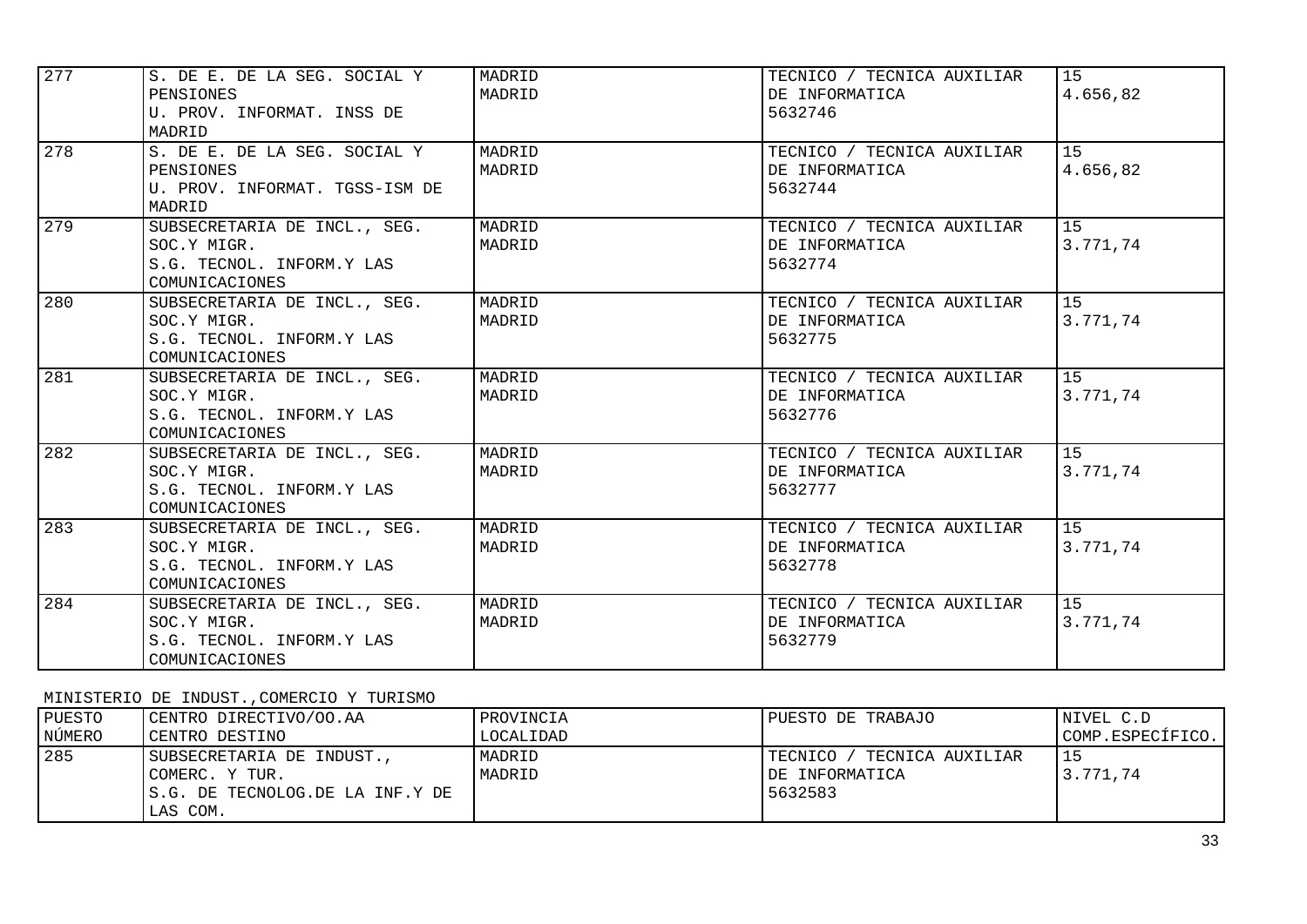| | | | | |
|---|---|---|---|---|
| 277 | S. DE E. DE LA SEG. SOCIAL Y PENSIONES<br>U. PROV. INFORMAT. INSS DE MADRID | MADRID<br>MADRID | TECNICO / TECNICA AUXILIAR DE INFORMATICA<br>5632746 | 15<br>4.656,82 |
| 278 | S. DE E. DE LA SEG. SOCIAL Y PENSIONES<br>U. PROV. INFORMAT. TGSS-ISM DE MADRID | MADRID<br>MADRID | TECNICO / TECNICA AUXILIAR DE INFORMATICA<br>5632744 | 15<br>4.656,82 |
| 279 | SUBSECRETARIA DE INCL., SEG. SOC.Y MIGR.<br>S.G. TECNOL. INFORM.Y LAS COMUNICACIONES | MADRID<br>MADRID | TECNICO / TECNICA AUXILIAR DE INFORMATICA<br>5632774 | 15<br>3.771,74 |
| 280 | SUBSECRETARIA DE INCL., SEG. SOC.Y MIGR.<br>S.G. TECNOL. INFORM.Y LAS COMUNICACIONES | MADRID<br>MADRID | TECNICO / TECNICA AUXILIAR DE INFORMATICA<br>5632775 | 15<br>3.771,74 |
| 281 | SUBSECRETARIA DE INCL., SEG. SOC.Y MIGR.<br>S.G. TECNOL. INFORM.Y LAS COMUNICACIONES | MADRID<br>MADRID | TECNICO / TECNICA AUXILIAR DE INFORMATICA<br>5632776 | 15<br>3.771,74 |
| 282 | SUBSECRETARIA DE INCL., SEG. SOC.Y MIGR.<br>S.G. TECNOL. INFORM.Y LAS COMUNICACIONES | MADRID<br>MADRID | TECNICO / TECNICA AUXILIAR DE INFORMATICA<br>5632777 | 15<br>3.771,74 |
| 283 | SUBSECRETARIA DE INCL., SEG. SOC.Y MIGR.<br>S.G. TECNOL. INFORM.Y LAS COMUNICACIONES | MADRID<br>MADRID | TECNICO / TECNICA AUXILIAR DE INFORMATICA<br>5632778 | 15<br>3.771,74 |
| 284 | SUBSECRETARIA DE INCL., SEG. SOC.Y MIGR.<br>S.G. TECNOL. INFORM.Y LAS COMUNICACIONES | MADRID<br>MADRID | TECNICO / TECNICA AUXILIAR DE INFORMATICA<br>5632779 | 15<br>3.771,74 |

MINISTERIO DE INDUST.,COMERCIO Y TURISMO

| PUESTO NÚMERO | CENTRO DIRECTIVO/OO.AA<br>CENTRO DESTINO | PROVINCIA<br>LOCALIDAD | PUESTO DE TRABAJO | NIVEL C.D<br>COMP.ESPECÍFICO. |
|---|---|---|---|---|
| 285 | SUBSECRETARIA DE INDUST., COMERC. Y TUR.<br>S.G. DE TECNOLOG.DE LA INF.Y DE LAS COM. | MADRID<br>MADRID | TECNICO / TECNICA AUXILIAR DE INFORMATICA<br>5632583 | 15<br>3.771,74 |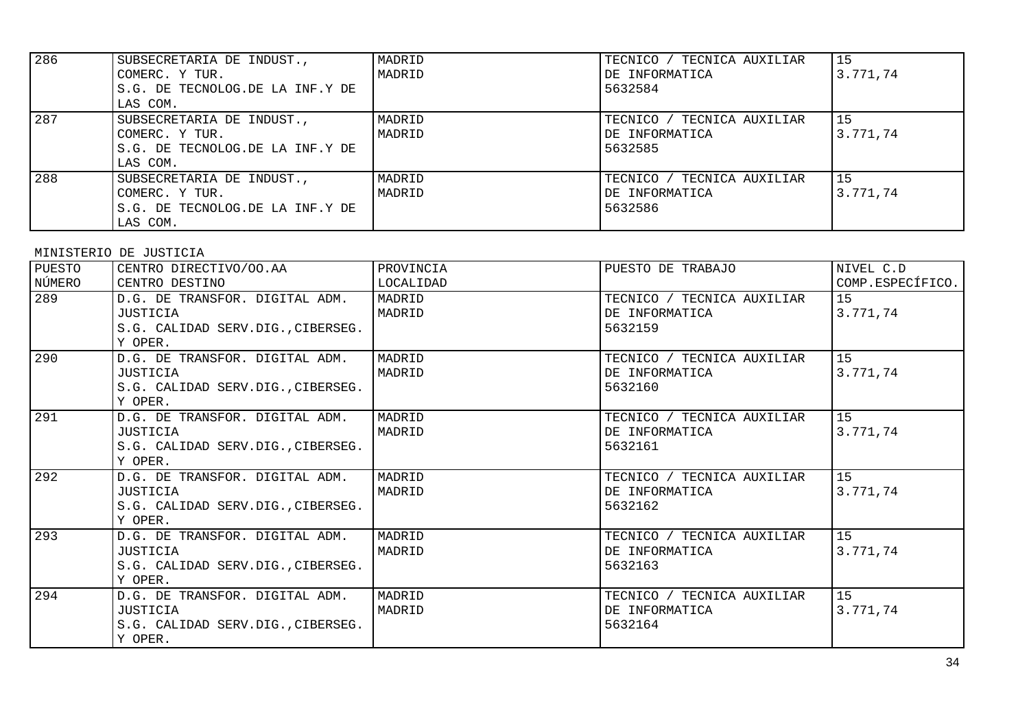| 286 | SUBSECRETARIA DE INDUST., COMERC. Y TUR. S.G. DE TECNOLOG.DE LA INF.Y DE LAS COM. | MADRID MADRID | TECNICO / TECNICA AUXILIAR DE INFORMATICA 5632584 | 15 3.771,74 |
|---|---|---|---|---|
| 287 | SUBSECRETARIA DE INDUST., COMERC. Y TUR. S.G. DE TECNOLOG.DE LA INF.Y DE LAS COM. | MADRID MADRID | TECNICO / TECNICA AUXILIAR DE INFORMATICA 5632585 | 15 3.771,74 |
| 288 | SUBSECRETARIA DE INDUST., COMERC. Y TUR. S.G. DE TECNOLOG.DE LA INF.Y DE LAS COM. | MADRID MADRID | TECNICO / TECNICA AUXILIAR DE INFORMATICA 5632586 | 15 3.771,74 |

MINISTERIO DE JUSTICIA

| PUESTO NÚMERO | CENTRO DIRECTIVO/OO.AA CENTRO DESTINO | PROVINCIA LOCALIDAD | PUESTO DE TRABAJO | NIVEL C.D COMP.ESPECÍFICO. |
|---|---|---|---|---|
| 289 | D.G. DE TRANSFOR. DIGITAL ADM. JUSTICIA S.G. CALIDAD SERV.DIG.,CIBERSEG. Y OPER. | MADRID MADRID | TECNICO / TECNICA AUXILIAR DE INFORMATICA 5632159 | 15 3.771,74 |
| 290 | D.G. DE TRANSFOR. DIGITAL ADM. JUSTICIA S.G. CALIDAD SERV.DIG.,CIBERSEG. Y OPER. | MADRID MADRID | TECNICO / TECNICA AUXILIAR DE INFORMATICA 5632160 | 15 3.771,74 |
| 291 | D.G. DE TRANSFOR. DIGITAL ADM. JUSTICIA S.G. CALIDAD SERV.DIG.,CIBERSEG. Y OPER. | MADRID MADRID | TECNICO / TECNICA AUXILIAR DE INFORMATICA 5632161 | 15 3.771,74 |
| 292 | D.G. DE TRANSFOR. DIGITAL ADM. JUSTICIA S.G. CALIDAD SERV.DIG.,CIBERSEG. Y OPER. | MADRID MADRID | TECNICO / TECNICA AUXILIAR DE INFORMATICA 5632162 | 15 3.771,74 |
| 293 | D.G. DE TRANSFOR. DIGITAL ADM. JUSTICIA S.G. CALIDAD SERV.DIG.,CIBERSEG. Y OPER. | MADRID MADRID | TECNICO / TECNICA AUXILIAR DE INFORMATICA 5632163 | 15 3.771,74 |
| 294 | D.G. DE TRANSFOR. DIGITAL ADM. JUSTICIA S.G. CALIDAD SERV.DIG.,CIBERSEG. Y OPER. | MADRID MADRID | TECNICO / TECNICA AUXILIAR DE INFORMATICA 5632164 | 15 3.771,74 |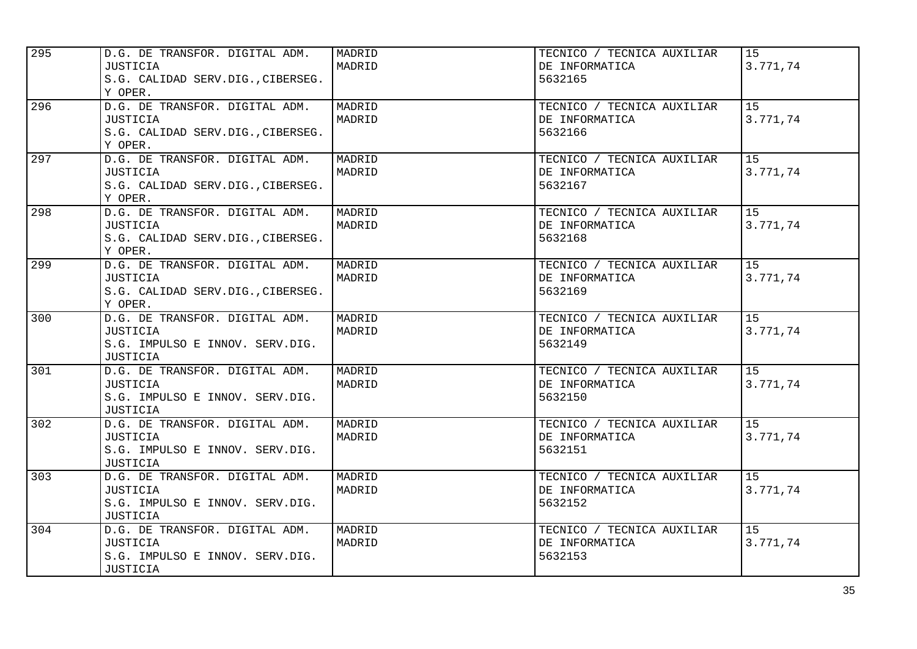| | | | | |
|---|---|---|---|---|
| 295 | D.G. DE TRANSFOR. DIGITAL ADM. JUSTICIA S.G. CALIDAD SERV.DIG.,CIBERSEG. Y OPER. | MADRID MADRID | TECNICO / TECNICA AUXILIAR DE INFORMATICA 5632165 | 15 3.771,74 |
| 296 | D.G. DE TRANSFOR. DIGITAL ADM. JUSTICIA S.G. CALIDAD SERV.DIG.,CIBERSEG. Y OPER. | MADRID MADRID | TECNICO / TECNICA AUXILIAR DE INFORMATICA 5632166 | 15 3.771,74 |
| 297 | D.G. DE TRANSFOR. DIGITAL ADM. JUSTICIA S.G. CALIDAD SERV.DIG.,CIBERSEG. Y OPER. | MADRID MADRID | TECNICO / TECNICA AUXILIAR DE INFORMATICA 5632167 | 15 3.771,74 |
| 298 | D.G. DE TRANSFOR. DIGITAL ADM. JUSTICIA S.G. CALIDAD SERV.DIG.,CIBERSEG. Y OPER. | MADRID MADRID | TECNICO / TECNICA AUXILIAR DE INFORMATICA 5632168 | 15 3.771,74 |
| 299 | D.G. DE TRANSFOR. DIGITAL ADM. JUSTICIA S.G. CALIDAD SERV.DIG.,CIBERSEG. Y OPER. | MADRID MADRID | TECNICO / TECNICA AUXILIAR DE INFORMATICA 5632169 | 15 3.771,74 |
| 300 | D.G. DE TRANSFOR. DIGITAL ADM. JUSTICIA S.G. IMPULSO E INNOV. SERV.DIG. JUSTICIA | MADRID MADRID | TECNICO / TECNICA AUXILIAR DE INFORMATICA 5632149 | 15 3.771,74 |
| 301 | D.G. DE TRANSFOR. DIGITAL ADM. JUSTICIA S.G. IMPULSO E INNOV. SERV.DIG. JUSTICIA | MADRID MADRID | TECNICO / TECNICA AUXILIAR DE INFORMATICA 5632150 | 15 3.771,74 |
| 302 | D.G. DE TRANSFOR. DIGITAL ADM. JUSTICIA S.G. IMPULSO E INNOV. SERV.DIG. JUSTICIA | MADRID MADRID | TECNICO / TECNICA AUXILIAR DE INFORMATICA 5632151 | 15 3.771,74 |
| 303 | D.G. DE TRANSFOR. DIGITAL ADM. JUSTICIA S.G. IMPULSO E INNOV. SERV.DIG. JUSTICIA | MADRID MADRID | TECNICO / TECNICA AUXILIAR DE INFORMATICA 5632152 | 15 3.771,74 |
| 304 | D.G. DE TRANSFOR. DIGITAL ADM. JUSTICIA S.G. IMPULSO E INNOV. SERV.DIG. JUSTICIA | MADRID MADRID | TECNICO / TECNICA AUXILIAR DE INFORMATICA 5632153 | 15 3.771,74 |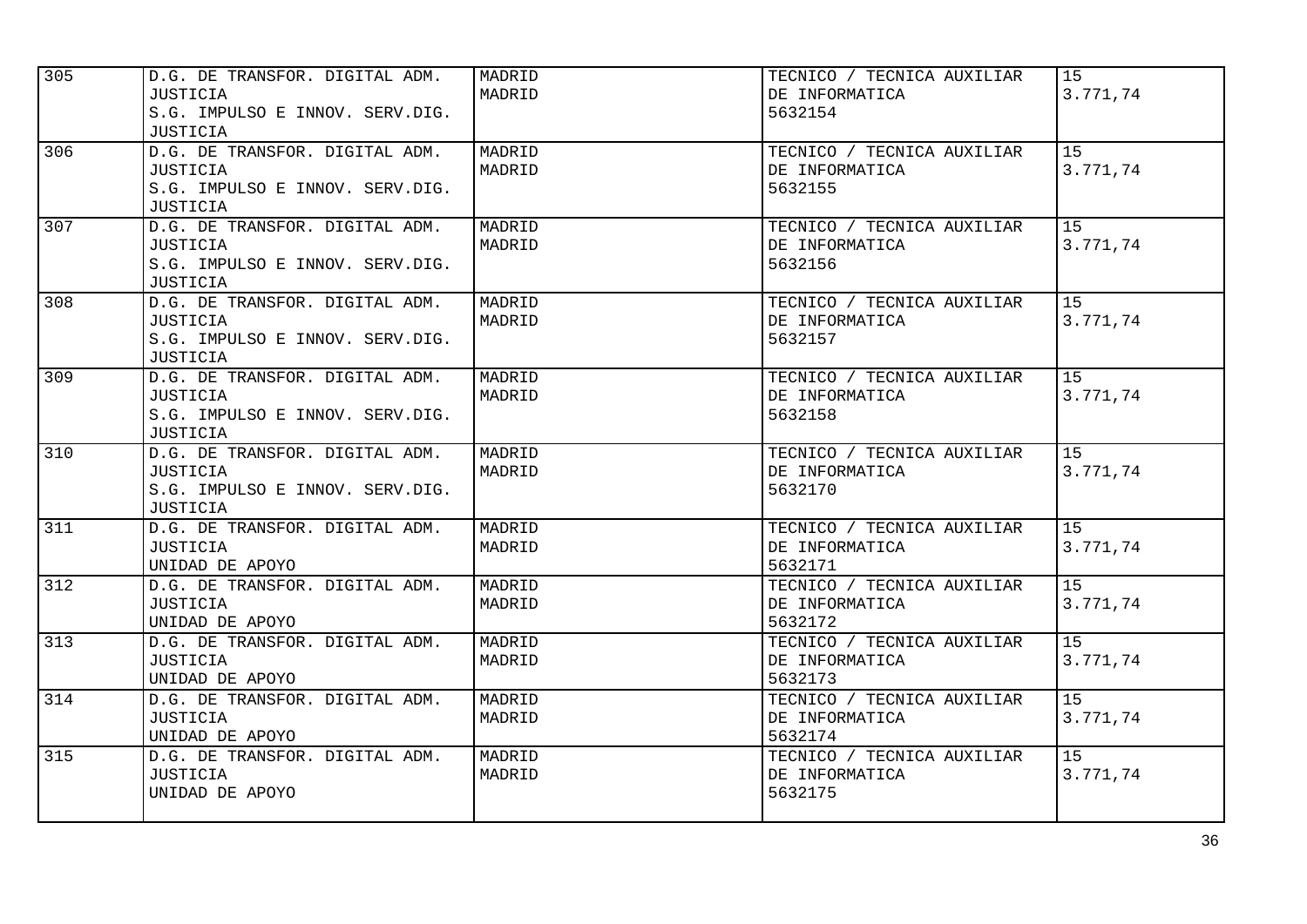| | | | | |
|---|---|---|---|---|
| 305 | D.G. DE TRANSFOR. DIGITAL ADM. JUSTICIA S.G. IMPULSO E INNOV. SERV.DIG. JUSTICIA | MADRID MADRID | TECNICO / TECNICA AUXILIAR DE INFORMATICA 5632154 | 15 3.771,74 |
| 306 | D.G. DE TRANSFOR. DIGITAL ADM. JUSTICIA S.G. IMPULSO E INNOV. SERV.DIG. JUSTICIA | MADRID MADRID | TECNICO / TECNICA AUXILIAR DE INFORMATICA 5632155 | 15 3.771,74 |
| 307 | D.G. DE TRANSFOR. DIGITAL ADM. JUSTICIA S.G. IMPULSO E INNOV. SERV.DIG. JUSTICIA | MADRID MADRID | TECNICO / TECNICA AUXILIAR DE INFORMATICA 5632156 | 15 3.771,74 |
| 308 | D.G. DE TRANSFOR. DIGITAL ADM. JUSTICIA S.G. IMPULSO E INNOV. SERV.DIG. JUSTICIA | MADRID MADRID | TECNICO / TECNICA AUXILIAR DE INFORMATICA 5632157 | 15 3.771,74 |
| 309 | D.G. DE TRANSFOR. DIGITAL ADM. JUSTICIA S.G. IMPULSO E INNOV. SERV.DIG. JUSTICIA | MADRID MADRID | TECNICO / TECNICA AUXILIAR DE INFORMATICA 5632158 | 15 3.771,74 |
| 310 | D.G. DE TRANSFOR. DIGITAL ADM. JUSTICIA S.G. IMPULSO E INNOV. SERV.DIG. JUSTICIA | MADRID MADRID | TECNICO / TECNICA AUXILIAR DE INFORMATICA 5632170 | 15 3.771,74 |
| 311 | D.G. DE TRANSFOR. DIGITAL ADM. JUSTICIA UNIDAD DE APOYO | MADRID MADRID | TECNICO / TECNICA AUXILIAR DE INFORMATICA 5632171 | 15 3.771,74 |
| 312 | D.G. DE TRANSFOR. DIGITAL ADM. JUSTICIA UNIDAD DE APOYO | MADRID MADRID | TECNICO / TECNICA AUXILIAR DE INFORMATICA 5632172 | 15 3.771,74 |
| 313 | D.G. DE TRANSFOR. DIGITAL ADM. JUSTICIA UNIDAD DE APOYO | MADRID MADRID | TECNICO / TECNICA AUXILIAR DE INFORMATICA 5632173 | 15 3.771,74 |
| 314 | D.G. DE TRANSFOR. DIGITAL ADM. JUSTICIA UNIDAD DE APOYO | MADRID MADRID | TECNICO / TECNICA AUXILIAR DE INFORMATICA 5632174 | 15 3.771,74 |
| 315 | D.G. DE TRANSFOR. DIGITAL ADM. JUSTICIA UNIDAD DE APOYO | MADRID MADRID | TECNICO / TECNICA AUXILIAR DE INFORMATICA 5632175 | 15 3.771,74 |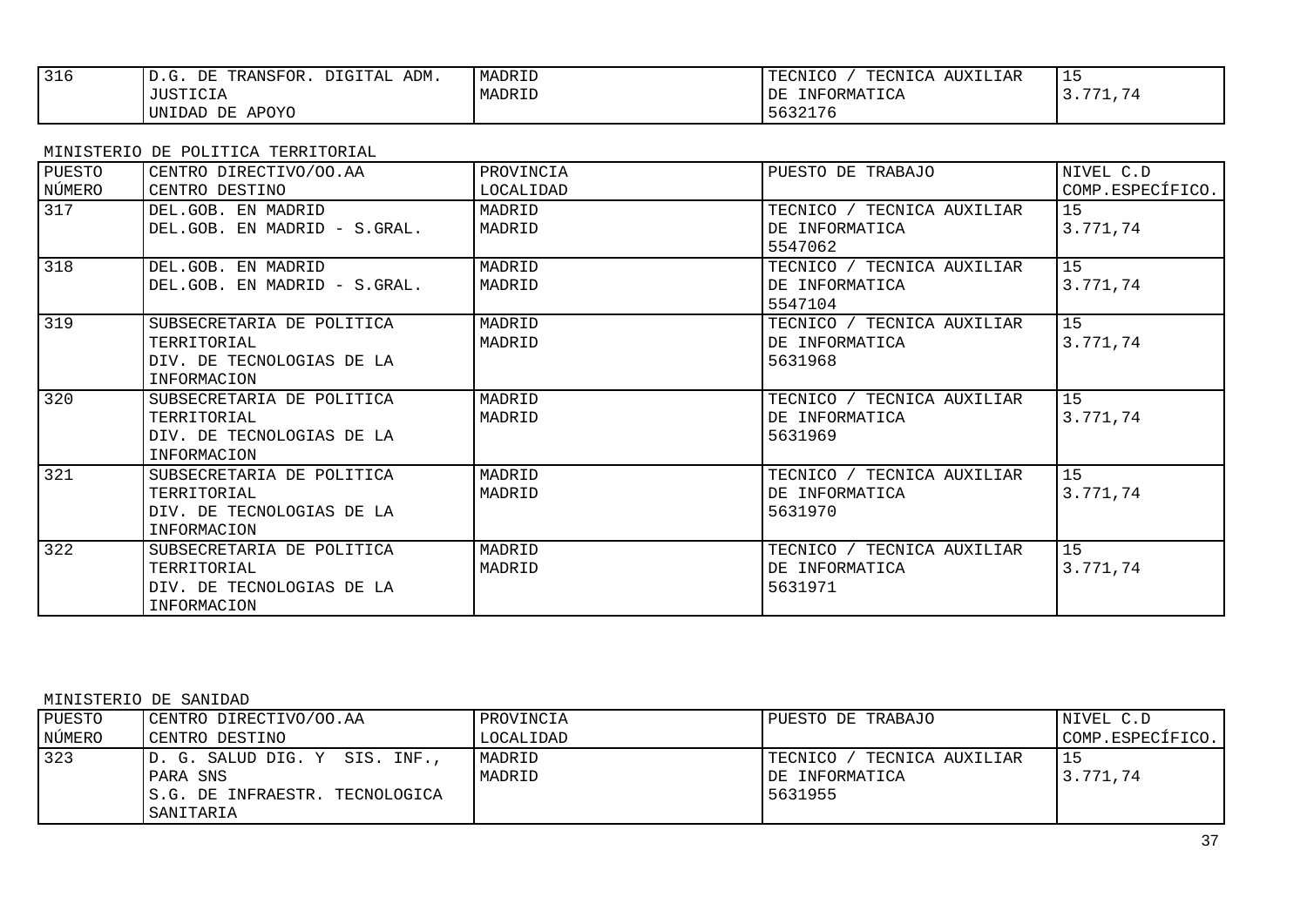| | | | | |
|---|---|---|---|---|
| 316 | D.G. DE TRANSFOR. DIGITAL ADM. JUSTICIA<br>UNIDAD DE APOYO | MADRID<br>MADRID | TECNICO / TECNICA AUXILIAR DE INFORMATICA<br>5632176 | 15<br>3.771,74 |

MINISTERIO DE POLITICA TERRITORIAL

| PUESTO NÚMERO | CENTRO DIRECTIVO/OO.AA<br>CENTRO DESTINO | PROVINCIA<br>LOCALIDAD | PUESTO DE TRABAJO | NIVEL C.D<br>COMP.ESPECÍFICO. |
|---|---|---|---|---|
| 317 | DEL.GOB. EN MADRID<br>DEL.GOB. EN MADRID - S.GRAL. | MADRID<br>MADRID | TECNICO / TECNICA AUXILIAR DE INFORMATICA<br>5547062 | 15<br>3.771,74 |
| 318 | DEL.GOB. EN MADRID<br>DEL.GOB. EN MADRID - S.GRAL. | MADRID<br>MADRID | TECNICO / TECNICA AUXILIAR DE INFORMATICA<br>5547104 | 15<br>3.771,74 |
| 319 | SUBSECRETARIA DE POLITICA TERRITORIAL<br>DIV. DE TECNOLOGIAS DE LA INFORMACION | MADRID<br>MADRID | TECNICO / TECNICA AUXILIAR DE INFORMATICA<br>5631968 | 15<br>3.771,74 |
| 320 | SUBSECRETARIA DE POLITICA TERRITORIAL<br>DIV. DE TECNOLOGIAS DE LA INFORMACION | MADRID<br>MADRID | TECNICO / TECNICA AUXILIAR DE INFORMATICA<br>5631969 | 15<br>3.771,74 |
| 321 | SUBSECRETARIA DE POLITICA TERRITORIAL<br>DIV. DE TECNOLOGIAS DE LA INFORMACION | MADRID<br>MADRID | TECNICO / TECNICA AUXILIAR DE INFORMATICA<br>5631970 | 15<br>3.771,74 |
| 322 | SUBSECRETARIA DE POLITICA TERRITORIAL<br>DIV. DE TECNOLOGIAS DE LA INFORMACION | MADRID<br>MADRID | TECNICO / TECNICA AUXILIAR DE INFORMATICA<br>5631971 | 15<br>3.771,74 |

MINISTERIO DE SANIDAD

| PUESTO NÚMERO | CENTRO DIRECTIVO/OO.AA<br>CENTRO DESTINO | PROVINCIA<br>LOCALIDAD | PUESTO DE TRABAJO | NIVEL C.D<br>COMP.ESPECÍFICO. |
|---|---|---|---|---|
| 323 | D. G. SALUD DIG. Y SIS. INF., PARA SNS<br>S.G. DE INFRAESTR. TECNOLOGICA SANITARIA | MADRID<br>MADRID | TECNICO / TECNICA AUXILIAR DE INFORMATICA<br>5631955 | 15<br>3.771,74 |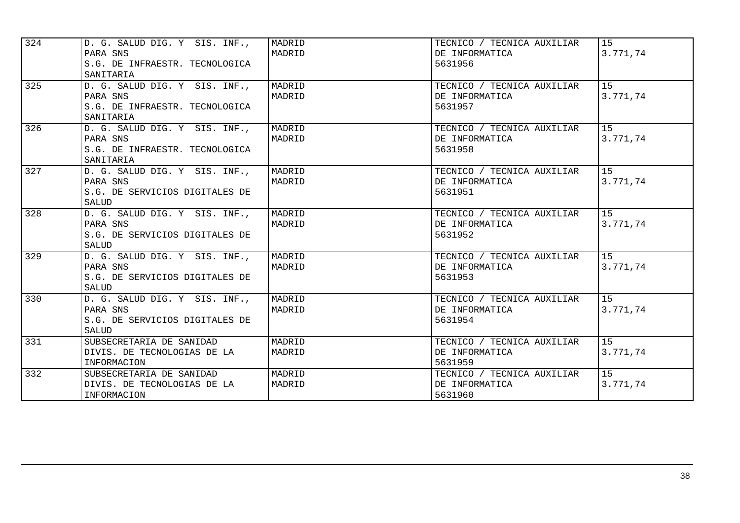| | | | | |
|---|---|---|---|---|
| 324 | D. G. SALUD DIG. Y SIS. INF., PARA SNS<br>S.G. DE INFRAESTR. TECNOLOGICA SANITARIA | MADRID<br>MADRID | TECNICO / TECNICA AUXILIAR DE INFORMATICA<br>5631956 | 15<br>3.771,74 |
| 325 | D. G. SALUD DIG. Y SIS. INF., PARA SNS<br>S.G. DE INFRAESTR. TECNOLOGICA SANITARIA | MADRID<br>MADRID | TECNICO / TECNICA AUXILIAR DE INFORMATICA<br>5631957 | 15<br>3.771,74 |
| 326 | D. G. SALUD DIG. Y SIS. INF., PARA SNS<br>S.G. DE INFRAESTR. TECNOLOGICA SANITARIA | MADRID<br>MADRID | TECNICO / TECNICA AUXILIAR DE INFORMATICA<br>5631958 | 15<br>3.771,74 |
| 327 | D. G. SALUD DIG. Y SIS. INF., PARA SNS<br>S.G. DE SERVICIOS DIGITALES DE SALUD | MADRID<br>MADRID | TECNICO / TECNICA AUXILIAR DE INFORMATICA<br>5631951 | 15<br>3.771,74 |
| 328 | D. G. SALUD DIG. Y SIS. INF., PARA SNS<br>S.G. DE SERVICIOS DIGITALES DE SALUD | MADRID<br>MADRID | TECNICO / TECNICA AUXILIAR DE INFORMATICA<br>5631952 | 15<br>3.771,74 |
| 329 | D. G. SALUD DIG. Y SIS. INF., PARA SNS<br>S.G. DE SERVICIOS DIGITALES DE SALUD | MADRID<br>MADRID | TECNICO / TECNICA AUXILIAR DE INFORMATICA<br>5631953 | 15<br>3.771,74 |
| 330 | D. G. SALUD DIG. Y SIS. INF., PARA SNS<br>S.G. DE SERVICIOS DIGITALES DE SALUD | MADRID<br>MADRID | TECNICO / TECNICA AUXILIAR DE INFORMATICA<br>5631954 | 15<br>3.771,74 |
| 331 | SUBSECRETARIA DE SANIDAD<br>DIVIS. DE TECNOLOGIAS DE LA INFORMACION | MADRID<br>MADRID | TECNICO / TECNICA AUXILIAR DE INFORMATICA<br>5631959 | 15<br>3.771,74 |
| 332 | SUBSECRETARIA DE SANIDAD<br>DIVIS. DE TECNOLOGIAS DE LA INFORMACION | MADRID<br>MADRID | TECNICO / TECNICA AUXILIAR DE INFORMATICA<br>5631960 | 15<br>3.771,74 |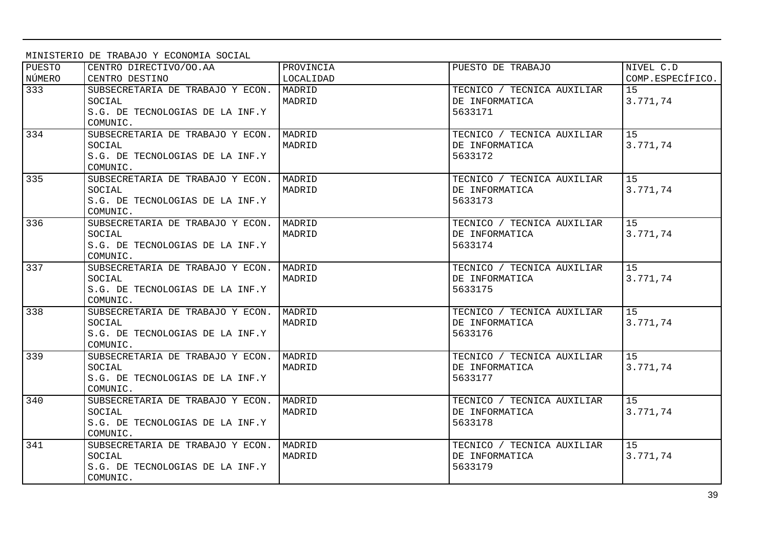MINISTERIO DE TRABAJO Y ECONOMIA SOCIAL

| PUESTO NÚMERO | CENTRO DIRECTIVO/OO.AA CENTRO DESTINO | PROVINCIA LOCALIDAD | PUESTO DE TRABAJO | NIVEL C.D COMP.ESPECÍFICO. |
|---|---|---|---|---|
| 333 | SUBSECRETARIA DE TRABAJO Y ECON. SOCIAL S.G. DE TECNOLOGIAS DE LA INF.Y COMUNIC. | MADRID MADRID | TECNICO / TECNICA AUXILIAR DE INFORMATICA 5633171 | 15 3.771,74 |
| 334 | SUBSECRETARIA DE TRABAJO Y ECON. SOCIAL S.G. DE TECNOLOGIAS DE LA INF.Y COMUNIC. | MADRID MADRID | TECNICO / TECNICA AUXILIAR DE INFORMATICA 5633172 | 15 3.771,74 |
| 335 | SUBSECRETARIA DE TRABAJO Y ECON. SOCIAL S.G. DE TECNOLOGIAS DE LA INF.Y COMUNIC. | MADRID MADRID | TECNICO / TECNICA AUXILIAR DE INFORMATICA 5633173 | 15 3.771,74 |
| 336 | SUBSECRETARIA DE TRABAJO Y ECON. SOCIAL S.G. DE TECNOLOGIAS DE LA INF.Y COMUNIC. | MADRID MADRID | TECNICO / TECNICA AUXILIAR DE INFORMATICA 5633174 | 15 3.771,74 |
| 337 | SUBSECRETARIA DE TRABAJO Y ECON. SOCIAL S.G. DE TECNOLOGIAS DE LA INF.Y COMUNIC. | MADRID MADRID | TECNICO / TECNICA AUXILIAR DE INFORMATICA 5633175 | 15 3.771,74 |
| 338 | SUBSECRETARIA DE TRABAJO Y ECON. SOCIAL S.G. DE TECNOLOGIAS DE LA INF.Y COMUNIC. | MADRID MADRID | TECNICO / TECNICA AUXILIAR DE INFORMATICA 5633176 | 15 3.771,74 |
| 339 | SUBSECRETARIA DE TRABAJO Y ECON. SOCIAL S.G. DE TECNOLOGIAS DE LA INF.Y COMUNIC. | MADRID MADRID | TECNICO / TECNICA AUXILIAR DE INFORMATICA 5633177 | 15 3.771,74 |
| 340 | SUBSECRETARIA DE TRABAJO Y ECON. SOCIAL S.G. DE TECNOLOGIAS DE LA INF.Y COMUNIC. | MADRID MADRID | TECNICO / TECNICA AUXILIAR DE INFORMATICA 5633178 | 15 3.771,74 |
| 341 | SUBSECRETARIA DE TRABAJO Y ECON. SOCIAL S.G. DE TECNOLOGIAS DE LA INF.Y COMUNIC. | MADRID MADRID | TECNICO / TECNICA AUXILIAR DE INFORMATICA 5633179 | 15 3.771,74 |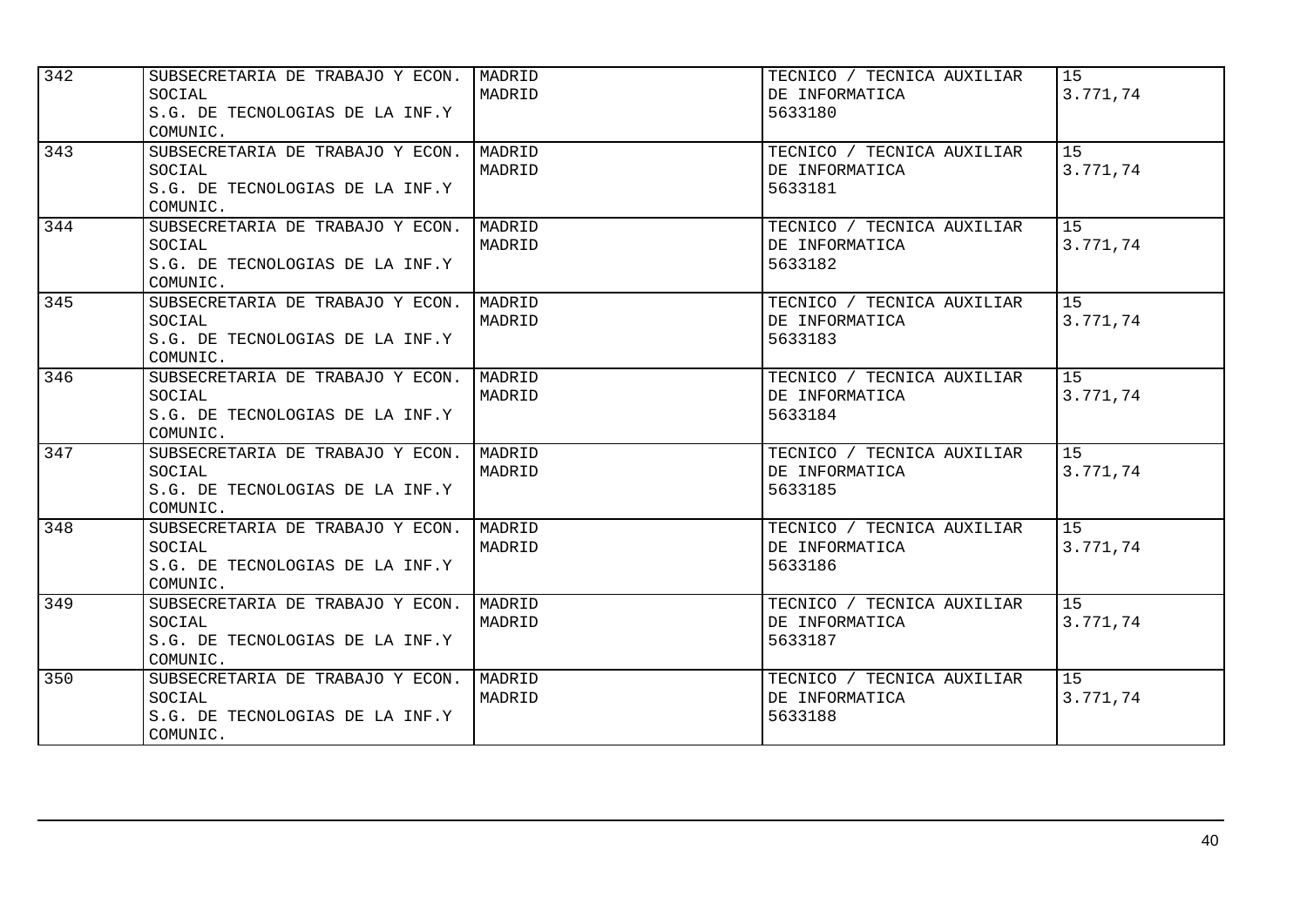| | | | | |
|---|---|---|---|---|
| 342 | SUBSECRETARIA DE TRABAJO Y ECON. SOCIAL<br>S.G. DE TECNOLOGIAS DE LA INF.Y COMUNIC. | MADRID<br>MADRID | TECNICO / TECNICA AUXILIAR DE INFORMATICA<br>5633180 | 15<br>3.771,74 |
| 343 | SUBSECRETARIA DE TRABAJO Y ECON. SOCIAL<br>S.G. DE TECNOLOGIAS DE LA INF.Y COMUNIC. | MADRID<br>MADRID | TECNICO / TECNICA AUXILIAR DE INFORMATICA<br>5633181 | 15<br>3.771,74 |
| 344 | SUBSECRETARIA DE TRABAJO Y ECON. SOCIAL<br>S.G. DE TECNOLOGIAS DE LA INF.Y COMUNIC. | MADRID<br>MADRID | TECNICO / TECNICA AUXILIAR DE INFORMATICA<br>5633182 | 15<br>3.771,74 |
| 345 | SUBSECRETARIA DE TRABAJO Y ECON. SOCIAL<br>S.G. DE TECNOLOGIAS DE LA INF.Y COMUNIC. | MADRID<br>MADRID | TECNICO / TECNICA AUXILIAR DE INFORMATICA<br>5633183 | 15<br>3.771,74 |
| 346 | SUBSECRETARIA DE TRABAJO Y ECON. SOCIAL<br>S.G. DE TECNOLOGIAS DE LA INF.Y COMUNIC. | MADRID<br>MADRID | TECNICO / TECNICA AUXILIAR DE INFORMATICA<br>5633184 | 15<br>3.771,74 |
| 347 | SUBSECRETARIA DE TRABAJO Y ECON. SOCIAL<br>S.G. DE TECNOLOGIAS DE LA INF.Y COMUNIC. | MADRID<br>MADRID | TECNICO / TECNICA AUXILIAR DE INFORMATICA<br>5633185 | 15<br>3.771,74 |
| 348 | SUBSECRETARIA DE TRABAJO Y ECON. SOCIAL<br>S.G. DE TECNOLOGIAS DE LA INF.Y COMUNIC. | MADRID<br>MADRID | TECNICO / TECNICA AUXILIAR DE INFORMATICA<br>5633186 | 15<br>3.771,74 |
| 349 | SUBSECRETARIA DE TRABAJO Y ECON. SOCIAL<br>S.G. DE TECNOLOGIAS DE LA INF.Y COMUNIC. | MADRID<br>MADRID | TECNICO / TECNICA AUXILIAR DE INFORMATICA<br>5633187 | 15<br>3.771,74 |
| 350 | SUBSECRETARIA DE TRABAJO Y ECON. SOCIAL<br>S.G. DE TECNOLOGIAS DE LA INF.Y COMUNIC. | MADRID<br>MADRID | TECNICO / TECNICA AUXILIAR DE INFORMATICA<br>5633188 | 15<br>3.771,74 |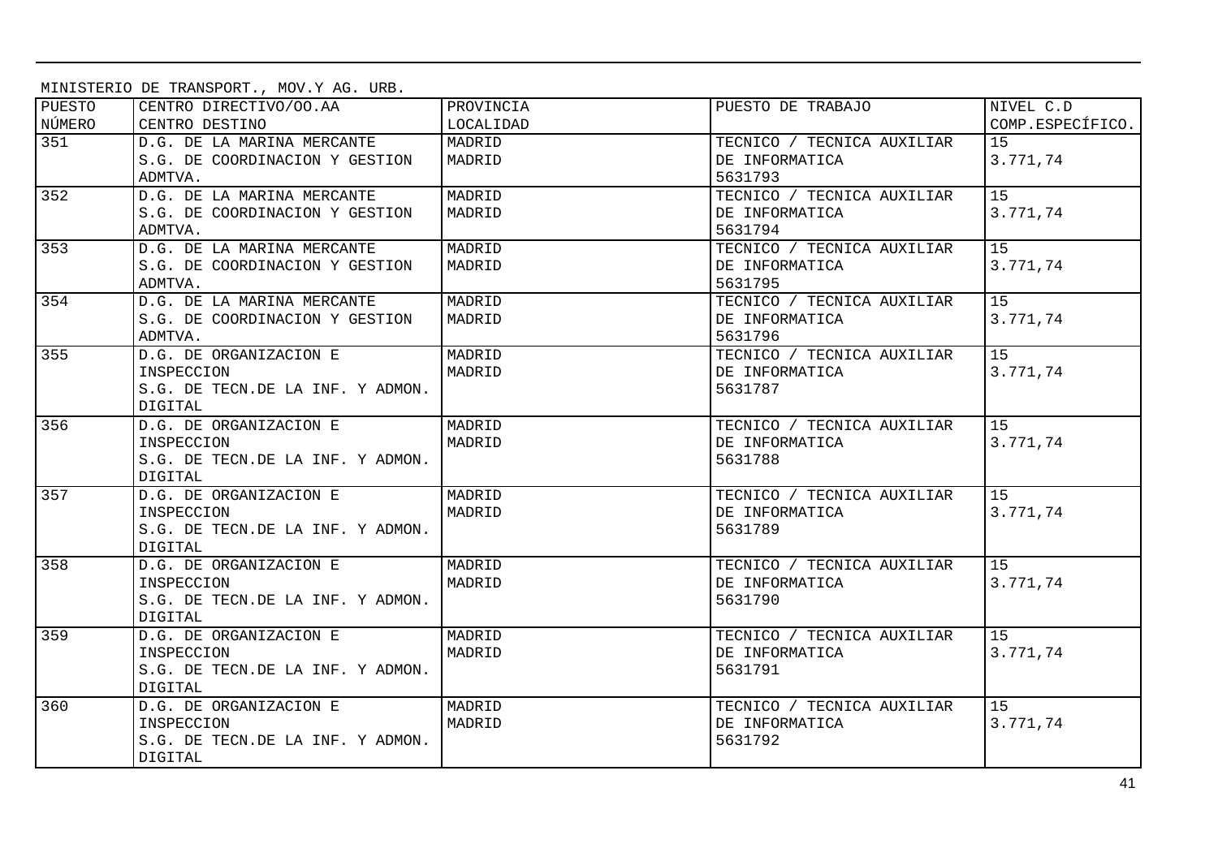MINISTERIO DE TRANSPORT., MOV.Y AG. URB.

| PUESTO NÚMERO | CENTRO DIRECTIVO/OO.AA CENTRO DESTINO | PROVINCIA LOCALIDAD | PUESTO DE TRABAJO | NIVEL C.D COMP.ESPECÍFICO. |
|---|---|---|---|---|
| 351 | D.G. DE LA MARINA MERCANTE S.G. DE COORDINACION Y GESTION ADMTVA. | MADRID MADRID | TECNICO / TECNICA AUXILIAR DE INFORMATICA 5631793 | 15 3.771,74 |
| 352 | D.G. DE LA MARINA MERCANTE S.G. DE COORDINACION Y GESTION ADMTVA. | MADRID MADRID | TECNICO / TECNICA AUXILIAR DE INFORMATICA 5631794 | 15 3.771,74 |
| 353 | D.G. DE LA MARINA MERCANTE S.G. DE COORDINACION Y GESTION ADMTVA. | MADRID MADRID | TECNICO / TECNICA AUXILIAR DE INFORMATICA 5631795 | 15 3.771,74 |
| 354 | D.G. DE LA MARINA MERCANTE S.G. DE COORDINACION Y GESTION ADMTVA. | MADRID MADRID | TECNICO / TECNICA AUXILIAR DE INFORMATICA 5631796 | 15 3.771,74 |
| 355 | D.G. DE ORGANIZACION E INSPECCION S.G. DE TECN.DE LA INF. Y ADMON. DIGITAL | MADRID MADRID | TECNICO / TECNICA AUXILIAR DE INFORMATICA 5631787 | 15 3.771,74 |
| 356 | D.G. DE ORGANIZACION E INSPECCION S.G. DE TECN.DE LA INF. Y ADMON. DIGITAL | MADRID MADRID | TECNICO / TECNICA AUXILIAR DE INFORMATICA 5631788 | 15 3.771,74 |
| 357 | D.G. DE ORGANIZACION E INSPECCION S.G. DE TECN.DE LA INF. Y ADMON. DIGITAL | MADRID MADRID | TECNICO / TECNICA AUXILIAR DE INFORMATICA 5631789 | 15 3.771,74 |
| 358 | D.G. DE ORGANIZACION E INSPECCION S.G. DE TECN.DE LA INF. Y ADMON. DIGITAL | MADRID MADRID | TECNICO / TECNICA AUXILIAR DE INFORMATICA 5631790 | 15 3.771,74 |
| 359 | D.G. DE ORGANIZACION E INSPECCION S.G. DE TECN.DE LA INF. Y ADMON. DIGITAL | MADRID MADRID | TECNICO / TECNICA AUXILIAR DE INFORMATICA 5631791 | 15 3.771,74 |
| 360 | D.G. DE ORGANIZACION E INSPECCION S.G. DE TECN.DE LA INF. Y ADMON. DIGITAL | MADRID MADRID | TECNICO / TECNICA AUXILIAR DE INFORMATICA 5631792 | 15 3.771,74 |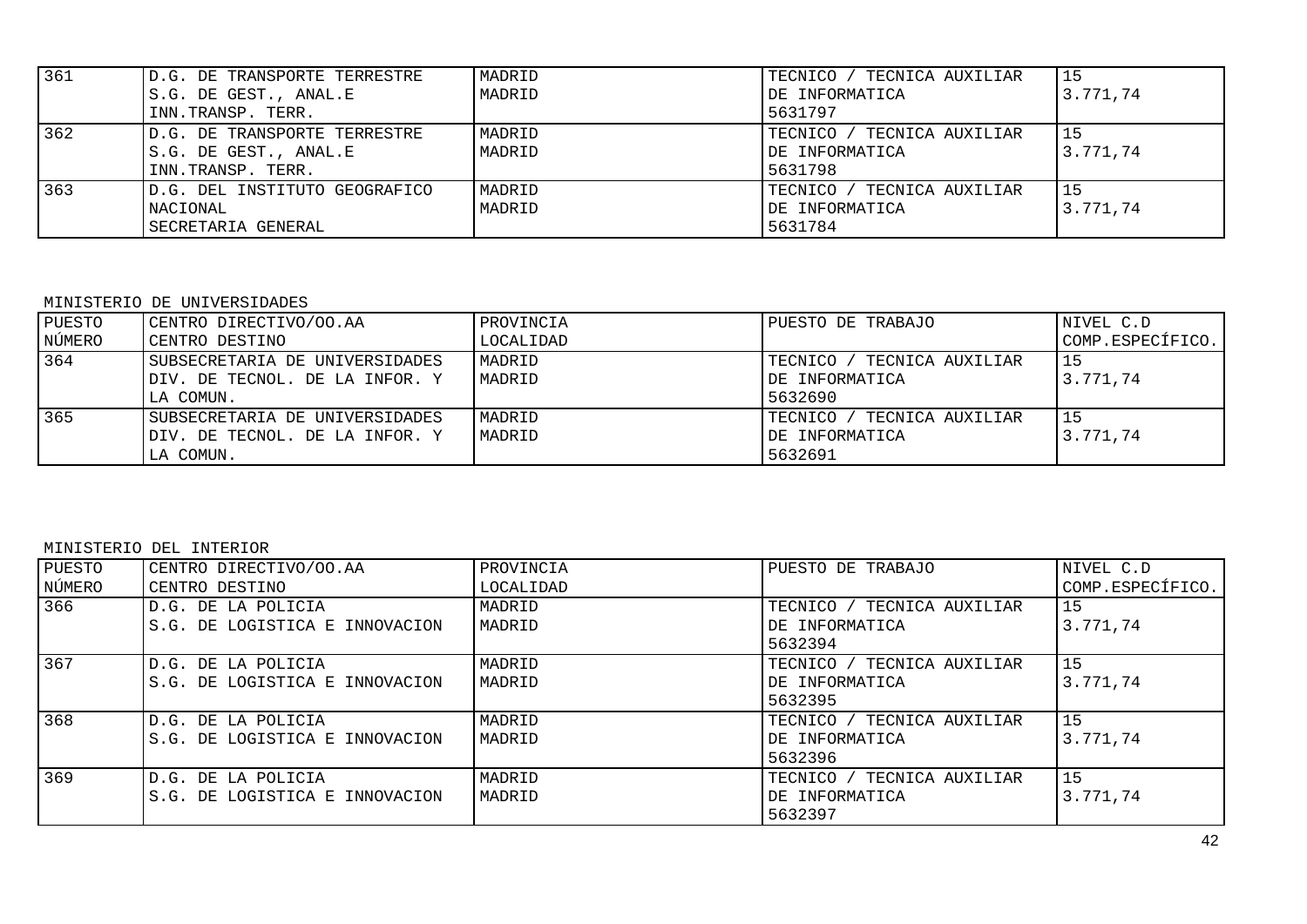| 361 | D.G. DE TRANSPORTE TERRESTRE<br>S.G. DE GEST., ANAL.E<br>INN.TRANSP. TERR. | MADRID<br>MADRID | TECNICO / TECNICA AUXILIAR<br>DE INFORMATICA<br>5631797 | 15<br>3.771,74 |
|---|---|---|---|---|
| 362 | D.G. DE TRANSPORTE TERRESTRE<br>S.G. DE GEST., ANAL.E<br>INN.TRANSP. TERR. | MADRID<br>MADRID | TECNICO / TECNICA AUXILIAR<br>DE INFORMATICA<br>5631798 | 15<br>3.771,74 |
| 363 | D.G. DEL INSTITUTO GEOGRAFICO<br>NACIONAL<br>SECRETARIA GENERAL | MADRID<br>MADRID | TECNICO / TECNICA AUXILIAR<br>DE INFORMATICA<br>5631784 | 15<br>3.771,74 |

MINISTERIO DE UNIVERSIDADES

| PUESTO<br>NÚMERO | CENTRO DIRECTIVO/OO.AA<br>CENTRO DESTINO | PROVINCIA<br>LOCALIDAD | PUESTO DE TRABAJO | NIVEL C.D<br>COMP.ESPECÍFICO. |
|---|---|---|---|---|
| 364 | SUBSECRETARIA DE UNIVERSIDADES<br>DIV. DE TECNOL. DE LA INFOR. Y<br>LA COMUN. | MADRID<br>MADRID | TECNICO / TECNICA AUXILIAR<br>DE INFORMATICA<br>5632690 | 15<br>3.771,74 |
| 365 | SUBSECRETARIA DE UNIVERSIDADES<br>DIV. DE TECNOL. DE LA INFOR. Y<br>LA COMUN. | MADRID<br>MADRID | TECNICO / TECNICA AUXILIAR<br>DE INFORMATICA<br>5632691 | 15<br>3.771,74 |

MINISTERIO DEL INTERIOR

| PUESTO<br>NÚMERO | CENTRO DIRECTIVO/OO.AA<br>CENTRO DESTINO | PROVINCIA<br>LOCALIDAD | PUESTO DE TRABAJO | NIVEL C.D<br>COMP.ESPECÍFICO. |
|---|---|---|---|---|
| 366 | D.G. DE LA POLICIA<br>S.G. DE LOGISTICA E INNOVACION | MADRID<br>MADRID | TECNICO / TECNICA AUXILIAR<br>DE INFORMATICA<br>5632394 | 15<br>3.771,74 |
| 367 | D.G. DE LA POLICIA<br>S.G. DE LOGISTICA E INNOVACION | MADRID<br>MADRID | TECNICO / TECNICA AUXILIAR<br>DE INFORMATICA<br>5632395 | 15<br>3.771,74 |
| 368 | D.G. DE LA POLICIA<br>S.G. DE LOGISTICA E INNOVACION | MADRID<br>MADRID | TECNICO / TECNICA AUXILIAR<br>DE INFORMATICA<br>5632396 | 15<br>3.771,74 |
| 369 | D.G. DE LA POLICIA<br>S.G. DE LOGISTICA E INNOVACION | MADRID<br>MADRID | TECNICO / TECNICA AUXILIAR<br>DE INFORMATICA<br>5632397 | 15<br>3.771,74 |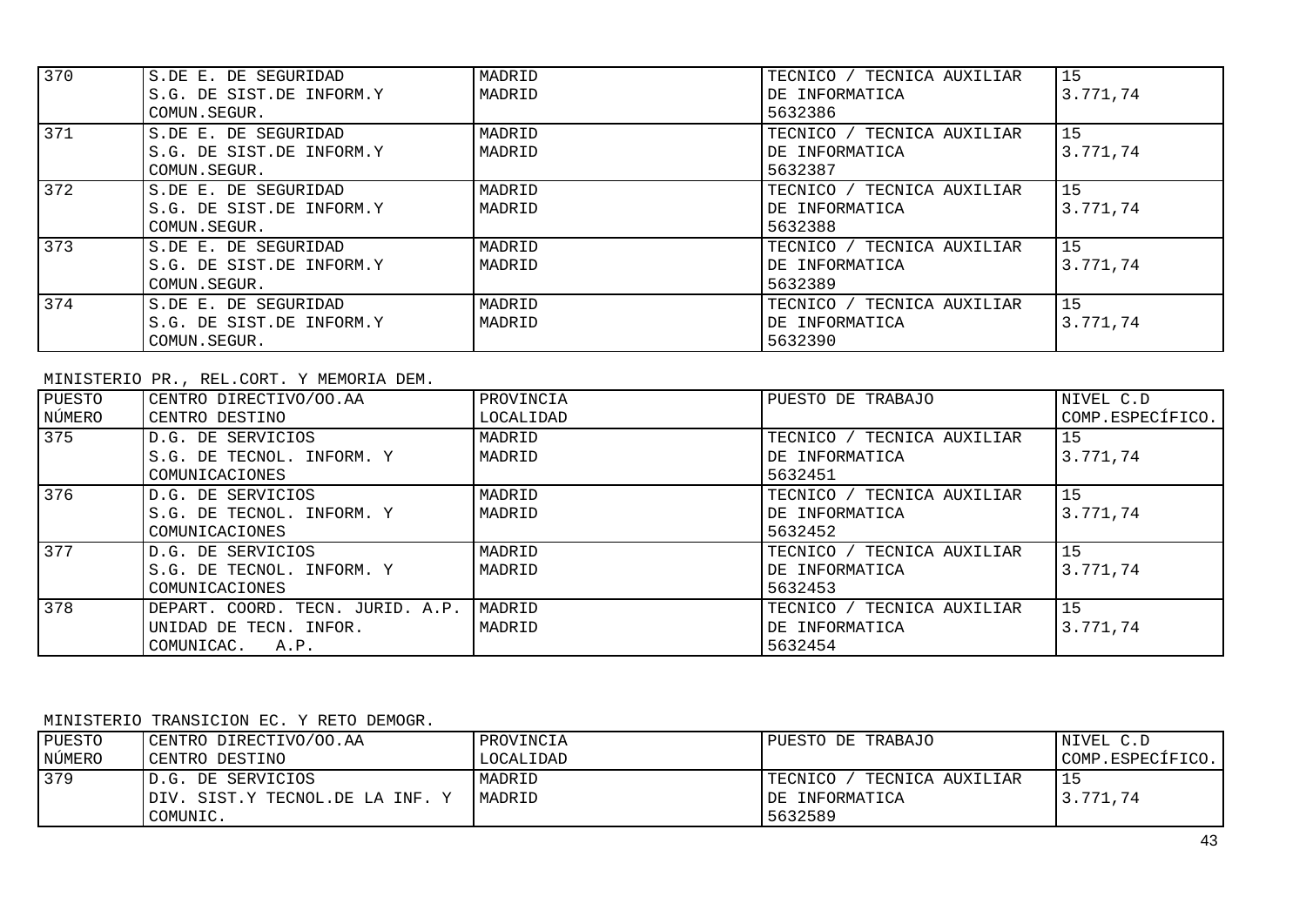| PUESTO NÚMERO | CENTRO DIRECTIVO/OO.AA CENTRO DESTINO | PROVINCIA LOCALIDAD | PUESTO DE TRABAJO | NIVEL C.D COMP.ESPECÍFICO. |
|---|---|---|---|---|
| 370 | S.DE E. DE SEGURIDAD S.G. DE SIST.DE INFORM.Y COMUN.SEGUR. | MADRID MADRID | TECNICO / TECNICA AUXILIAR DE INFORMATICA 5632386 | 15 3.771,74 |
| 371 | S.DE E. DE SEGURIDAD S.G. DE SIST.DE INFORM.Y COMUN.SEGUR. | MADRID MADRID | TECNICO / TECNICA AUXILIAR DE INFORMATICA 5632387 | 15 3.771,74 |
| 372 | S.DE E. DE SEGURIDAD S.G. DE SIST.DE INFORM.Y COMUN.SEGUR. | MADRID MADRID | TECNICO / TECNICA AUXILIAR DE INFORMATICA 5632388 | 15 3.771,74 |
| 373 | S.DE E. DE SEGURIDAD S.G. DE SIST.DE INFORM.Y COMUN.SEGUR. | MADRID MADRID | TECNICO / TECNICA AUXILIAR DE INFORMATICA 5632389 | 15 3.771,74 |
| 374 | S.DE E. DE SEGURIDAD S.G. DE SIST.DE INFORM.Y COMUN.SEGUR. | MADRID MADRID | TECNICO / TECNICA AUXILIAR DE INFORMATICA 5632390 | 15 3.771,74 |

MINISTERIO PR., REL.CORT. Y MEMORIA DEM.

| PUESTO NÚMERO | CENTRO DIRECTIVO/OO.AA CENTRO DESTINO | PROVINCIA LOCALIDAD | PUESTO DE TRABAJO | NIVEL C.D COMP.ESPECÍFICO. |
|---|---|---|---|---|
| 375 | D.G. DE SERVICIOS S.G. DE TECNOL. INFORM. Y COMUNICACIONES | MADRID MADRID | TECNICO / TECNICA AUXILIAR DE INFORMATICA 5632451 | 15 3.771,74 |
| 376 | D.G. DE SERVICIOS S.G. DE TECNOL. INFORM. Y COMUNICACIONES | MADRID MADRID | TECNICO / TECNICA AUXILIAR DE INFORMATICA 5632452 | 15 3.771,74 |
| 377 | D.G. DE SERVICIOS S.G. DE TECNOL. INFORM. Y COMUNICACIONES | MADRID MADRID | TECNICO / TECNICA AUXILIAR DE INFORMATICA 5632453 | 15 3.771,74 |
| 378 | DEPART. COORD. TECN. JURID. A.P. UNIDAD DE TECN. INFOR. COMUNICAC. A.P. | MADRID MADRID | TECNICO / TECNICA AUXILIAR DE INFORMATICA 5632454 | 15 3.771,74 |

MINISTERIO TRANSICION EC. Y RETO DEMOGR.

| PUESTO NÚMERO | CENTRO DIRECTIVO/OO.AA CENTRO DESTINO | PROVINCIA LOCALIDAD | PUESTO DE TRABAJO | NIVEL C.D COMP.ESPECÍFICO. |
|---|---|---|---|---|
| 379 | D.G. DE SERVICIOS DIV. SIST.Y TECNOL.DE LA INF. Y COMUNIC. | MADRID MADRID | TECNICO / TECNICA AUXILIAR DE INFORMATICA 5632589 | 15 3.771,74 |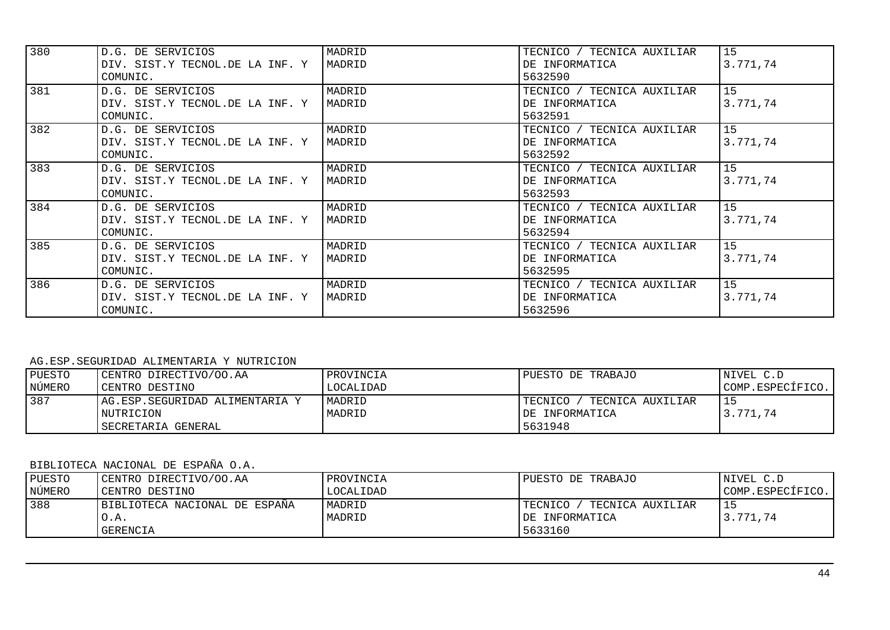| | | | | |
|---|---|---|---|---|
| 380 | D.G. DE SERVICIOS<br>DIV. SIST.Y TECNOL.DE LA INF. Y COMUNIC. | MADRID<br>MADRID | TECNICO / TECNICA AUXILIAR DE INFORMATICA<br>5632590 | 15<br>3.771,74 |
| 381 | D.G. DE SERVICIOS<br>DIV. SIST.Y TECNOL.DE LA INF. Y COMUNIC. | MADRID<br>MADRID | TECNICO / TECNICA AUXILIAR DE INFORMATICA<br>5632591 | 15<br>3.771,74 |
| 382 | D.G. DE SERVICIOS<br>DIV. SIST.Y TECNOL.DE LA INF. Y COMUNIC. | MADRID<br>MADRID | TECNICO / TECNICA AUXILIAR DE INFORMATICA<br>5632592 | 15<br>3.771,74 |
| 383 | D.G. DE SERVICIOS<br>DIV. SIST.Y TECNOL.DE LA INF. Y COMUNIC. | MADRID<br>MADRID | TECNICO / TECNICA AUXILIAR DE INFORMATICA<br>5632593 | 15<br>3.771,74 |
| 384 | D.G. DE SERVICIOS<br>DIV. SIST.Y TECNOL.DE LA INF. Y COMUNIC. | MADRID<br>MADRID | TECNICO / TECNICA AUXILIAR DE INFORMATICA<br>5632594 | 15<br>3.771,74 |
| 385 | D.G. DE SERVICIOS<br>DIV. SIST.Y TECNOL.DE LA INF. Y COMUNIC. | MADRID<br>MADRID | TECNICO / TECNICA AUXILIAR DE INFORMATICA<br>5632595 | 15<br>3.771,74 |
| 386 | D.G. DE SERVICIOS<br>DIV. SIST.Y TECNOL.DE LA INF. Y COMUNIC. | MADRID<br>MADRID | TECNICO / TECNICA AUXILIAR DE INFORMATICA<br>5632596 | 15<br>3.771,74 |

AG.ESP.SEGURIDAD ALIMENTARIA Y NUTRICION

| PUESTO NÚMERO | CENTRO DIRECTIVO/OO.AA<br>CENTRO DESTINO | PROVINCIA<br>LOCALIDAD | PUESTO DE TRABAJO | NIVEL C.D<br>COMP.ESPECÍFICO. |
|---|---|---|---|---|
| 387 | AG.ESP.SEGURIDAD ALIMENTARIA Y NUTRICION<br>SECRETARIA GENERAL | MADRID<br>MADRID | TECNICO / TECNICA AUXILIAR DE INFORMATICA<br>5631948 | 15<br>3.771,74 |

BIBLIOTECA NACIONAL DE ESPAÑA O.A.

| PUESTO NÚMERO | CENTRO DIRECTIVO/OO.AA<br>CENTRO DESTINO | PROVINCIA<br>LOCALIDAD | PUESTO DE TRABAJO | NIVEL C.D<br>COMP.ESPECÍFICO. |
|---|---|---|---|---|
| 388 | BIBLIOTECA NACIONAL DE ESPAÑA O.A.<br>GERENCIA | MADRID<br>MADRID | TECNICO / TECNICA AUXILIAR DE INFORMATICA<br>5633160 | 15<br>3.771,74 |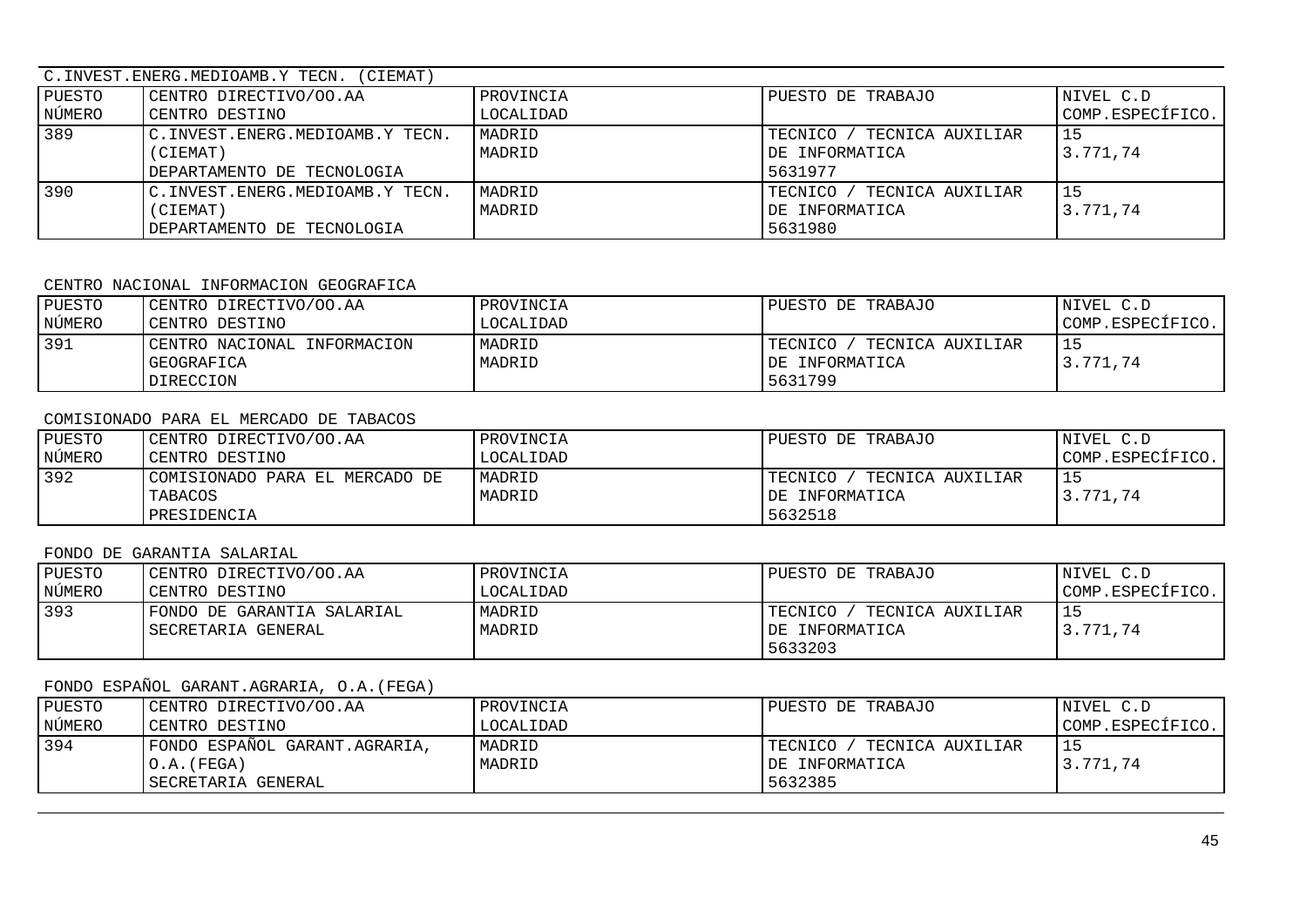C.INVEST.ENERG.MEDIOAMB.Y TECN. (CIEMAT)

| PUESTO NÚMERO | CENTRO DIRECTIVO/OO.AA CENTRO DESTINO | PROVINCIA LOCALIDAD | PUESTO DE TRABAJO | NIVEL C.D COMP.ESPECÍFICO. |
|---|---|---|---|---|
| 389 | C.INVEST.ENERG.MEDIOAMB.Y TECN. (CIEMAT) DEPARTAMENTO DE TECNOLOGIA | MADRID MADRID | TECNICO / TECNICA AUXILIAR DE INFORMATICA 5631977 | 15 3.771,74 |
| 390 | C.INVEST.ENERG.MEDIOAMB.Y TECN. (CIEMAT) DEPARTAMENTO DE TECNOLOGIA | MADRID MADRID | TECNICO / TECNICA AUXILIAR DE INFORMATICA 5631980 | 15 3.771,74 |

CENTRO NACIONAL INFORMACION GEOGRAFICA

| PUESTO NÚMERO | CENTRO DIRECTIVO/OO.AA CENTRO DESTINO | PROVINCIA LOCALIDAD | PUESTO DE TRABAJO | NIVEL C.D COMP.ESPECÍFICO. |
|---|---|---|---|---|
| 391 | CENTRO NACIONAL INFORMACION GEOGRAFICA DIRECCION | MADRID MADRID | TECNICO / TECNICA AUXILIAR DE INFORMATICA 5631799 | 15 3.771,74 |

COMISIONADO PARA EL MERCADO DE TABACOS

| PUESTO NÚMERO | CENTRO DIRECTIVO/OO.AA CENTRO DESTINO | PROVINCIA LOCALIDAD | PUESTO DE TRABAJO | NIVEL C.D COMP.ESPECÍFICO. |
|---|---|---|---|---|
| 392 | COMISIONADO PARA EL MERCADO DE TABACOS PRESIDENCIA | MADRID MADRID | TECNICO / TECNICA AUXILIAR DE INFORMATICA 5632518 | 15 3.771,74 |

FONDO DE GARANTIA SALARIAL

| PUESTO NÚMERO | CENTRO DIRECTIVO/OO.AA CENTRO DESTINO | PROVINCIA LOCALIDAD | PUESTO DE TRABAJO | NIVEL C.D COMP.ESPECÍFICO. |
|---|---|---|---|---|
| 393 | FONDO DE GARANTIA SALARIAL SECRETARIA GENERAL | MADRID MADRID | TECNICO / TECNICA AUXILIAR DE INFORMATICA 5633203 | 15 3.771,74 |

FONDO ESPAÑOL GARANT.AGRARIA, O.A.(FEGA)

| PUESTO NÚMERO | CENTRO DIRECTIVO/OO.AA CENTRO DESTINO | PROVINCIA LOCALIDAD | PUESTO DE TRABAJO | NIVEL C.D COMP.ESPECÍFICO. |
|---|---|---|---|---|
| 394 | FONDO ESPAÑOL GARANT.AGRARIA, O.A.(FEGA) SECRETARIA GENERAL | MADRID MADRID | TECNICO / TECNICA AUXILIAR DE INFORMATICA 5632385 | 15 3.771,74 |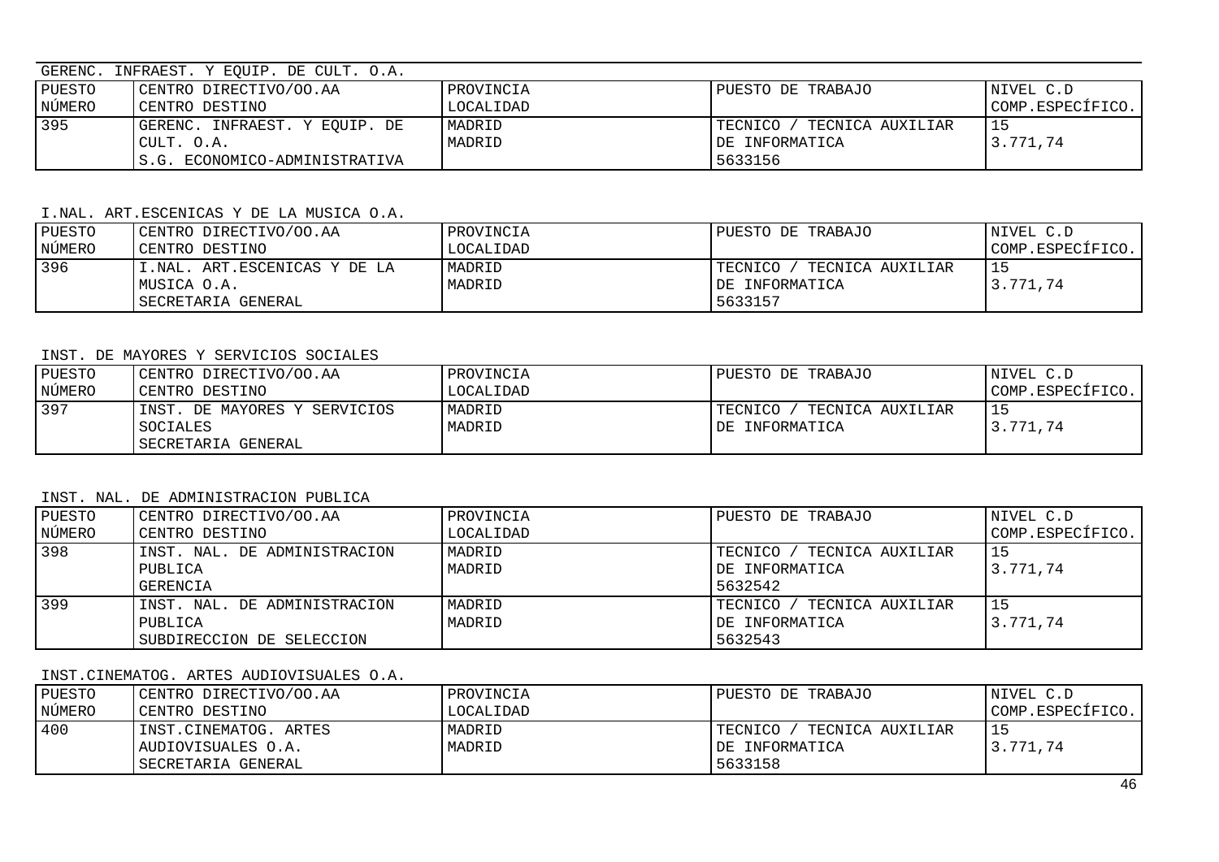GERENC. INFRAEST. Y EQUIP. DE CULT. O.A.

| PUESTO NÚMERO | CENTRO DIRECTIVO/OO.AA CENTRO DESTINO | PROVINCIA LOCALIDAD | PUESTO DE TRABAJO | NIVEL C.D COMP.ESPECÍFICO. |
|---|---|---|---|---|
| 395 | GERENC. INFRAEST. Y EQUIP. DE CULT. O.A. S.G. ECONOMICO-ADMINISTRATIVA | MADRID MADRID | TECNICO / TECNICA AUXILIAR DE INFORMATICA 5633156 | 15 3.771,74 |

I.NAL. ART.ESCENICAS Y DE LA MUSICA O.A.

| PUESTO NÚMERO | CENTRO DIRECTIVO/OO.AA CENTRO DESTINO | PROVINCIA LOCALIDAD | PUESTO DE TRABAJO | NIVEL C.D COMP.ESPECÍFICO. |
|---|---|---|---|---|
| 396 | I.NAL. ART.ESCENICAS Y DE LA MUSICA O.A. SECRETARIA GENERAL | MADRID MADRID | TECNICO / TECNICA AUXILIAR DE INFORMATICA 5633157 | 15 3.771,74 |

INST. DE MAYORES Y SERVICIOS SOCIALES

| PUESTO NÚMERO | CENTRO DIRECTIVO/OO.AA CENTRO DESTINO | PROVINCIA LOCALIDAD | PUESTO DE TRABAJO | NIVEL C.D COMP.ESPECÍFICO. |
|---|---|---|---|---|
| 397 | INST. DE MAYORES Y SERVICIOS SOCIALES SECRETARIA GENERAL | MADRID MADRID | TECNICO / TECNICA AUXILIAR DE INFORMATICA | 15 3.771,74 |

INST. NAL. DE ADMINISTRACION PUBLICA

| PUESTO NÚMERO | CENTRO DIRECTIVO/OO.AA CENTRO DESTINO | PROVINCIA LOCALIDAD | PUESTO DE TRABAJO | NIVEL C.D COMP.ESPECÍFICO. |
|---|---|---|---|---|
| 398 | INST. NAL. DE ADMINISTRACION PUBLICA GERENCIA | MADRID MADRID | TECNICO / TECNICA AUXILIAR DE INFORMATICA 5632542 | 15 3.771,74 |
| 399 | INST. NAL. DE ADMINISTRACION PUBLICA SUBDIRECCION DE SELECCION | MADRID MADRID | TECNICO / TECNICA AUXILIAR DE INFORMATICA 5632543 | 15 3.771,74 |

INST.CINEMATOG. ARTES AUDIOVISUALES O.A.

| PUESTO NÚMERO | CENTRO DIRECTIVO/OO.AA CENTRO DESTINO | PROVINCIA LOCALIDAD | PUESTO DE TRABAJO | NIVEL C.D COMP.ESPECÍFICO. |
|---|---|---|---|---|
| 400 | INST.CINEMATOG. ARTES AUDIOVISUALES O.A. SECRETARIA GENERAL | MADRID MADRID | TECNICO / TECNICA AUXILIAR DE INFORMATICA 5633158 | 15 3.771,74 |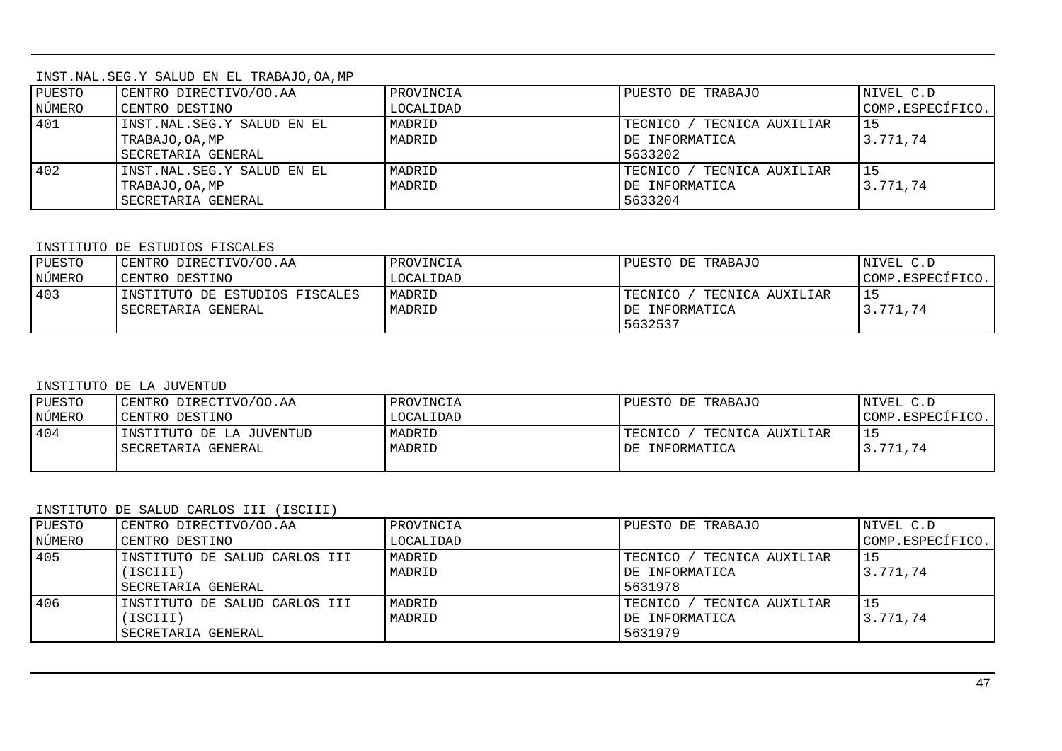INST.NAL.SEG.Y SALUD EN EL TRABAJO,OA,MP

| PUESTO NÚMERO | CENTRO DIRECTIVO/OO.AA CENTRO DESTINO | PROVINCIA LOCALIDAD | PUESTO DE TRABAJO | NIVEL C.D COMP.ESPECÍFICO. |
|---|---|---|---|---|
| 401 | INST.NAL.SEG.Y SALUD EN EL TRABAJO,OA,MP SECRETARIA GENERAL | MADRID MADRID | TECNICO / TECNICA AUXILIAR DE INFORMATICA 5633202 | 15 3.771,74 |
| 402 | INST.NAL.SEG.Y SALUD EN EL TRABAJO,OA,MP SECRETARIA GENERAL | MADRID MADRID | TECNICO / TECNICA AUXILIAR DE INFORMATICA 5633204 | 15 3.771,74 |

INSTITUTO DE ESTUDIOS FISCALES

| PUESTO NÚMERO | CENTRO DIRECTIVO/OO.AA CENTRO DESTINO | PROVINCIA LOCALIDAD | PUESTO DE TRABAJO | NIVEL C.D COMP.ESPECÍFICO. |
|---|---|---|---|---|
| 403 | INSTITUTO DE ESTUDIOS FISCALES SECRETARIA GENERAL | MADRID MADRID | TECNICO / TECNICA AUXILIAR DE INFORMATICA 5632537 | 15 3.771,74 |

INSTITUTO DE LA JUVENTUD

| PUESTO NÚMERO | CENTRO DIRECTIVO/OO.AA CENTRO DESTINO | PROVINCIA LOCALIDAD | PUESTO DE TRABAJO | NIVEL C.D COMP.ESPECÍFICO. |
|---|---|---|---|---|
| 404 | INSTITUTO DE LA JUVENTUD SECRETARIA GENERAL | MADRID MADRID | TECNICO / TECNICA AUXILIAR DE INFORMATICA | 15 3.771,74 |

INSTITUTO DE SALUD CARLOS III (ISCIII)

| PUESTO NÚMERO | CENTRO DIRECTIVO/OO.AA CENTRO DESTINO | PROVINCIA LOCALIDAD | PUESTO DE TRABAJO | NIVEL C.D COMP.ESPECÍFICO. |
|---|---|---|---|---|
| 405 | INSTITUTO DE SALUD CARLOS III (ISCIII) SECRETARIA GENERAL | MADRID MADRID | TECNICO / TECNICA AUXILIAR DE INFORMATICA 5631978 | 15 3.771,74 |
| 406 | INSTITUTO DE SALUD CARLOS III (ISCIII) SECRETARIA GENERAL | MADRID MADRID | TECNICO / TECNICA AUXILIAR DE INFORMATICA 5631979 | 15 3.771,74 |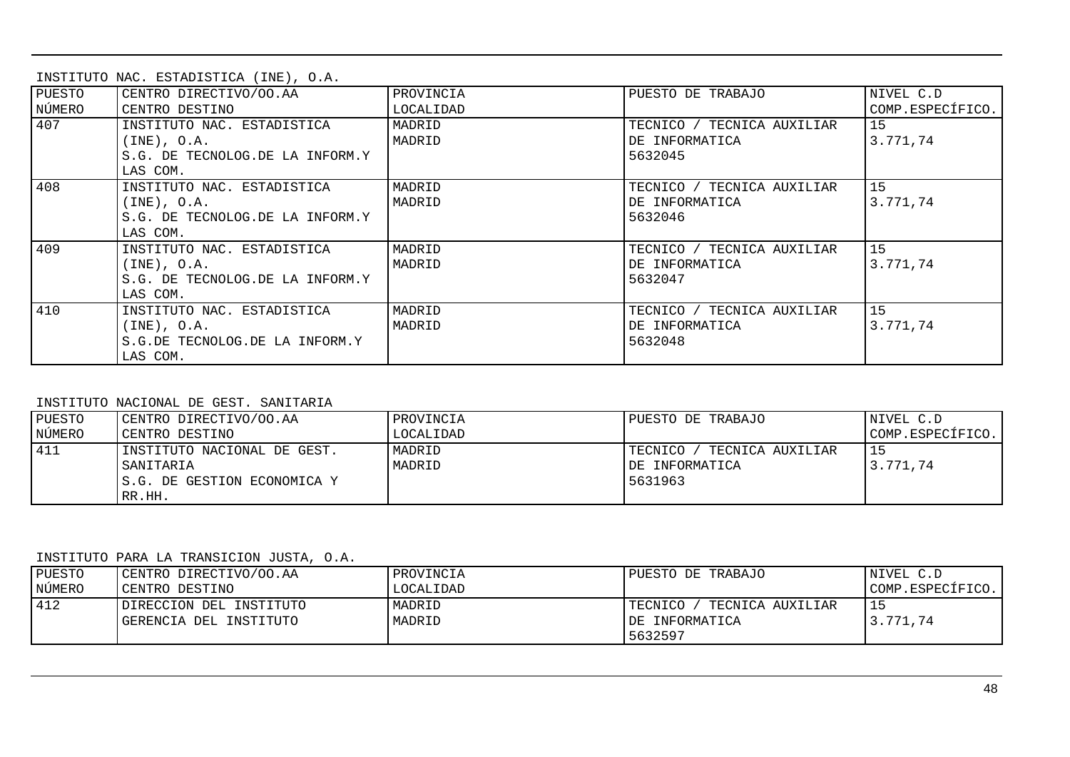INSTITUTO NAC. ESTADISTICA (INE), O.A.

| PUESTO NÚMERO | CENTRO DIRECTIVO/OO.AA CENTRO DESTINO | PROVINCIA LOCALIDAD | PUESTO DE TRABAJO | NIVEL C.D COMP.ESPECÍFICO. |
|---|---|---|---|---|
| 407 | INSTITUTO NAC. ESTADISTICA (INE), O.A. S.G. DE TECNOLOG.DE LA INFORM.Y LAS COM. | MADRID MADRID | TECNICO / TECNICA AUXILIAR DE INFORMATICA 5632045 | 15 3.771,74 |
| 408 | INSTITUTO NAC. ESTADISTICA (INE), O.A. S.G. DE TECNOLOG.DE LA INFORM.Y LAS COM. | MADRID MADRID | TECNICO / TECNICA AUXILIAR DE INFORMATICA 5632046 | 15 3.771,74 |
| 409 | INSTITUTO NAC. ESTADISTICA (INE), O.A. S.G. DE TECNOLOG.DE LA INFORM.Y LAS COM. | MADRID MADRID | TECNICO / TECNICA AUXILIAR DE INFORMATICA 5632047 | 15 3.771,74 |
| 410 | INSTITUTO NAC. ESTADISTICA (INE), O.A. S.G.DE TECNOLOG.DE LA INFORM.Y LAS COM. | MADRID MADRID | TECNICO / TECNICA AUXILIAR DE INFORMATICA 5632048 | 15 3.771,74 |

INSTITUTO NACIONAL DE GEST. SANITARIA

| PUESTO NÚMERO | CENTRO DIRECTIVO/OO.AA CENTRO DESTINO | PROVINCIA LOCALIDAD | PUESTO DE TRABAJO | NIVEL C.D COMP.ESPECÍFICO. |
|---|---|---|---|---|
| 411 | INSTITUTO NACIONAL DE GEST. SANITARIA S.G. DE GESTION ECONOMICA Y RR.HH. | MADRID MADRID | TECNICO / TECNICA AUXILIAR DE INFORMATICA 5631963 | 15 3.771,74 |

INSTITUTO PARA LA TRANSICION JUSTA, O.A.

| PUESTO NÚMERO | CENTRO DIRECTIVO/OO.AA CENTRO DESTINO | PROVINCIA LOCALIDAD | PUESTO DE TRABAJO | NIVEL C.D COMP.ESPECÍFICO. |
|---|---|---|---|---|
| 412 | DIRECCION DEL INSTITUTO GERENCIA DEL INSTITUTO | MADRID MADRID | TECNICO / TECNICA AUXILIAR DE INFORMATICA 5632597 | 15 3.771,74 |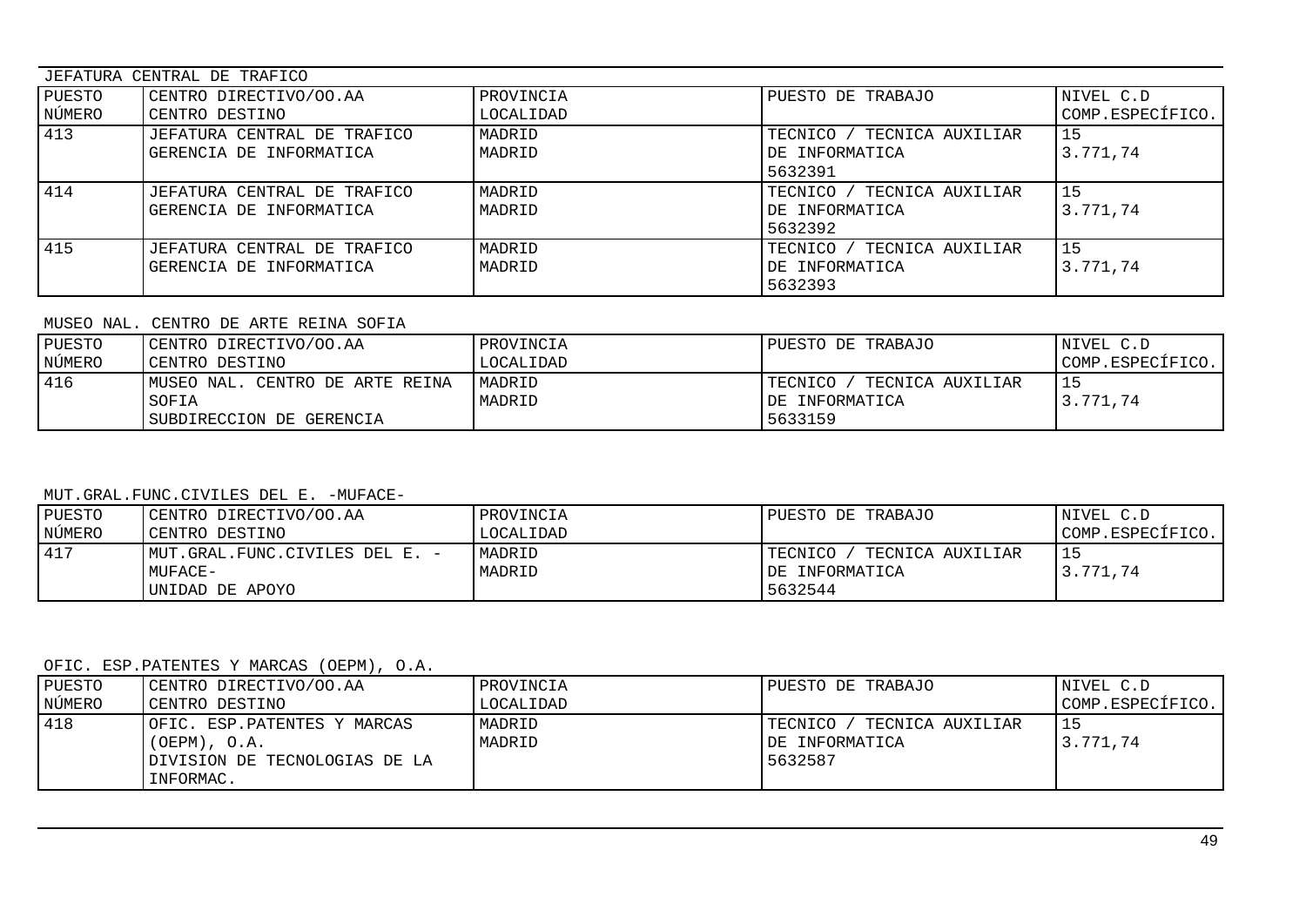JEFATURA CENTRAL DE TRAFICO

| PUESTO NÚMERO | CENTRO DIRECTIVO/OO.AA CENTRO DESTINO | PROVINCIA LOCALIDAD | PUESTO DE TRABAJO | NIVEL C.D COMP.ESPECÍFICO. |
|---|---|---|---|---|
| 413 | JEFATURA CENTRAL DE TRAFICO GERENCIA DE INFORMATICA | MADRID MADRID | TECNICO / TECNICA AUXILIAR DE INFORMATICA 5632391 | 15 3.771,74 |
| 414 | JEFATURA CENTRAL DE TRAFICO GERENCIA DE INFORMATICA | MADRID MADRID | TECNICO / TECNICA AUXILIAR DE INFORMATICA 5632392 | 15 3.771,74 |
| 415 | JEFATURA CENTRAL DE TRAFICO GERENCIA DE INFORMATICA | MADRID MADRID | TECNICO / TECNICA AUXILIAR DE INFORMATICA 5632393 | 15 3.771,74 |

MUSEO NAL. CENTRO DE ARTE REINA SOFIA

| PUESTO NÚMERO | CENTRO DIRECTIVO/OO.AA CENTRO DESTINO | PROVINCIA LOCALIDAD | PUESTO DE TRABAJO | NIVEL C.D COMP.ESPECÍFICO. |
|---|---|---|---|---|
| 416 | MUSEO NAL. CENTRO DE ARTE REINA SOFIA SUBDIRECCION DE GERENCIA | MADRID MADRID | TECNICO / TECNICA AUXILIAR DE INFORMATICA 5633159 | 15 3.771,74 |

MUT.GRAL.FUNC.CIVILES DEL E. -MUFACE-

| PUESTO NÚMERO | CENTRO DIRECTIVO/OO.AA CENTRO DESTINO | PROVINCIA LOCALIDAD | PUESTO DE TRABAJO | NIVEL C.D COMP.ESPECÍFICO. |
|---|---|---|---|---|
| 417 | MUT.GRAL.FUNC.CIVILES DEL E. -MUFACE- UNIDAD DE APOYO | MADRID MADRID | TECNICO / TECNICA AUXILIAR DE INFORMATICA 5632544 | 15 3.771,74 |

OFIC. ESP.PATENTES Y MARCAS (OEPM), O.A.

| PUESTO NÚMERO | CENTRO DIRECTIVO/OO.AA CENTRO DESTINO | PROVINCIA LOCALIDAD | PUESTO DE TRABAJO | NIVEL C.D COMP.ESPECÍFICO. |
|---|---|---|---|---|
| 418 | OFIC. ESP.PATENTES Y MARCAS (OEPM), O.A. DIVISION DE TECNOLOGIAS DE LA INFORMAC. | MADRID MADRID | TECNICO / TECNICA AUXILIAR DE INFORMATICA 5632587 | 15 3.771,74 |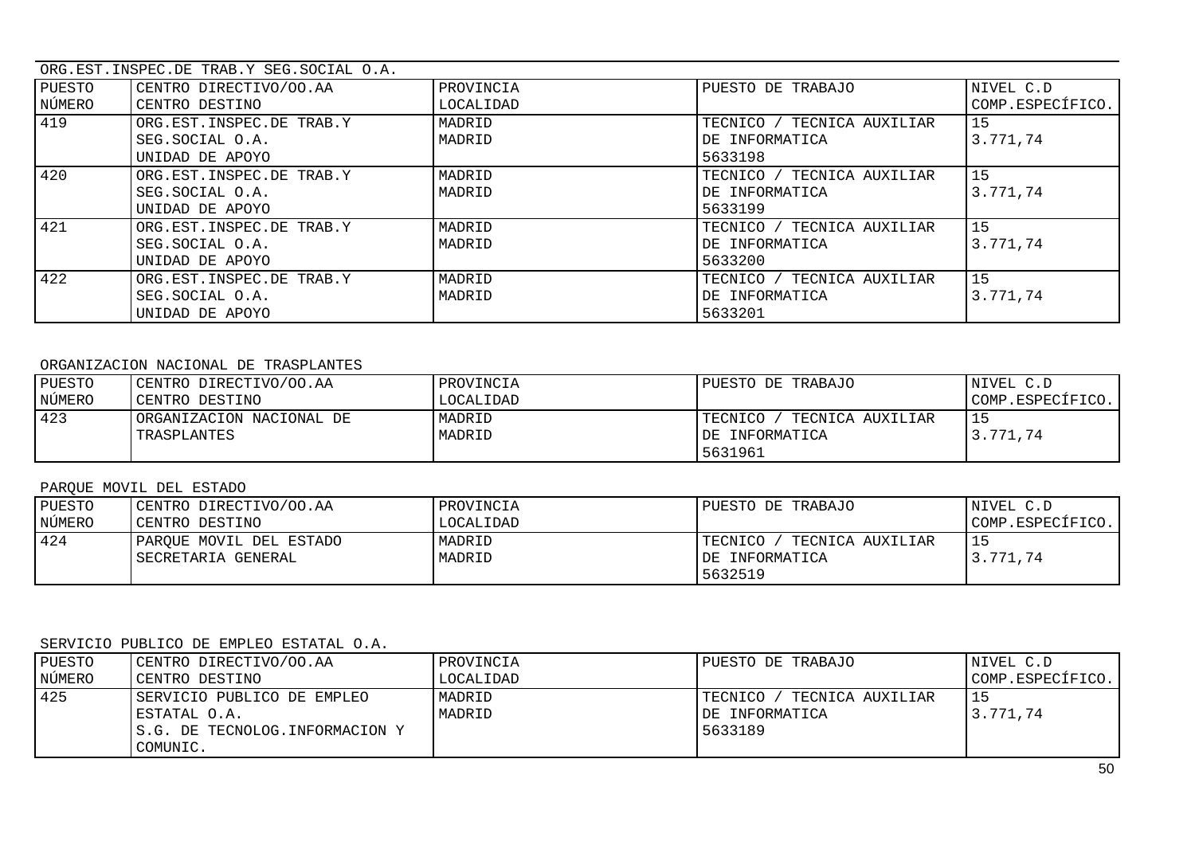ORG.EST.INSPEC.DE TRAB.Y SEG.SOCIAL O.A.

| PUESTO NÚMERO | CENTRO DIRECTIVO/OO.AA CENTRO DESTINO | PROVINCIA LOCALIDAD | PUESTO DE TRABAJO | NIVEL C.D COMP.ESPECÍFICO. |
|---|---|---|---|---|
| 419 | ORG.EST.INSPEC.DE TRAB.Y SEG.SOCIAL O.A. UNIDAD DE APOYO | MADRID MADRID | TECNICO / TECNICA AUXILIAR DE INFORMATICA 5633198 | 15 3.771,74 |
| 420 | ORG.EST.INSPEC.DE TRAB.Y SEG.SOCIAL O.A. UNIDAD DE APOYO | MADRID MADRID | TECNICO / TECNICA AUXILIAR DE INFORMATICA 5633199 | 15 3.771,74 |
| 421 | ORG.EST.INSPEC.DE TRAB.Y SEG.SOCIAL O.A. UNIDAD DE APOYO | MADRID MADRID | TECNICO / TECNICA AUXILIAR DE INFORMATICA 5633200 | 15 3.771,74 |
| 422 | ORG.EST.INSPEC.DE TRAB.Y SEG.SOCIAL O.A. UNIDAD DE APOYO | MADRID MADRID | TECNICO / TECNICA AUXILIAR DE INFORMATICA 5633201 | 15 3.771,74 |

ORGANIZACION NACIONAL DE TRASPLANTES

| PUESTO NÚMERO | CENTRO DIRECTIVO/OO.AA CENTRO DESTINO | PROVINCIA LOCALIDAD | PUESTO DE TRABAJO | NIVEL C.D COMP.ESPECÍFICO. |
|---|---|---|---|---|
| 423 | ORGANIZACION NACIONAL DE TRASPLANTES | MADRID MADRID | TECNICO / TECNICA AUXILIAR DE INFORMATICA 5631961 | 15 3.771,74 |

PARQUE MOVIL DEL ESTADO

| PUESTO NÚMERO | CENTRO DIRECTIVO/OO.AA CENTRO DESTINO | PROVINCIA LOCALIDAD | PUESTO DE TRABAJO | NIVEL C.D COMP.ESPECÍFICO. |
|---|---|---|---|---|
| 424 | PARQUE MOVIL DEL ESTADO SECRETARIA GENERAL | MADRID MADRID | TECNICO / TECNICA AUXILIAR DE INFORMATICA 5632519 | 15 3.771,74 |

SERVICIO PUBLICO DE EMPLEO ESTATAL O.A.

| PUESTO NÚMERO | CENTRO DIRECTIVO/OO.AA CENTRO DESTINO | PROVINCIA LOCALIDAD | PUESTO DE TRABAJO | NIVEL C.D COMP.ESPECÍFICO. |
|---|---|---|---|---|
| 425 | SERVICIO PUBLICO DE EMPLEO ESTATAL O.A. S.G. DE TECNOLOG.INFORMACION Y COMUNIC. | MADRID MADRID | TECNICO / TECNICA AUXILIAR DE INFORMATICA 5633189 | 15 3.771,74 |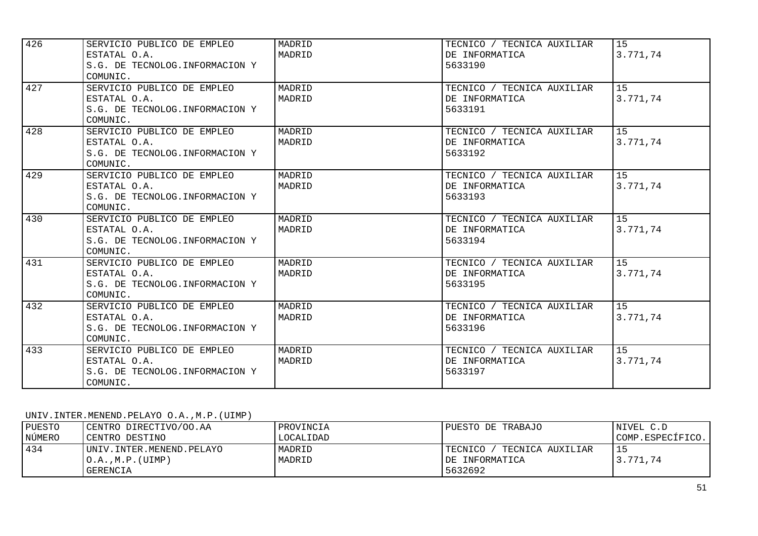| PUESTO NÚMERO | CENTRO DIRECTIVO/OO.AA CENTRO DESTINO | PROVINCIA LOCALIDAD | PUESTO DE TRABAJO | NIVEL C.D COMP.ESPECÍFICO. |
|---|---|---|---|---|
| 426 | SERVICIO PUBLICO DE EMPLEO ESTATAL O.A. S.G. DE TECNOLOG.INFORMACION Y COMUNIC. | MADRID MADRID | TECNICO / TECNICA AUXILIAR DE INFORMATICA 5633190 | 15 3.771,74 |
| 427 | SERVICIO PUBLICO DE EMPLEO ESTATAL O.A. S.G. DE TECNOLOG.INFORMACION Y COMUNIC. | MADRID MADRID | TECNICO / TECNICA AUXILIAR DE INFORMATICA 5633191 | 15 3.771,74 |
| 428 | SERVICIO PUBLICO DE EMPLEO ESTATAL O.A. S.G. DE TECNOLOG.INFORMACION Y COMUNIC. | MADRID MADRID | TECNICO / TECNICA AUXILIAR DE INFORMATICA 5633192 | 15 3.771,74 |
| 429 | SERVICIO PUBLICO DE EMPLEO ESTATAL O.A. S.G. DE TECNOLOG.INFORMACION Y COMUNIC. | MADRID MADRID | TECNICO / TECNICA AUXILIAR DE INFORMATICA 5633193 | 15 3.771,74 |
| 430 | SERVICIO PUBLICO DE EMPLEO ESTATAL O.A. S.G. DE TECNOLOG.INFORMACION Y COMUNIC. | MADRID MADRID | TECNICO / TECNICA AUXILIAR DE INFORMATICA 5633194 | 15 3.771,74 |
| 431 | SERVICIO PUBLICO DE EMPLEO ESTATAL O.A. S.G. DE TECNOLOG.INFORMACION Y COMUNIC. | MADRID MADRID | TECNICO / TECNICA AUXILIAR DE INFORMATICA 5633195 | 15 3.771,74 |
| 432 | SERVICIO PUBLICO DE EMPLEO ESTATAL O.A. S.G. DE TECNOLOG.INFORMACION Y COMUNIC. | MADRID MADRID | TECNICO / TECNICA AUXILIAR DE INFORMATICA 5633196 | 15 3.771,74 |
| 433 | SERVICIO PUBLICO DE EMPLEO ESTATAL O.A. S.G. DE TECNOLOG.INFORMACION Y COMUNIC. | MADRID MADRID | TECNICO / TECNICA AUXILIAR DE INFORMATICA 5633197 | 15 3.771,74 |

UNIV.INTER.MENEND.PELAYO O.A.,M.P.(UIMP)

| PUESTO NÚMERO | CENTRO DIRECTIVO/OO.AA CENTRO DESTINO | PROVINCIA LOCALIDAD | PUESTO DE TRABAJO | NIVEL C.D COMP.ESPECÍFICO. |
|---|---|---|---|---|
| 434 | UNIV.INTER.MENEND.PELAYO O.A.,M.P.(UIMP) GERENCIA | MADRID MADRID | TECNICO / TECNICA AUXILIAR DE INFORMATICA 5632692 | 15 3.771,74 |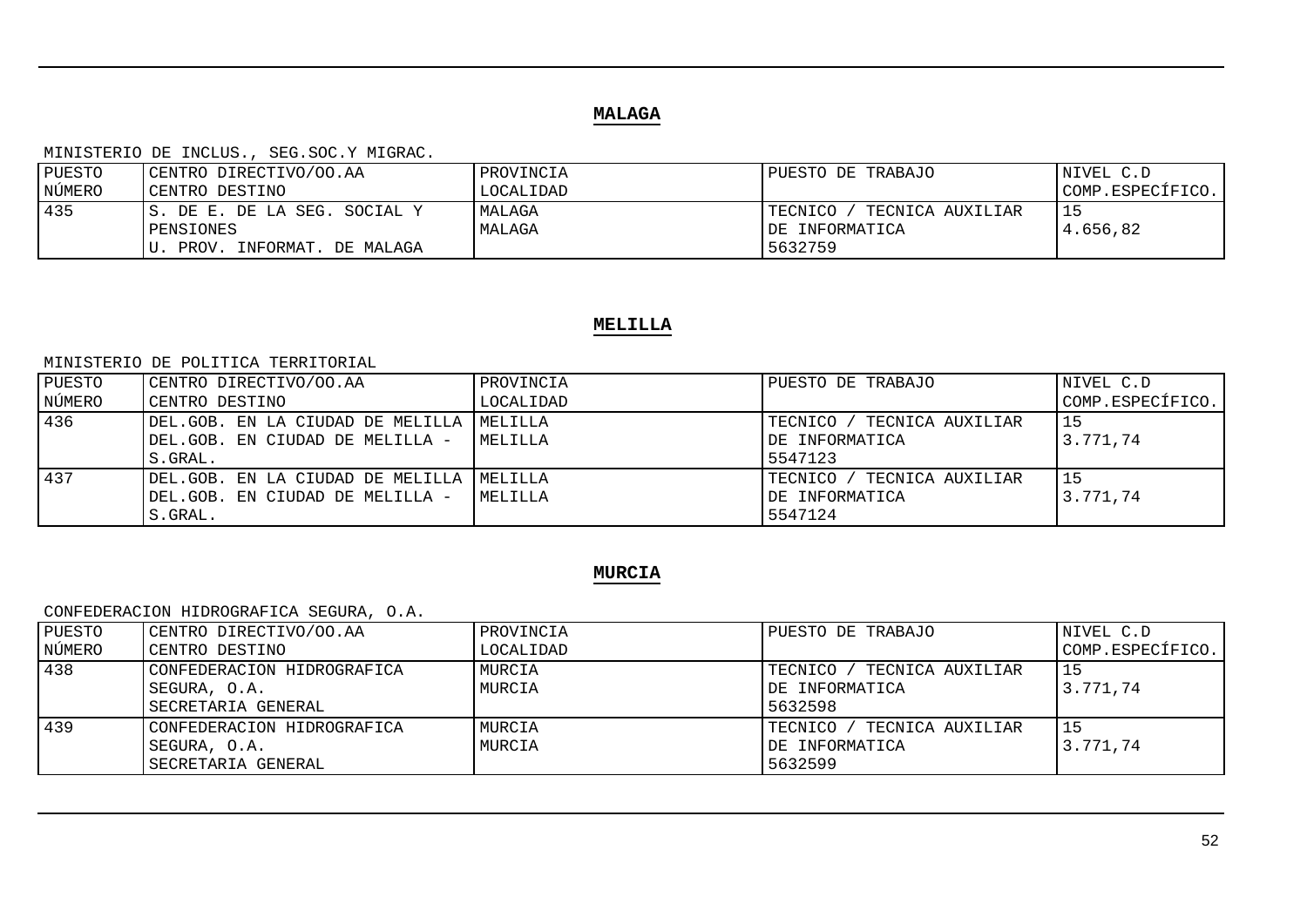## MALAGA

MINISTERIO DE INCLUS., SEG.SOC.Y MIGRAC.

| PUESTO NÚMERO | CENTRO DIRECTIVO/OO.AA CENTRO DESTINO | PROVINCIA LOCALIDAD | PUESTO DE TRABAJO | NIVEL C.D COMP.ESPECÍFICO. |
|---|---|---|---|---|
| 435 | S. DE E. DE LA SEG. SOCIAL Y PENSIONES U. PROV. INFORMAT. DE MALAGA | MALAGA MALAGA | TECNICO / TECNICA AUXILIAR DE INFORMATICA 5632759 | 15 4.656,82 |

## MELILLA

MINISTERIO DE POLITICA TERRITORIAL

| PUESTO NÚMERO | CENTRO DIRECTIVO/OO.AA CENTRO DESTINO | PROVINCIA LOCALIDAD | PUESTO DE TRABAJO | NIVEL C.D COMP.ESPECÍFICO. |
|---|---|---|---|---|
| 436 | DEL.GOB. EN LA CIUDAD DE MELILLA DEL.GOB. EN CIUDAD DE MELILLA - S.GRAL. | MELILLA MELILLA | TECNICO / TECNICA AUXILIAR DE INFORMATICA 5547123 | 15 3.771,74 |
| 437 | DEL.GOB. EN LA CIUDAD DE MELILLA DEL.GOB. EN CIUDAD DE MELILLA - S.GRAL. | MELILLA MELILLA | TECNICO / TECNICA AUXILIAR DE INFORMATICA 5547124 | 15 3.771,74 |

## MURCIA

CONFEDERACION HIDROGRAFICA SEGURA, O.A.

| PUESTO NÚMERO | CENTRO DIRECTIVO/OO.AA CENTRO DESTINO | PROVINCIA LOCALIDAD | PUESTO DE TRABAJO | NIVEL C.D COMP.ESPECÍFICO. |
|---|---|---|---|---|
| 438 | CONFEDERACION HIDROGRAFICA SEGURA, O.A. SECRETARIA GENERAL | MURCIA MURCIA | TECNICO / TECNICA AUXILIAR DE INFORMATICA 5632598 | 15 3.771,74 |
| 439 | CONFEDERACION HIDROGRAFICA SEGURA, O.A. SECRETARIA GENERAL | MURCIA MURCIA | TECNICO / TECNICA AUXILIAR DE INFORMATICA 5632599 | 15 3.771,74 |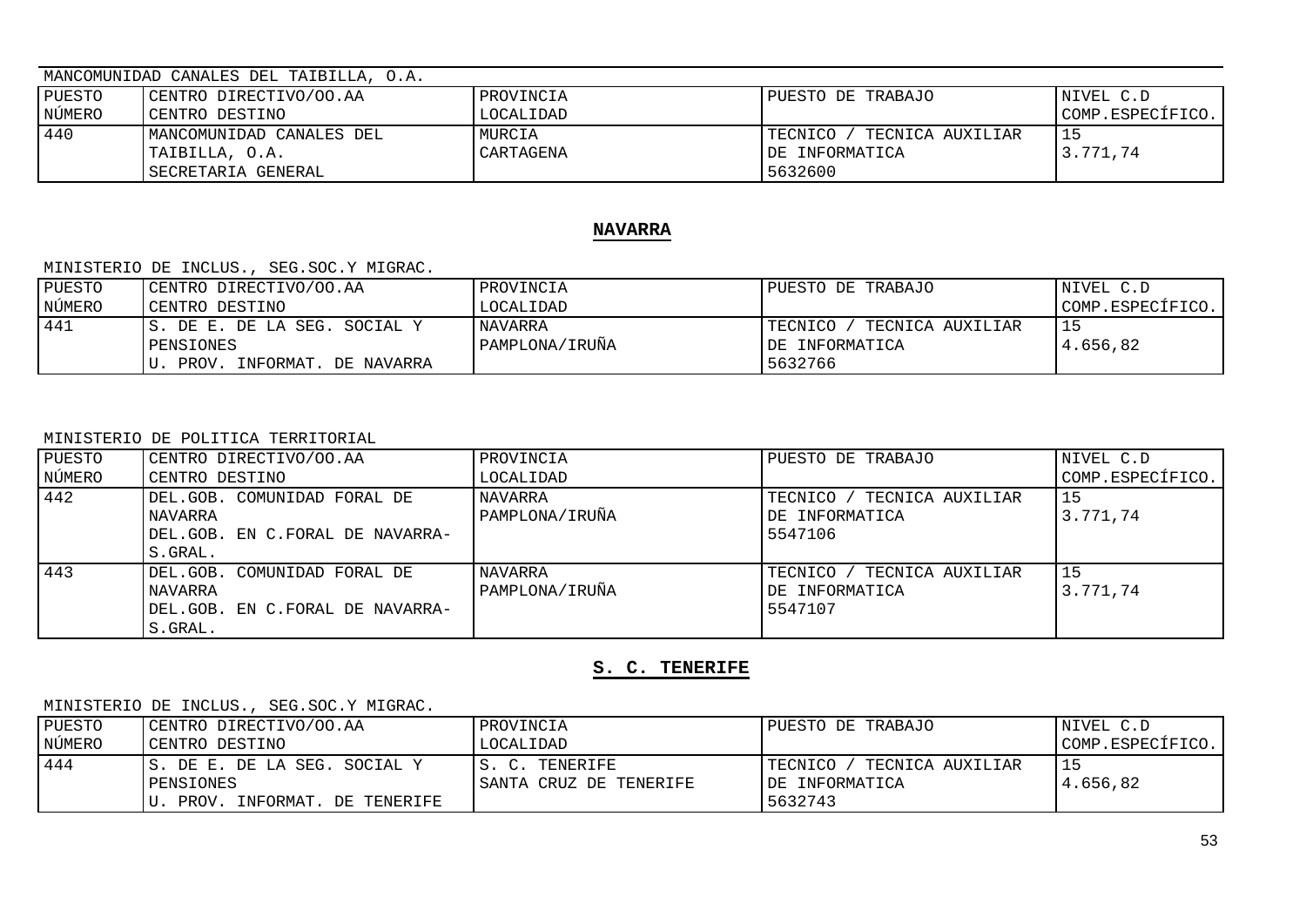MANCOMUNIDAD CANALES DEL TAIBILLA, O.A.

| PUESTO NÚMERO | CENTRO DIRECTIVO/OO.AA CENTRO DESTINO | PROVINCIA LOCALIDAD | PUESTO DE TRABAJO | NIVEL C.D COMP.ESPECÍFICO. |
|---|---|---|---|---|
| 440 | MANCOMUNIDAD CANALES DEL TAIBILLA, O.A. SECRETARIA GENERAL | MURCIA CARTAGENA | TECNICO / TECNICA AUXILIAR DE INFORMATICA 5632600 | 15 3.771,74 |

## NAVARRA

MINISTERIO DE INCLUS., SEG.SOC.Y MIGRAC.

| PUESTO NÚMERO | CENTRO DIRECTIVO/OO.AA CENTRO DESTINO | PROVINCIA LOCALIDAD | PUESTO DE TRABAJO | NIVEL C.D COMP.ESPECÍFICO. |
|---|---|---|---|---|
| 441 | S. DE E. DE LA SEG. SOCIAL Y PENSIONES U. PROV. INFORMAT. DE NAVARRA | NAVARRA PAMPLONA/IRUÑA | TECNICO / TECNICA AUXILIAR DE INFORMATICA 5632766 | 15 4.656,82 |

MINISTERIO DE POLITICA TERRITORIAL

| PUESTO NÚMERO | CENTRO DIRECTIVO/OO.AA CENTRO DESTINO | PROVINCIA LOCALIDAD | PUESTO DE TRABAJO | NIVEL C.D COMP.ESPECÍFICO. |
|---|---|---|---|---|
| 442 | DEL.GOB. COMUNIDAD FORAL DE NAVARRA DEL.GOB. EN C.FORAL DE NAVARRA-S.GRAL. | NAVARRA PAMPLONA/IRUÑA | TECNICO / TECNICA AUXILIAR DE INFORMATICA 5547106 | 15 3.771,74 |
| 443 | DEL.GOB. COMUNIDAD FORAL DE NAVARRA DEL.GOB. EN C.FORAL DE NAVARRA-S.GRAL. | NAVARRA PAMPLONA/IRUÑA | TECNICO / TECNICA AUXILIAR DE INFORMATICA 5547107 | 15 3.771,74 |

## S. C. TENERIFE

MINISTERIO DE INCLUS., SEG.SOC.Y MIGRAC.

| PUESTO NÚMERO | CENTRO DIRECTIVO/OO.AA CENTRO DESTINO | PROVINCIA LOCALIDAD | PUESTO DE TRABAJO | NIVEL C.D COMP.ESPECÍFICO. |
|---|---|---|---|---|
| 444 | S. DE E. DE LA SEG. SOCIAL Y PENSIONES U. PROV. INFORMAT. DE TENERIFE | S. C. TENERIFE SANTA CRUZ DE TENERIFE | TECNICO / TECNICA AUXILIAR DE INFORMATICA 5632743 | 15 4.656,82 |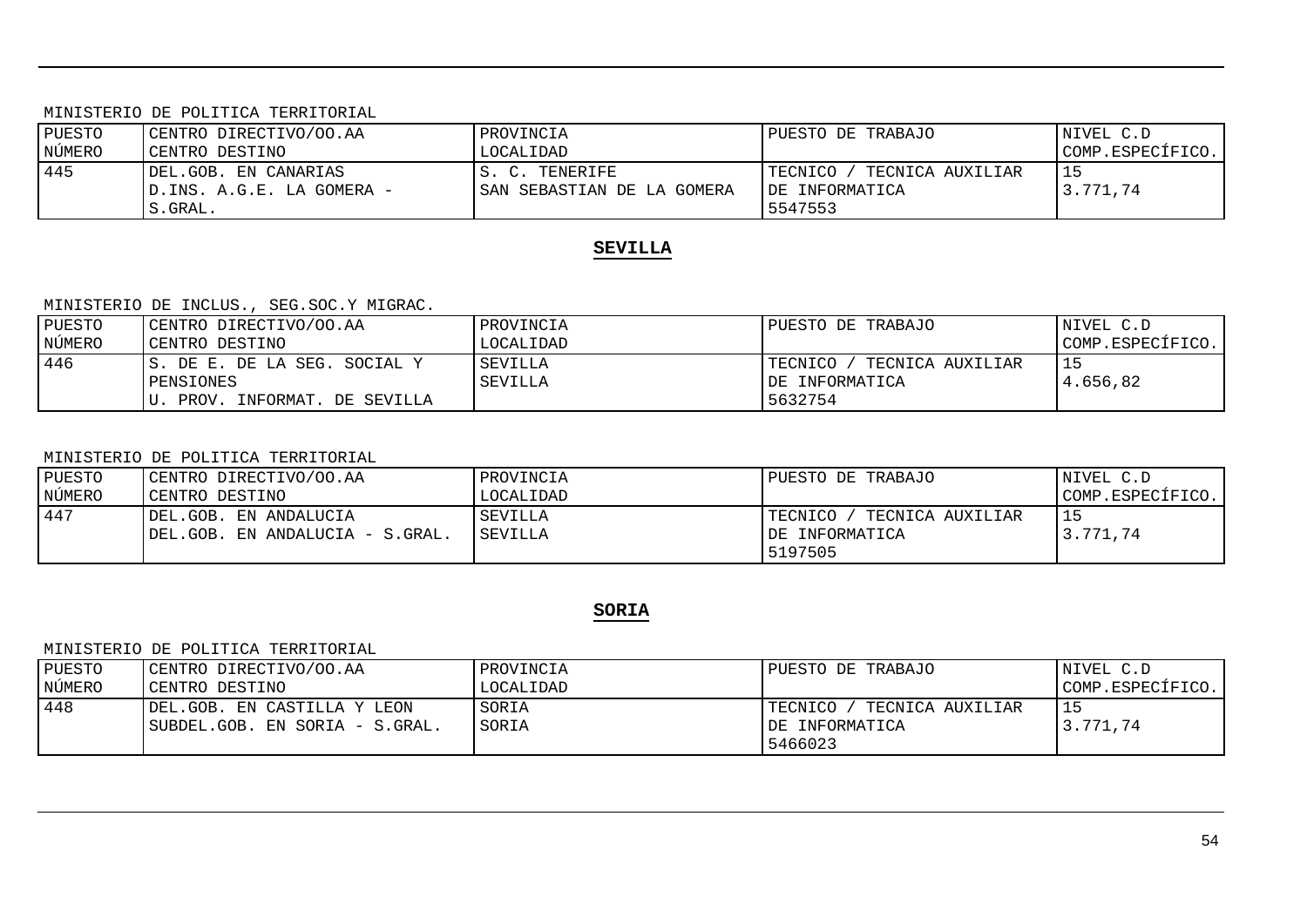MINISTERIO DE POLITICA TERRITORIAL

| PUESTO NÚMERO | CENTRO DIRECTIVO/OO.AA CENTRO DESTINO | PROVINCIA LOCALIDAD | PUESTO DE TRABAJO | NIVEL C.D COMP.ESPECÍFICO. |
|---|---|---|---|---|
| 445 | DEL.GOB. EN CANARIAS D.INS. A.G.E. LA GOMERA - S.GRAL. | S. C. TENERIFE SAN SEBASTIAN DE LA GOMERA | TECNICO / TECNICA AUXILIAR DE INFORMATICA 5547553 | 15 3.771,74 |

## SEVILLA

MINISTERIO DE INCLUS., SEG.SOC.Y MIGRAC.

| PUESTO NÚMERO | CENTRO DIRECTIVO/OO.AA CENTRO DESTINO | PROVINCIA LOCALIDAD | PUESTO DE TRABAJO | NIVEL C.D COMP.ESPECÍFICO. |
|---|---|---|---|---|
| 446 | S. DE E. DE LA SEG. SOCIAL Y PENSIONES U. PROV. INFORMAT. DE SEVILLA | SEVILLA SEVILLA | TECNICO / TECNICA AUXILIAR DE INFORMATICA 5632754 | 15 4.656,82 |

MINISTERIO DE POLITICA TERRITORIAL

| PUESTO NÚMERO | CENTRO DIRECTIVO/OO.AA CENTRO DESTINO | PROVINCIA LOCALIDAD | PUESTO DE TRABAJO | NIVEL C.D COMP.ESPECÍFICO. |
|---|---|---|---|---|
| 447 | DEL.GOB. EN ANDALUCIA DEL.GOB. EN ANDALUCIA - S.GRAL. | SEVILLA SEVILLA | TECNICO / TECNICA AUXILIAR DE INFORMATICA 5197505 | 15 3.771,74 |

## SORIA

MINISTERIO DE POLITICA TERRITORIAL

| PUESTO NÚMERO | CENTRO DIRECTIVO/OO.AA CENTRO DESTINO | PROVINCIA LOCALIDAD | PUESTO DE TRABAJO | NIVEL C.D COMP.ESPECÍFICO. |
|---|---|---|---|---|
| 448 | DEL.GOB. EN CASTILLA Y LEON SUBDEL.GOB. EN SORIA - S.GRAL. | SORIA SORIA | TECNICO / TECNICA AUXILIAR DE INFORMATICA 5466023 | 15 3.771,74 |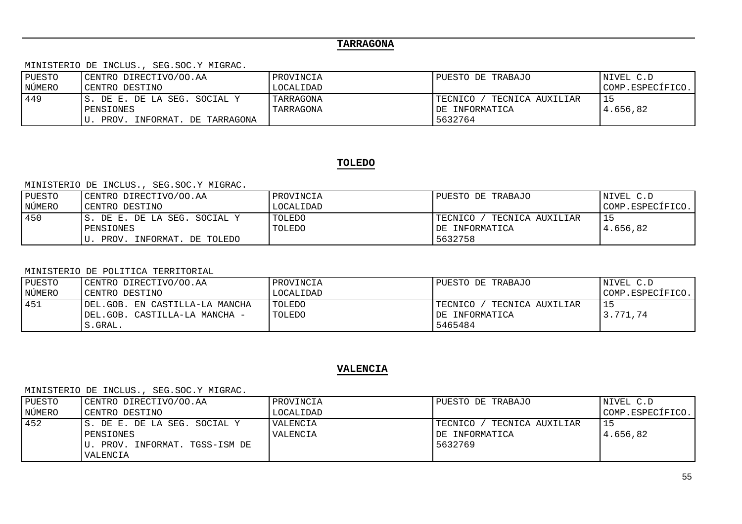## TARRAGONA

MINISTERIO DE INCLUS., SEG.SOC.Y MIGRAC.

| PUESTO NÚMERO | CENTRO DIRECTIVO/OO.AA CENTRO DESTINO | PROVINCIA LOCALIDAD | PUESTO DE TRABAJO | NIVEL C.D COMP.ESPECÍFICO. |
|---|---|---|---|---|
| 449 | S. DE E. DE LA SEG. SOCIAL Y PENSIONES U. PROV. INFORMAT. DE TARRAGONA | TARRAGONA TARRAGONA | TECNICO / TECNICA AUXILIAR DE INFORMATICA 5632764 | 15 4.656,82 |

## TOLEDO

MINISTERIO DE INCLUS., SEG.SOC.Y MIGRAC.

| PUESTO NÚMERO | CENTRO DIRECTIVO/OO.AA CENTRO DESTINO | PROVINCIA LOCALIDAD | PUESTO DE TRABAJO | NIVEL C.D COMP.ESPECÍFICO. |
|---|---|---|---|---|
| 450 | S. DE E. DE LA SEG. SOCIAL Y PENSIONES U. PROV. INFORMAT. DE TOLEDO | TOLEDO TOLEDO | TECNICO / TECNICA AUXILIAR DE INFORMATICA 5632758 | 15 4.656,82 |

MINISTERIO DE POLITICA TERRITORIAL

| PUESTO NÚMERO | CENTRO DIRECTIVO/OO.AA CENTRO DESTINO | PROVINCIA LOCALIDAD | PUESTO DE TRABAJO | NIVEL C.D COMP.ESPECÍFICO. |
|---|---|---|---|---|
| 451 | DEL.GOB. EN CASTILLA-LA MANCHA DEL.GOB. CASTILLA-LA MANCHA - S.GRAL. | TOLEDO TOLEDO | TECNICO / TECNICA AUXILIAR DE INFORMATICA 5465484 | 15 3.771,74 |

## VALENCIA

MINISTERIO DE INCLUS., SEG.SOC.Y MIGRAC.

| PUESTO NÚMERO | CENTRO DIRECTIVO/OO.AA CENTRO DESTINO | PROVINCIA LOCALIDAD | PUESTO DE TRABAJO | NIVEL C.D COMP.ESPECÍFICO. |
|---|---|---|---|---|
| 452 | S. DE E. DE LA SEG. SOCIAL Y PENSIONES U. PROV. INFORMAT. TGSS-ISM DE VALENCIA | VALENCIA VALENCIA | TECNICO / TECNICA AUXILIAR DE INFORMATICA 5632769 | 15 4.656,82 |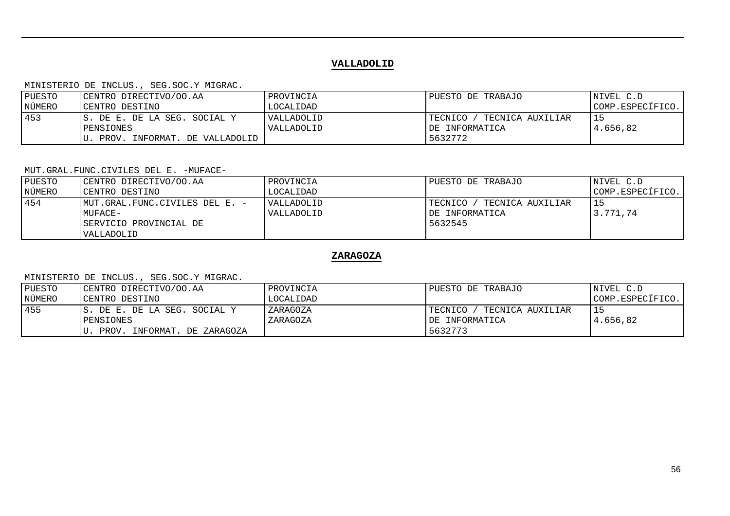## VALLADOLID

MINISTERIO DE INCLUS., SEG.SOC.Y MIGRAC.

| PUESTO NÚMERO | CENTRO DIRECTIVO/OO.AA CENTRO DESTINO | PROVINCIA LOCALIDAD | PUESTO DE TRABAJO | NIVEL C.D COMP.ESPECÍFICO. |
|---|---|---|---|---|
| 453 | S. DE E. DE LA SEG. SOCIAL Y PENSIONES U. PROV. INFORMAT. DE VALLADOLID | VALLADOLID VALLADOLID | TECNICO / TECNICA AUXILIAR DE INFORMATICA 5632772 | 15 4.656,82 |

MUT.GRAL.FUNC.CIVILES DEL E. -MUFACE-

| PUESTO NÚMERO | CENTRO DIRECTIVO/OO.AA CENTRO DESTINO | PROVINCIA LOCALIDAD | PUESTO DE TRABAJO | NIVEL C.D COMP.ESPECÍFICO. |
|---|---|---|---|---|
| 454 | MUT.GRAL.FUNC.CIVILES DEL E. -MUFACE- SERVICIO PROVINCIAL DE VALLADOLID | VALLADOLID VALLADOLID | TECNICO / TECNICA AUXILIAR DE INFORMATICA 5632545 | 15 3.771,74 |

## ZARAGOZA

MINISTERIO DE INCLUS., SEG.SOC.Y MIGRAC.

| PUESTO NÚMERO | CENTRO DIRECTIVO/OO.AA CENTRO DESTINO | PROVINCIA LOCALIDAD | PUESTO DE TRABAJO | NIVEL C.D COMP.ESPECÍFICO. |
|---|---|---|---|---|
| 455 | S. DE E. DE LA SEG. SOCIAL Y PENSIONES U. PROV. INFORMAT. DE ZARAGOZA | ZARAGOZA ZARAGOZA | TECNICO / TECNICA AUXILIAR DE INFORMATICA 5632773 | 15 4.656,82 |